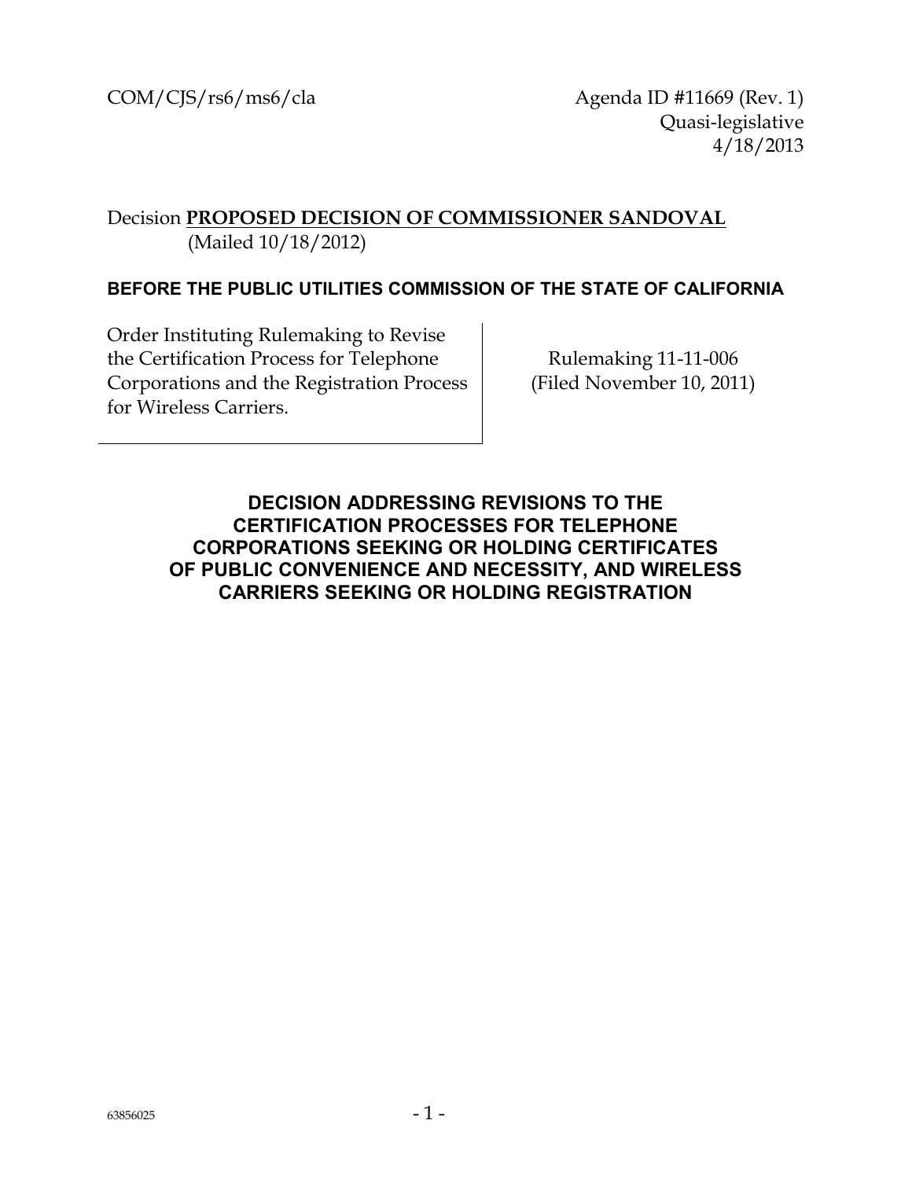COM/CJS/rs6/ms6/cla

Agenda ID #11669 (Rev. 1)
Quasi-legislative
4/18/2013

Decision **PROPOSED DECISION OF COMMISSIONER SANDOVAL**
(Mailed 10/18/2012)

**BEFORE THE PUBLIC UTILITIES COMMISSION OF THE STATE OF CALIFORNIA**

| | |
|---|---|
| Order Instituting Rulemaking to Revise the Certification Process for Telephone Corporations and the Registration Process for Wireless Carriers. | Rulemaking 11-11-006 (Filed November 10, 2011) |

# DECISION ADDRESSING REVISIONS TO THE CERTIFICATION PROCESSES FOR TELEPHONE CORPORATIONS SEEKING OR HOLDING CERTIFICATES OF PUBLIC CONVENIENCE AND NECESSITY, AND WIRELESS CARRIERS SEEKING OR HOLDING REGISTRATION

63856025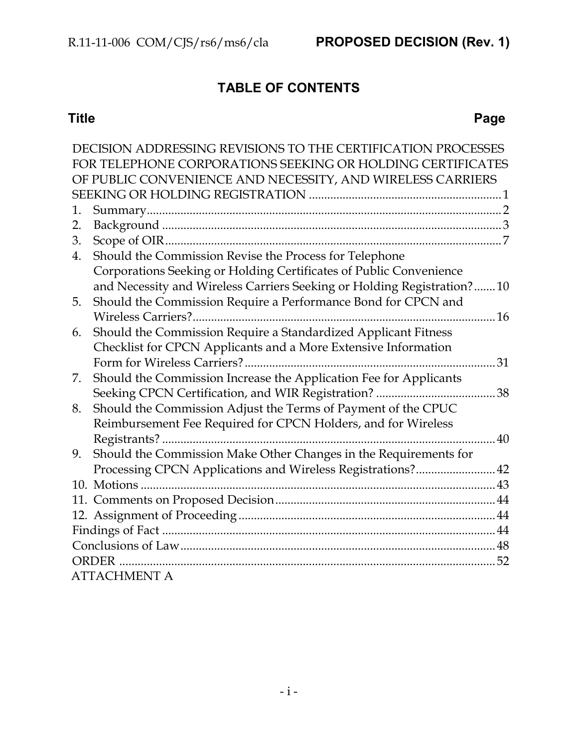# TABLE OF CONTENTS

| Title | Page |
|---|---|
| DECISION ADDRESSING REVISIONS TO THE CERTIFICATION PROCESSES FOR TELEPHONE CORPORATIONS SEEKING OR HOLDING CERTIFICATES OF PUBLIC CONVENIENCE AND NECESSITY, AND WIRELESS CARRIERS SEEKING OR HOLDING REGISTRATION | 1 |
| 1. Summary | 2 |
| 2. Background | 3 |
| 3. Scope of OIR | 7 |
| 4. Should the Commission Revise the Process for Telephone Corporations Seeking or Holding Certificates of Public Convenience and Necessity and Wireless Carriers Seeking or Holding Registration? | 10 |
| 5. Should the Commission Require a Performance Bond for CPCN and Wireless Carriers? | 16 |
| 6. Should the Commission Require a Standardized Applicant Fitness Checklist for CPCN Applicants and a More Extensive Information Form for Wireless Carriers? | 31 |
| 7. Should the Commission Increase the Application Fee for Applicants Seeking CPCN Certification, and WIR Registration? | 38 |
| 8. Should the Commission Adjust the Terms of Payment of the CPUC Reimbursement Fee Required for CPCN Holders, and for Wireless Registrants? | 40 |
| 9. Should the Commission Make Other Changes in the Requirements for Processing CPCN Applications and Wireless Registrations? | 42 |
| 10. Motions | 43 |
| 11. Comments on Proposed Decision | 44 |
| 12. Assignment of Proceeding | 44 |
| Findings of Fact | 44 |
| Conclusions of Law | 48 |
| ORDER | 52 |
| ATTACHMENT A | |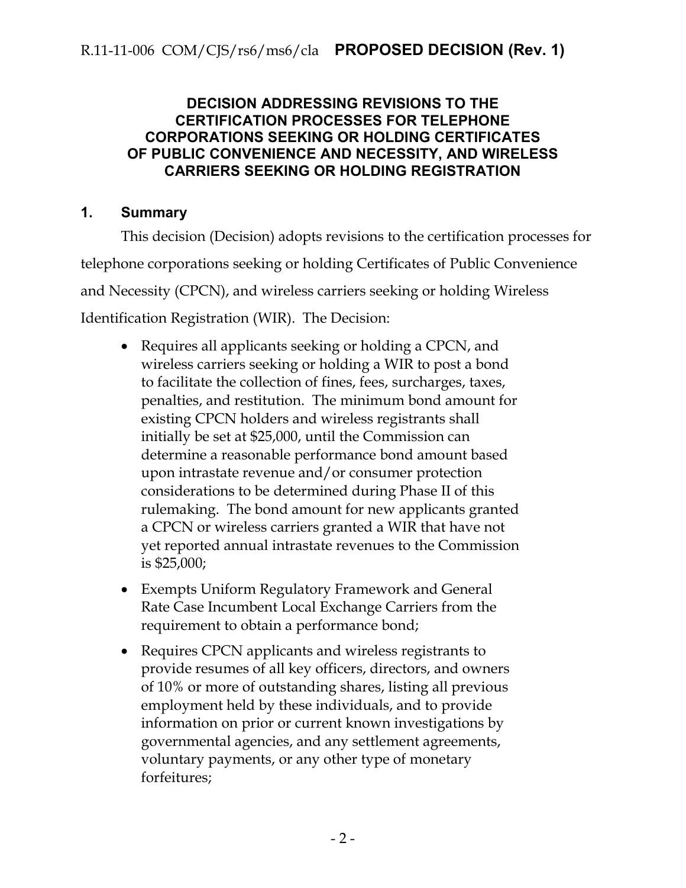**DECISION ADDRESSING REVISIONS TO THE CERTIFICATION PROCESSES FOR TELEPHONE CORPORATIONS SEEKING OR HOLDING CERTIFICATES OF PUBLIC CONVENIENCE AND NECESSITY, AND WIRELESS CARRIERS SEEKING OR HOLDING REGISTRATION**

## 1. Summary

This decision (Decision) adopts revisions to the certification processes for telephone corporations seeking or holding Certificates of Public Convenience and Necessity (CPCN), and wireless carriers seeking or holding Wireless Identification Registration (WIR). The Decision:

- Requires all applicants seeking or holding a CPCN, and wireless carriers seeking or holding a WIR to post a bond to facilitate the collection of fines, fees, surcharges, taxes, penalties, and restitution. The minimum bond amount for existing CPCN holders and wireless registrants shall initially be set at $25,000, until the Commission can determine a reasonable performance bond amount based upon intrastate revenue and/or consumer protection considerations to be determined during Phase II of this rulemaking. The bond amount for new applicants granted a CPCN or wireless carriers granted a WIR that have not yet reported annual intrastate revenues to the Commission is $25,000;
- Exempts Uniform Regulatory Framework and General Rate Case Incumbent Local Exchange Carriers from the requirement to obtain a performance bond;
- Requires CPCN applicants and wireless registrants to provide resumes of all key officers, directors, and owners of 10% or more of outstanding shares, listing all previous employment held by these individuals, and to provide information on prior or current known investigations by governmental agencies, and any settlement agreements, voluntary payments, or any other type of monetary forfeitures;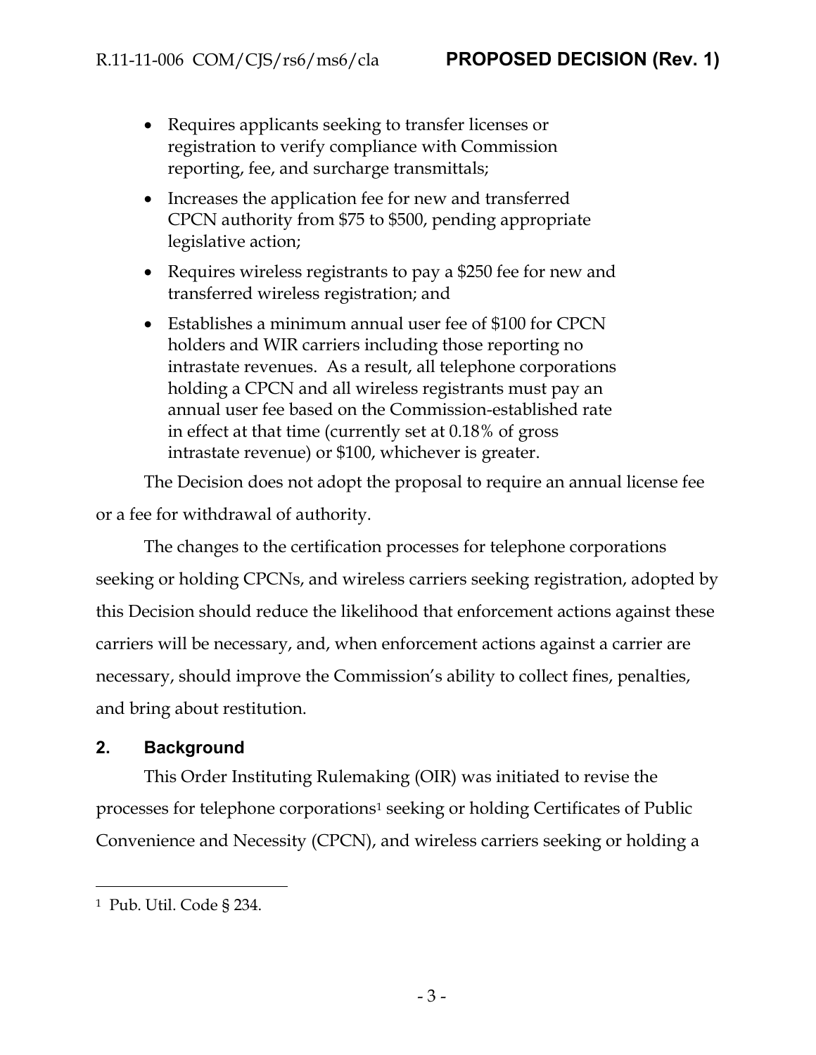- Requires applicants seeking to transfer licenses or registration to verify compliance with Commission reporting, fee, and surcharge transmittals;
- Increases the application fee for new and transferred CPCN authority from $75 to $500, pending appropriate legislative action;
- Requires wireless registrants to pay a $250 fee for new and transferred wireless registration; and
- Establishes a minimum annual user fee of $100 for CPCN holders and WIR carriers including those reporting no intrastate revenues. As a result, all telephone corporations holding a CPCN and all wireless registrants must pay an annual user fee based on the Commission-established rate in effect at that time (currently set at 0.18% of gross intrastate revenue) or $100, whichever is greater.

The Decision does not adopt the proposal to require an annual license fee or a fee for withdrawal of authority.

The changes to the certification processes for telephone corporations seeking or holding CPCNs, and wireless carriers seeking registration, adopted by this Decision should reduce the likelihood that enforcement actions against these carriers will be necessary, and, when enforcement actions against a carrier are necessary, should improve the Commission's ability to collect fines, penalties, and bring about restitution.

## 2. Background

This Order Instituting Rulemaking (OIR) was initiated to revise the processes for telephone corporations[1] seeking or holding Certificates of Public Convenience and Necessity (CPCN), and wireless carriers seeking or holding a

---

[1] Pub. Util. Code § 234.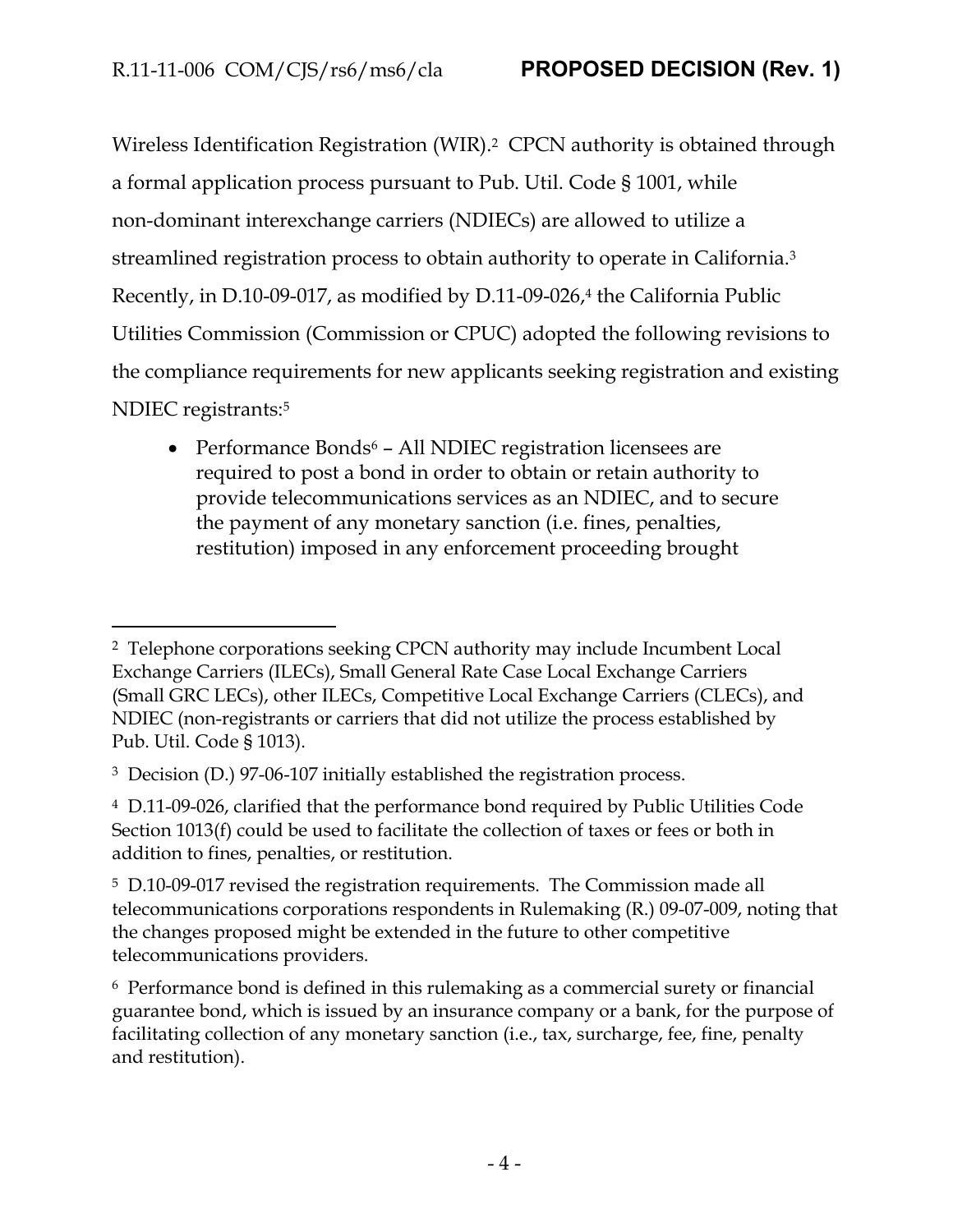Wireless Identification Registration (WIR).[2] CPCN authority is obtained through a formal application process pursuant to Pub. Util. Code § 1001, while non-dominant interexchange carriers (NDIECs) are allowed to utilize a streamlined registration process to obtain authority to operate in California.[3] Recently, in D.10-09-017, as modified by D.11-09-026,[4] the California Public Utilities Commission (Commission or CPUC) adopted the following revisions to the compliance requirements for new applicants seeking registration and existing NDIEC registrants:[5]

- Performance Bonds[6] – All NDIEC registration licensees are required to post a bond in order to obtain or retain authority to provide telecommunications services as an NDIEC, and to secure the payment of any monetary sanction (i.e. fines, penalties, restitution) imposed in any enforcement proceeding brought

---

[2] Telephone corporations seeking CPCN authority may include Incumbent Local Exchange Carriers (ILECs), Small General Rate Case Local Exchange Carriers (Small GRC LECs), other ILECs, Competitive Local Exchange Carriers (CLECs), and NDIEC (non-registrants or carriers that did not utilize the process established by Pub. Util. Code § 1013).

[3] Decision (D.) 97-06-107 initially established the registration process.

[4] D.11-09-026, clarified that the performance bond required by Public Utilities Code Section 1013(f) could be used to facilitate the collection of taxes or fees or both in addition to fines, penalties, or restitution.

[5] D.10-09-017 revised the registration requirements. The Commission made all telecommunications corporations respondents in Rulemaking (R.) 09-07-009, noting that the changes proposed might be extended in the future to other competitive telecommunications providers.

[6] Performance bond is defined in this rulemaking as a commercial surety or financial guarantee bond, which is issued by an insurance company or a bank, for the purpose of facilitating collection of any monetary sanction (i.e., tax, surcharge, fee, fine, penalty and restitution).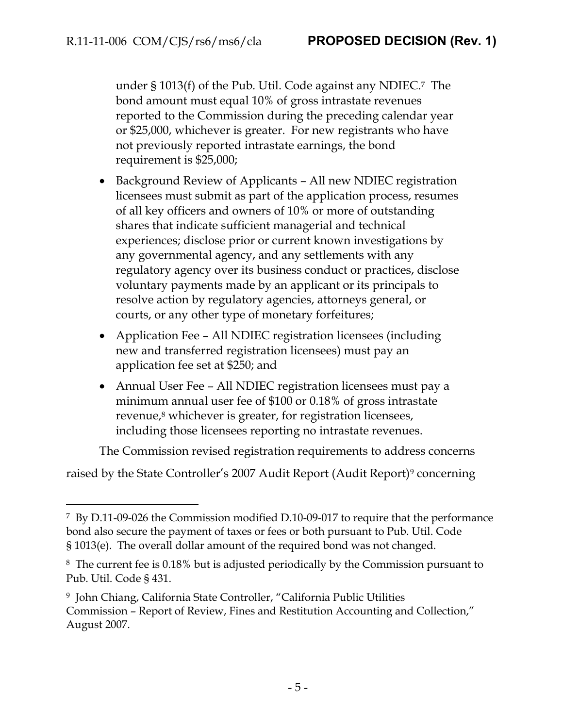under § 1013(f) of the Pub. Util. Code against any NDIEC.[7] The bond amount must equal 10% of gross intrastate revenues reported to the Commission during the preceding calendar year or $25,000, whichever is greater. For new registrants who have not previously reported intrastate earnings, the bond requirement is $25,000;

- Background Review of Applicants – All new NDIEC registration licensees must submit as part of the application process, resumes of all key officers and owners of 10% or more of outstanding shares that indicate sufficient managerial and technical experiences; disclose prior or current known investigations by any governmental agency, and any settlements with any regulatory agency over its business conduct or practices, disclose voluntary payments made by an applicant or its principals to resolve action by regulatory agencies, attorneys general, or courts, or any other type of monetary forfeitures;
- Application Fee – All NDIEC registration licensees (including new and transferred registration licensees) must pay an application fee set at $250; and
- Annual User Fee – All NDIEC registration licensees must pay a minimum annual user fee of $100 or 0.18% of gross intrastate revenue,[8] whichever is greater, for registration licensees, including those licensees reporting no intrastate revenues.

The Commission revised registration requirements to address concerns raised by the State Controller's 2007 Audit Report (Audit Report)[9] concerning

---

[7] By D.11-09-026 the Commission modified D.10-09-017 to require that the performance bond also secure the payment of taxes or fees or both pursuant to Pub. Util. Code § 1013(e). The overall dollar amount of the required bond was not changed.

[8] The current fee is 0.18% but is adjusted periodically by the Commission pursuant to Pub. Util. Code § 431.

[9] John Chiang, California State Controller, "California Public Utilities Commission – Report of Review, Fines and Restitution Accounting and Collection," August 2007.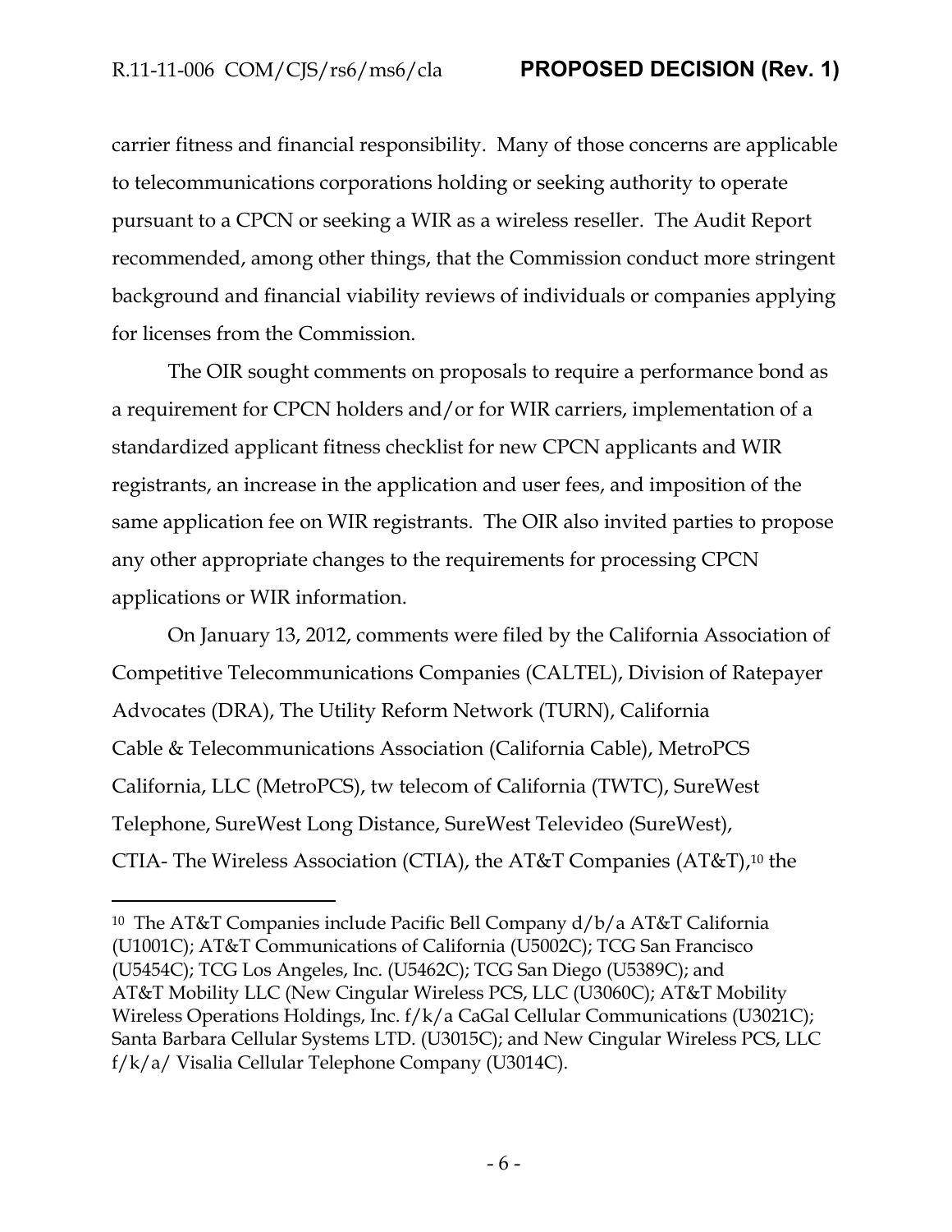carrier fitness and financial responsibility. Many of those concerns are applicable to telecommunications corporations holding or seeking authority to operate pursuant to a CPCN or seeking a WIR as a wireless reseller. The Audit Report recommended, among other things, that the Commission conduct more stringent background and financial viability reviews of individuals or companies applying for licenses from the Commission.

The OIR sought comments on proposals to require a performance bond as a requirement for CPCN holders and/or for WIR carriers, implementation of a standardized applicant fitness checklist for new CPCN applicants and WIR registrants, an increase in the application and user fees, and imposition of the same application fee on WIR registrants. The OIR also invited parties to propose any other appropriate changes to the requirements for processing CPCN applications or WIR information.

On January 13, 2012, comments were filed by the California Association of Competitive Telecommunications Companies (CALTEL), Division of Ratepayer Advocates (DRA), The Utility Reform Network (TURN), California Cable & Telecommunications Association (California Cable), MetroPCS California, LLC (MetroPCS), tw telecom of California (TWTC), SureWest Telephone, SureWest Long Distance, SureWest Televideo (SureWest), CTIA- The Wireless Association (CTIA), the AT&T Companies (AT&T),[10] the

---

[10] The AT&T Companies include Pacific Bell Company d/b/a AT&T California (U1001C); AT&T Communications of California (U5002C); TCG San Francisco (U5454C); TCG Los Angeles, Inc. (U5462C); TCG San Diego (U5389C); and AT&T Mobility LLC (New Cingular Wireless PCS, LLC (U3060C); AT&T Mobility Wireless Operations Holdings, Inc. f/k/a CaGal Cellular Communications (U3021C); Santa Barbara Cellular Systems LTD. (U3015C); and New Cingular Wireless PCS, LLC f/k/a/ Visalia Cellular Telephone Company (U3014C).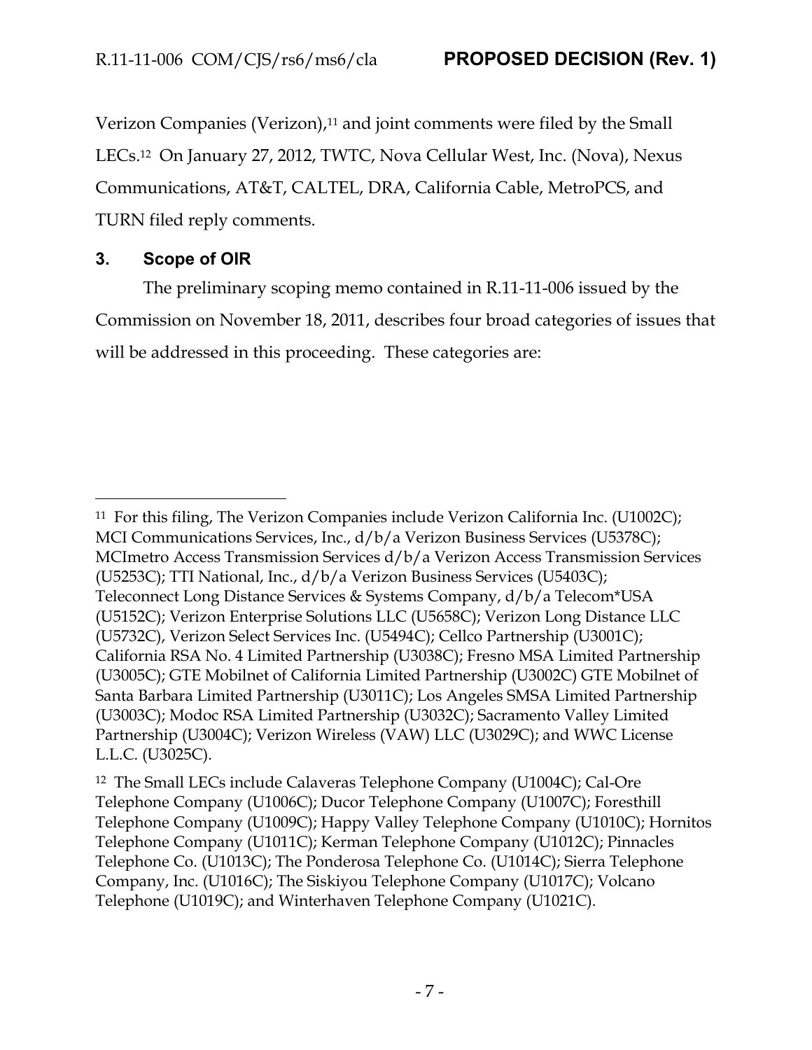Verizon Companies (Verizon),[11] and joint comments were filed by the Small LECs.[12] On January 27, 2012, TWTC, Nova Cellular West, Inc. (Nova), Nexus Communications, AT&T, CALTEL, DRA, California Cable, MetroPCS, and TURN filed reply comments.

### 3. Scope of OIR

The preliminary scoping memo contained in R.11-11-006 issued by the Commission on November 18, 2011, describes four broad categories of issues that will be addressed in this proceeding. These categories are:

---

[11] For this filing, The Verizon Companies include Verizon California Inc. (U1002C); MCI Communications Services, Inc., d/b/a Verizon Business Services (U5378C); MCImetro Access Transmission Services d/b/a Verizon Access Transmission Services (U5253C); TTI National, Inc., d/b/a Verizon Business Services (U5403C); Teleconnect Long Distance Services & Systems Company, d/b/a Telecom*USA (U5152C); Verizon Enterprise Solutions LLC (U5658C); Verizon Long Distance LLC (U5732C), Verizon Select Services Inc. (U5494C); Cellco Partnership (U3001C); California RSA No. 4 Limited Partnership (U3038C); Fresno MSA Limited Partnership (U3005C); GTE Mobilnet of California Limited Partnership (U3002C) GTE Mobilnet of Santa Barbara Limited Partnership (U3011C); Los Angeles SMSA Limited Partnership (U3003C); Modoc RSA Limited Partnership (U3032C); Sacramento Valley Limited Partnership (U3004C); Verizon Wireless (VAW) LLC (U3029C); and WWC License L.L.C. (U3025C).

[12] The Small LECs include Calaveras Telephone Company (U1004C); Cal-Ore Telephone Company (U1006C); Ducor Telephone Company (U1007C); Foresthill Telephone Company (U1009C); Happy Valley Telephone Company (U1010C); Hornitos Telephone Company (U1011C); Kerman Telephone Company (U1012C); Pinnacles Telephone Co. (U1013C); The Ponderosa Telephone Co. (U1014C); Sierra Telephone Company, Inc. (U1016C); The Siskiyou Telephone Company (U1017C); Volcano Telephone (U1019C); and Winterhaven Telephone Company (U1021C).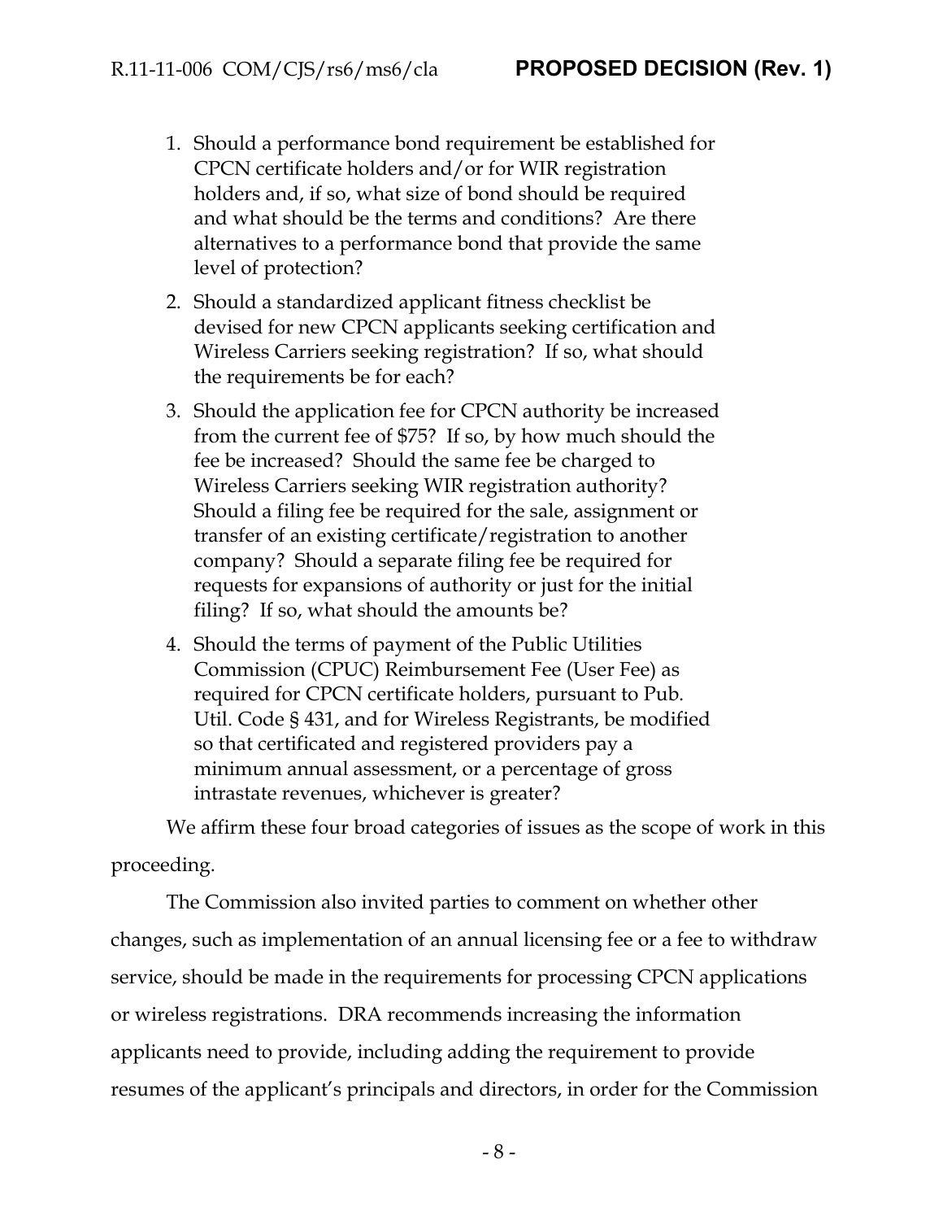1. Should a performance bond requirement be established for CPCN certificate holders and/or for WIR registration holders and, if so, what size of bond should be required and what should be the terms and conditions? Are there alternatives to a performance bond that provide the same level of protection?
2. Should a standardized applicant fitness checklist be devised for new CPCN applicants seeking certification and Wireless Carriers seeking registration? If so, what should the requirements be for each?
3. Should the application fee for CPCN authority be increased from the current fee of $75? If so, by how much should the fee be increased? Should the same fee be charged to Wireless Carriers seeking WIR registration authority? Should a filing fee be required for the sale, assignment or transfer of an existing certificate/registration to another company? Should a separate filing fee be required for requests for expansions of authority or just for the initial filing? If so, what should the amounts be?
4. Should the terms of payment of the Public Utilities Commission (CPUC) Reimbursement Fee (User Fee) as required for CPCN certificate holders, pursuant to Pub. Util. Code § 431, and for Wireless Registrants, be modified so that certificated and registered providers pay a minimum annual assessment, or a percentage of gross intrastate revenues, whichever is greater?

We affirm these four broad categories of issues as the scope of work in this proceeding.

The Commission also invited parties to comment on whether other changes, such as implementation of an annual licensing fee or a fee to withdraw service, should be made in the requirements for processing CPCN applications or wireless registrations. DRA recommends increasing the information applicants need to provide, including adding the requirement to provide resumes of the applicant's principals and directors, in order for the Commission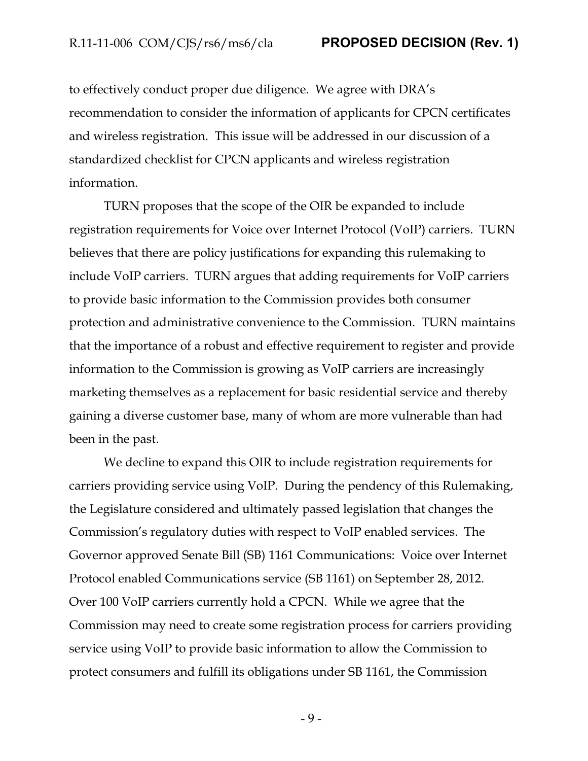to effectively conduct proper due diligence. We agree with DRA's recommendation to consider the information of applicants for CPCN certificates and wireless registration. This issue will be addressed in our discussion of a standardized checklist for CPCN applicants and wireless registration information.

TURN proposes that the scope of the OIR be expanded to include registration requirements for Voice over Internet Protocol (VoIP) carriers. TURN believes that there are policy justifications for expanding this rulemaking to include VoIP carriers. TURN argues that adding requirements for VoIP carriers to provide basic information to the Commission provides both consumer protection and administrative convenience to the Commission. TURN maintains that the importance of a robust and effective requirement to register and provide information to the Commission is growing as VoIP carriers are increasingly marketing themselves as a replacement for basic residential service and thereby gaining a diverse customer base, many of whom are more vulnerable than had been in the past.

We decline to expand this OIR to include registration requirements for carriers providing service using VoIP. During the pendency of this Rulemaking, the Legislature considered and ultimately passed legislation that changes the Commission's regulatory duties with respect to VoIP enabled services. The Governor approved Senate Bill (SB) 1161 Communications: Voice over Internet Protocol enabled Communications service (SB 1161) on September 28, 2012. Over 100 VoIP carriers currently hold a CPCN. While we agree that the Commission may need to create some registration process for carriers providing service using VoIP to provide basic information to allow the Commission to protect consumers and fulfill its obligations under SB 1161, the Commission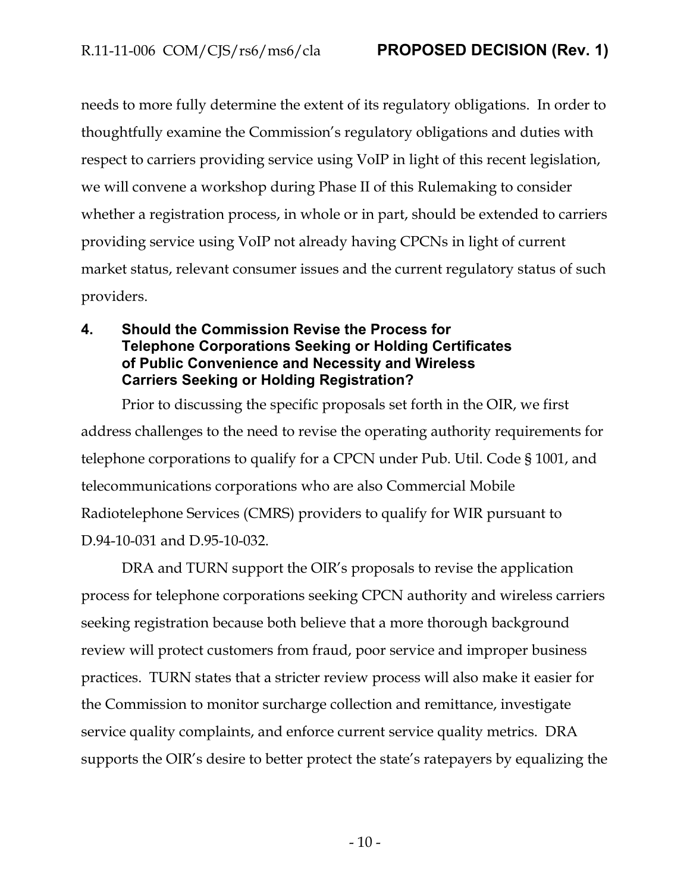needs to more fully determine the extent of its regulatory obligations. In order to thoughtfully examine the Commission's regulatory obligations and duties with respect to carriers providing service using VoIP in light of this recent legislation, we will convene a workshop during Phase II of this Rulemaking to consider whether a registration process, in whole or in part, should be extended to carriers providing service using VoIP not already having CPCNs in light of current market status, relevant consumer issues and the current regulatory status of such providers.

## 4. Should the Commission Revise the Process for Telephone Corporations Seeking or Holding Certificates of Public Convenience and Necessity and Wireless Carriers Seeking or Holding Registration?

Prior to discussing the specific proposals set forth in the OIR, we first address challenges to the need to revise the operating authority requirements for telephone corporations to qualify for a CPCN under Pub. Util. Code § 1001, and telecommunications corporations who are also Commercial Mobile Radiotelephone Services (CMRS) providers to qualify for WIR pursuant to D.94-10-031 and D.95-10-032.

DRA and TURN support the OIR's proposals to revise the application process for telephone corporations seeking CPCN authority and wireless carriers seeking registration because both believe that a more thorough background review will protect customers from fraud, poor service and improper business practices. TURN states that a stricter review process will also make it easier for the Commission to monitor surcharge collection and remittance, investigate service quality complaints, and enforce current service quality metrics. DRA supports the OIR's desire to better protect the state's ratepayers by equalizing the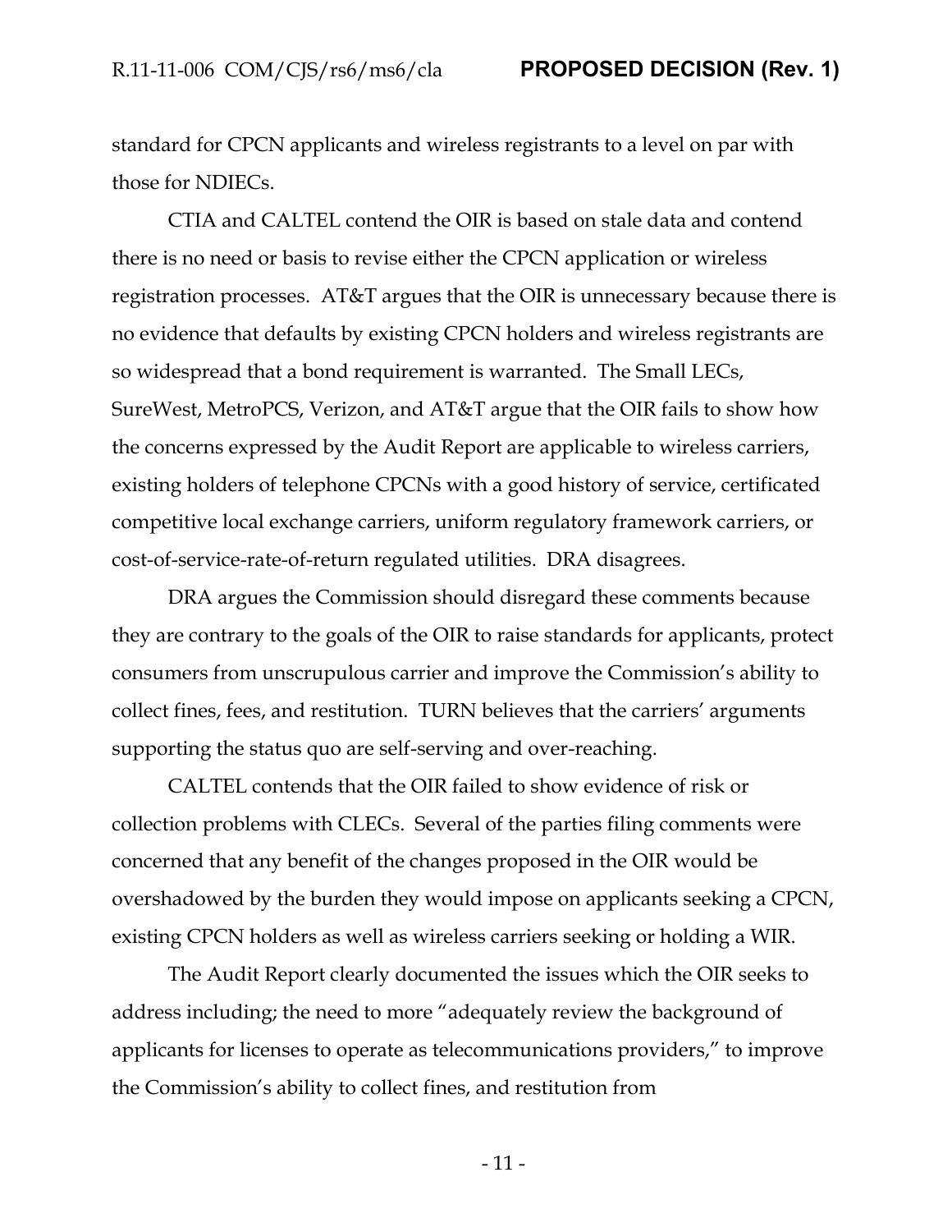standard for CPCN applicants and wireless registrants to a level on par with those for NDIECs.

CTIA and CALTEL contend the OIR is based on stale data and contend there is no need or basis to revise either the CPCN application or wireless registration processes. AT&T argues that the OIR is unnecessary because there is no evidence that defaults by existing CPCN holders and wireless registrants are so widespread that a bond requirement is warranted. The Small LECs, SureWest, MetroPCS, Verizon, and AT&T argue that the OIR fails to show how the concerns expressed by the Audit Report are applicable to wireless carriers, existing holders of telephone CPCNs with a good history of service, certificated competitive local exchange carriers, uniform regulatory framework carriers, or cost-of-service-rate-of-return regulated utilities. DRA disagrees.

DRA argues the Commission should disregard these comments because they are contrary to the goals of the OIR to raise standards for applicants, protect consumers from unscrupulous carrier and improve the Commission's ability to collect fines, fees, and restitution. TURN believes that the carriers' arguments supporting the status quo are self-serving and over-reaching.

CALTEL contends that the OIR failed to show evidence of risk or collection problems with CLECs. Several of the parties filing comments were concerned that any benefit of the changes proposed in the OIR would be overshadowed by the burden they would impose on applicants seeking a CPCN, existing CPCN holders as well as wireless carriers seeking or holding a WIR.

The Audit Report clearly documented the issues which the OIR seeks to address including; the need to more "adequately review the background of applicants for licenses to operate as telecommunications providers," to improve the Commission's ability to collect fines, and restitution from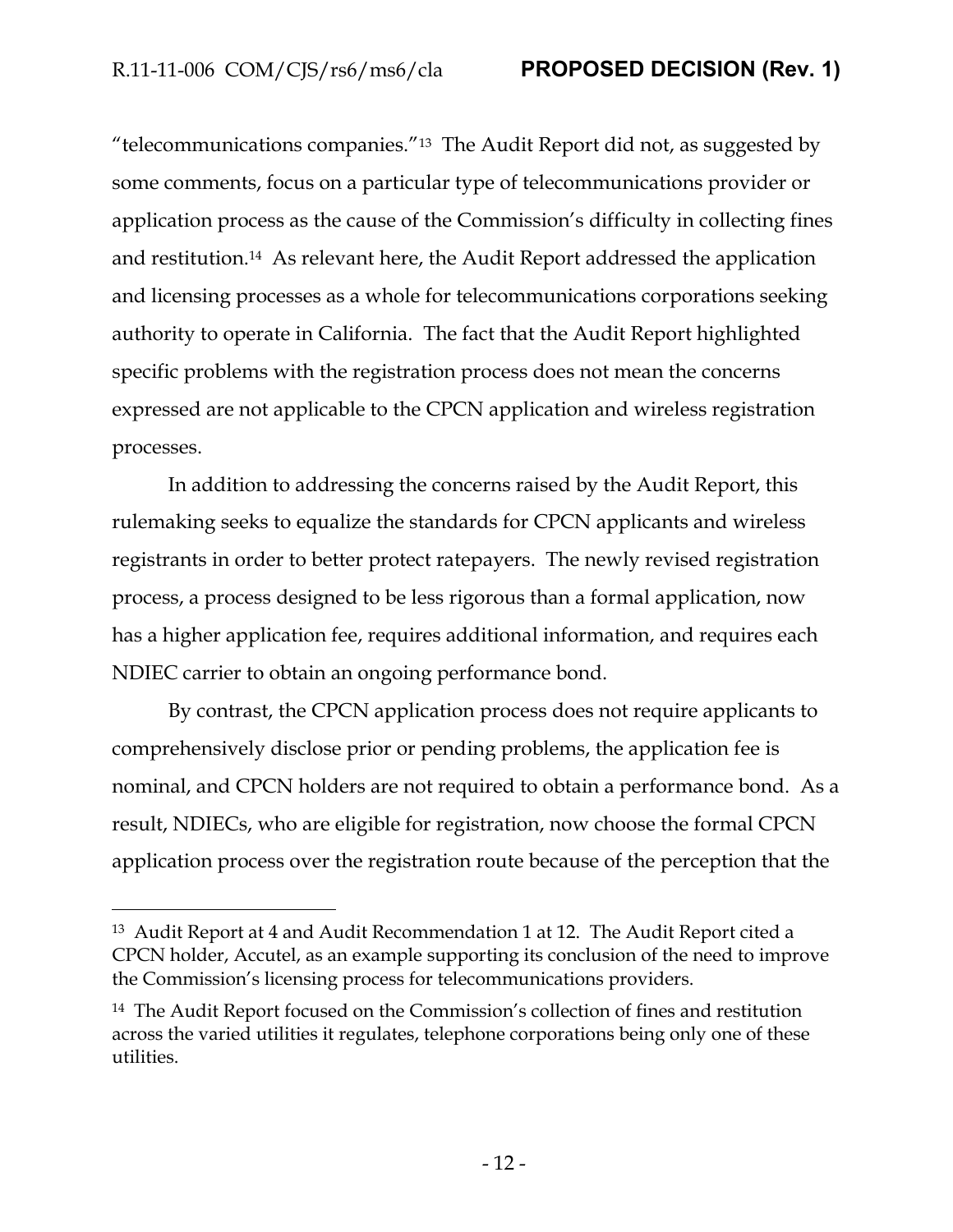"telecommunications companies."[13] The Audit Report did not, as suggested by some comments, focus on a particular type of telecommunications provider or application process as the cause of the Commission's difficulty in collecting fines and restitution.[14] As relevant here, the Audit Report addressed the application and licensing processes as a whole for telecommunications corporations seeking authority to operate in California. The fact that the Audit Report highlighted specific problems with the registration process does not mean the concerns expressed are not applicable to the CPCN application and wireless registration processes.

In addition to addressing the concerns raised by the Audit Report, this rulemaking seeks to equalize the standards for CPCN applicants and wireless registrants in order to better protect ratepayers. The newly revised registration process, a process designed to be less rigorous than a formal application, now has a higher application fee, requires additional information, and requires each NDIEC carrier to obtain an ongoing performance bond.

By contrast, the CPCN application process does not require applicants to comprehensively disclose prior or pending problems, the application fee is nominal, and CPCN holders are not required to obtain a performance bond. As a result, NDIECs, who are eligible for registration, now choose the formal CPCN application process over the registration route because of the perception that the

---

[13] Audit Report at 4 and Audit Recommendation 1 at 12. The Audit Report cited a CPCN holder, Accutel, as an example supporting its conclusion of the need to improve the Commission's licensing process for telecommunications providers.

[14] The Audit Report focused on the Commission's collection of fines and restitution across the varied utilities it regulates, telephone corporations being only one of these utilities.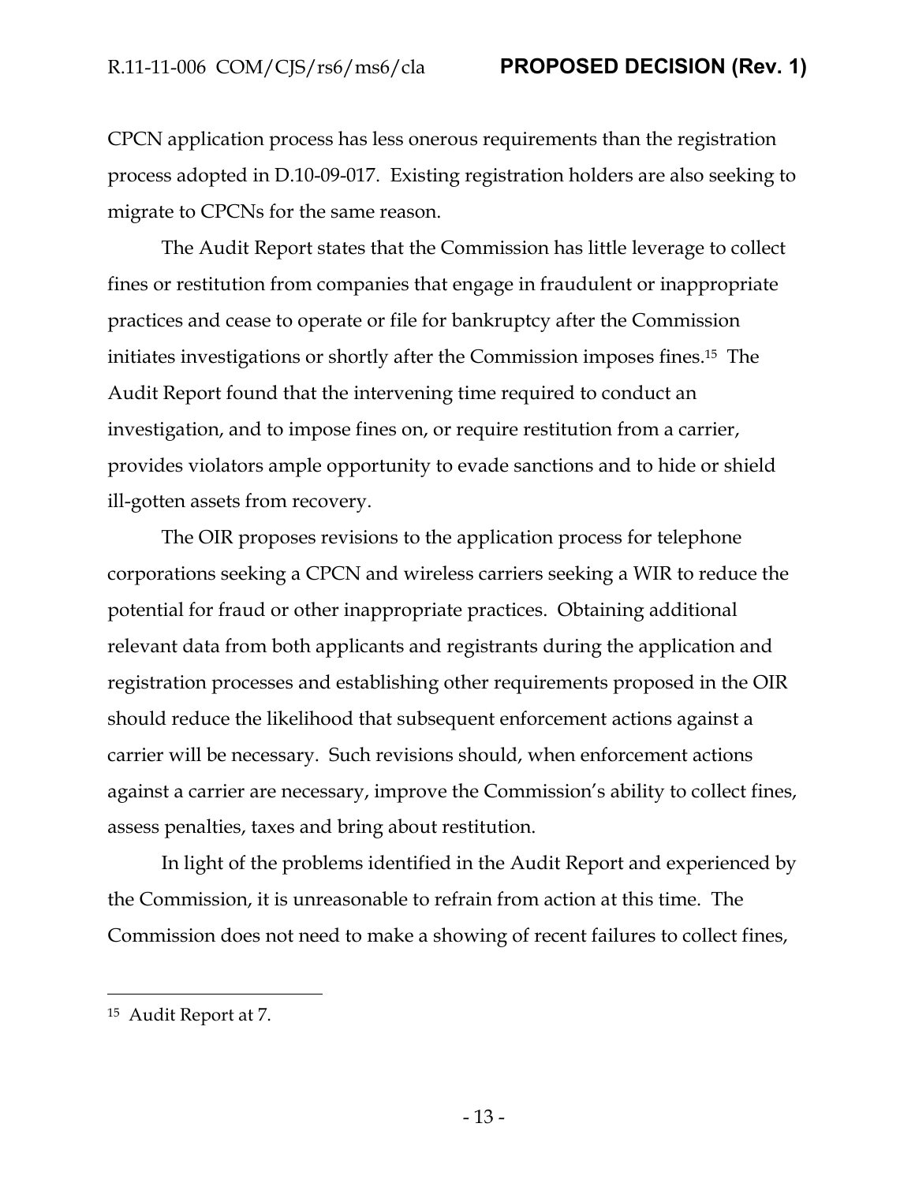CPCN application process has less onerous requirements than the registration process adopted in D.10-09-017. Existing registration holders are also seeking to migrate to CPCNs for the same reason.

The Audit Report states that the Commission has little leverage to collect fines or restitution from companies that engage in fraudulent or inappropriate practices and cease to operate or file for bankruptcy after the Commission initiates investigations or shortly after the Commission imposes fines.[15] The Audit Report found that the intervening time required to conduct an investigation, and to impose fines on, or require restitution from a carrier, provides violators ample opportunity to evade sanctions and to hide or shield ill-gotten assets from recovery.

The OIR proposes revisions to the application process for telephone corporations seeking a CPCN and wireless carriers seeking a WIR to reduce the potential for fraud or other inappropriate practices. Obtaining additional relevant data from both applicants and registrants during the application and registration processes and establishing other requirements proposed in the OIR should reduce the likelihood that subsequent enforcement actions against a carrier will be necessary. Such revisions should, when enforcement actions against a carrier are necessary, improve the Commission's ability to collect fines, assess penalties, taxes and bring about restitution.

In light of the problems identified in the Audit Report and experienced by the Commission, it is unreasonable to refrain from action at this time. The Commission does not need to make a showing of recent failures to collect fines,

---

[15] Audit Report at 7.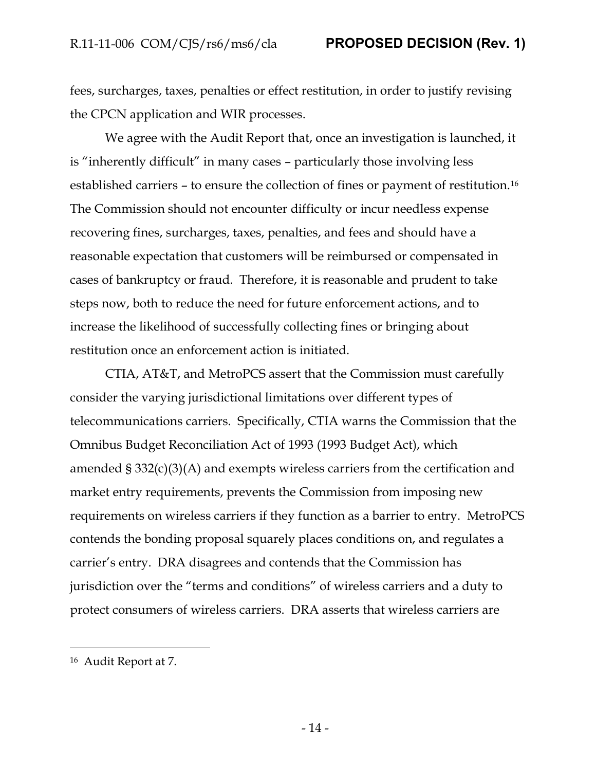fees, surcharges, taxes, penalties or effect restitution, in order to justify revising the CPCN application and WIR processes.

We agree with the Audit Report that, once an investigation is launched, it is "inherently difficult" in many cases – particularly those involving less established carriers – to ensure the collection of fines or payment of restitution.[16] The Commission should not encounter difficulty or incur needless expense recovering fines, surcharges, taxes, penalties, and fees and should have a reasonable expectation that customers will be reimbursed or compensated in cases of bankruptcy or fraud. Therefore, it is reasonable and prudent to take steps now, both to reduce the need for future enforcement actions, and to increase the likelihood of successfully collecting fines or bringing about restitution once an enforcement action is initiated.

CTIA, AT&T, and MetroPCS assert that the Commission must carefully consider the varying jurisdictional limitations over different types of telecommunications carriers. Specifically, CTIA warns the Commission that the Omnibus Budget Reconciliation Act of 1993 (1993 Budget Act), which amended § 332(c)(3)(A) and exempts wireless carriers from the certification and market entry requirements, prevents the Commission from imposing new requirements on wireless carriers if they function as a barrier to entry. MetroPCS contends the bonding proposal squarely places conditions on, and regulates a carrier's entry. DRA disagrees and contends that the Commission has jurisdiction over the "terms and conditions" of wireless carriers and a duty to protect consumers of wireless carriers. DRA asserts that wireless carriers are

---

[16] Audit Report at 7.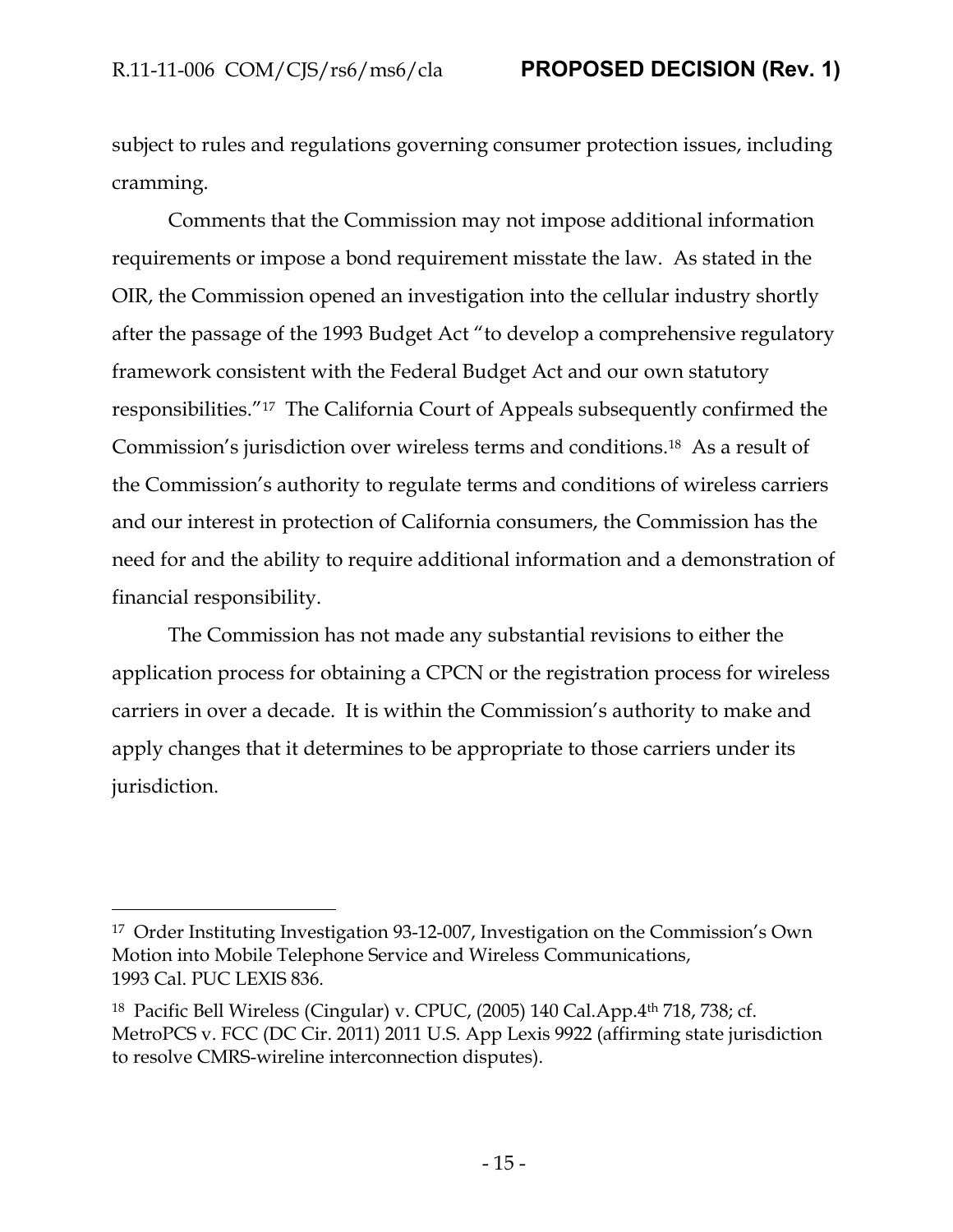subject to rules and regulations governing consumer protection issues, including cramming.

Comments that the Commission may not impose additional information requirements or impose a bond requirement misstate the law. As stated in the OIR, the Commission opened an investigation into the cellular industry shortly after the passage of the 1993 Budget Act "to develop a comprehensive regulatory framework consistent with the Federal Budget Act and our own statutory responsibilities."[17] The California Court of Appeals subsequently confirmed the Commission's jurisdiction over wireless terms and conditions.[18] As a result of the Commission's authority to regulate terms and conditions of wireless carriers and our interest in protection of California consumers, the Commission has the need for and the ability to require additional information and a demonstration of financial responsibility.

The Commission has not made any substantial revisions to either the application process for obtaining a CPCN or the registration process for wireless carriers in over a decade. It is within the Commission's authority to make and apply changes that it determines to be appropriate to those carriers under its jurisdiction.

---

[17] Order Instituting Investigation 93-12-007, Investigation on the Commission's Own Motion into Mobile Telephone Service and Wireless Communications, 1993 Cal. PUC LEXIS 836.

[18] Pacific Bell Wireless (Cingular) v. CPUC, (2005) 140 Cal.App.4th 718, 738; cf. MetroPCS v. FCC (DC Cir. 2011) 2011 U.S. App Lexis 9922 (affirming state jurisdiction to resolve CMRS-wireline interconnection disputes).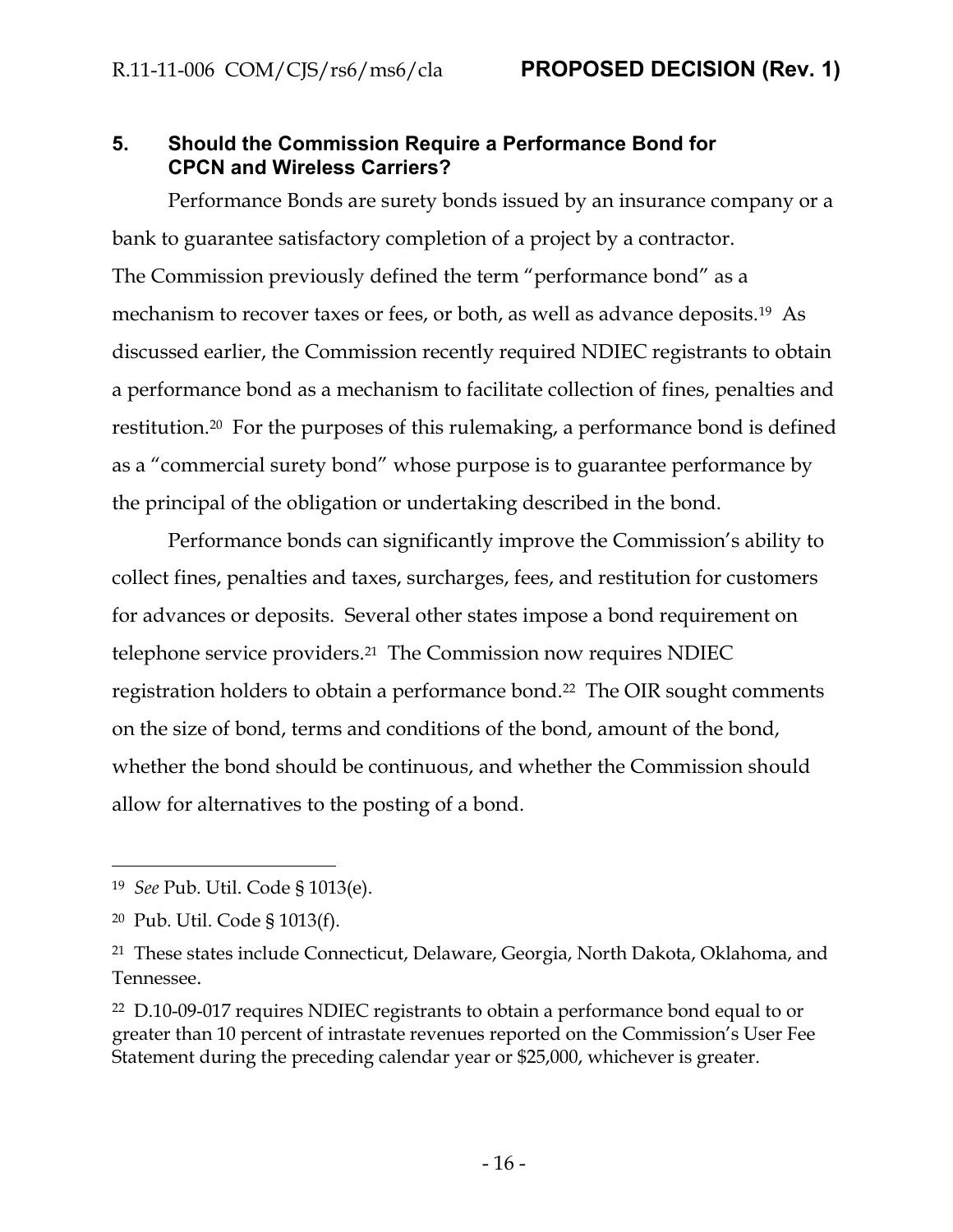## 5. Should the Commission Require a Performance Bond for CPCN and Wireless Carriers?

Performance Bonds are surety bonds issued by an insurance company or a bank to guarantee satisfactory completion of a project by a contractor. The Commission previously defined the term "performance bond" as a mechanism to recover taxes or fees, or both, as well as advance deposits.[19] As discussed earlier, the Commission recently required NDIEC registrants to obtain a performance bond as a mechanism to facilitate collection of fines, penalties and restitution.[20] For the purposes of this rulemaking, a performance bond is defined as a "commercial surety bond" whose purpose is to guarantee performance by the principal of the obligation or undertaking described in the bond.

Performance bonds can significantly improve the Commission's ability to collect fines, penalties and taxes, surcharges, fees, and restitution for customers for advances or deposits. Several other states impose a bond requirement on telephone service providers.[21] The Commission now requires NDIEC registration holders to obtain a performance bond.[22] The OIR sought comments on the size of bond, terms and conditions of the bond, amount of the bond, whether the bond should be continuous, and whether the Commission should allow for alternatives to the posting of a bond.

---

[19] *See* Pub. Util. Code § 1013(e).

[20] Pub. Util. Code § 1013(f).

[21] These states include Connecticut, Delaware, Georgia, North Dakota, Oklahoma, and Tennessee.

[22] D.10-09-017 requires NDIEC registrants to obtain a performance bond equal to or greater than 10 percent of intrastate revenues reported on the Commission's User Fee Statement during the preceding calendar year or $25,000, whichever is greater.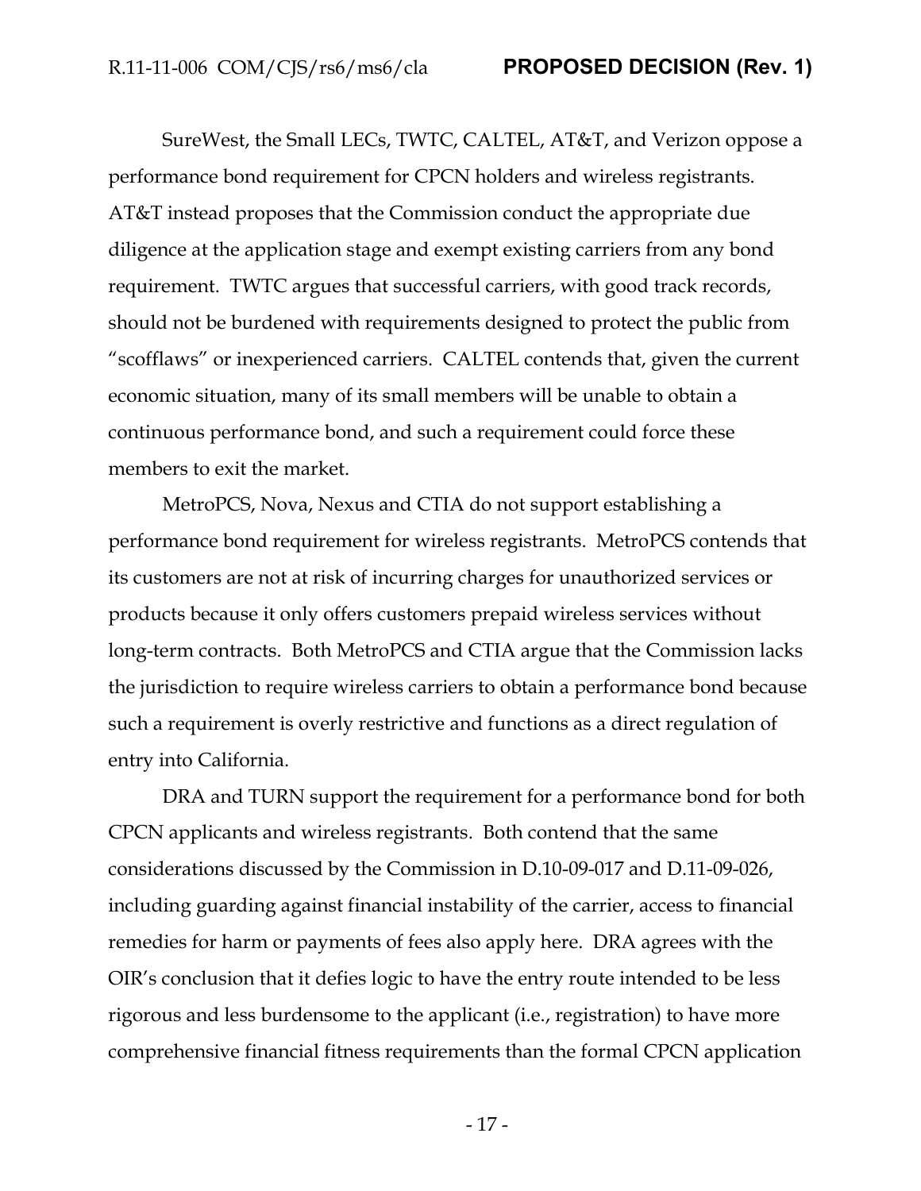SureWest, the Small LECs, TWTC, CALTEL, AT&T, and Verizon oppose a performance bond requirement for CPCN holders and wireless registrants. AT&T instead proposes that the Commission conduct the appropriate due diligence at the application stage and exempt existing carriers from any bond requirement. TWTC argues that successful carriers, with good track records, should not be burdened with requirements designed to protect the public from "scofflaws" or inexperienced carriers. CALTEL contends that, given the current economic situation, many of its small members will be unable to obtain a continuous performance bond, and such a requirement could force these members to exit the market.

MetroPCS, Nova, Nexus and CTIA do not support establishing a performance bond requirement for wireless registrants. MetroPCS contends that its customers are not at risk of incurring charges for unauthorized services or products because it only offers customers prepaid wireless services without long-term contracts. Both MetroPCS and CTIA argue that the Commission lacks the jurisdiction to require wireless carriers to obtain a performance bond because such a requirement is overly restrictive and functions as a direct regulation of entry into California.

DRA and TURN support the requirement for a performance bond for both CPCN applicants and wireless registrants. Both contend that the same considerations discussed by the Commission in D.10-09-017 and D.11-09-026, including guarding against financial instability of the carrier, access to financial remedies for harm or payments of fees also apply here. DRA agrees with the OIR's conclusion that it defies logic to have the entry route intended to be less rigorous and less burdensome to the applicant (i.e., registration) to have more comprehensive financial fitness requirements than the formal CPCN application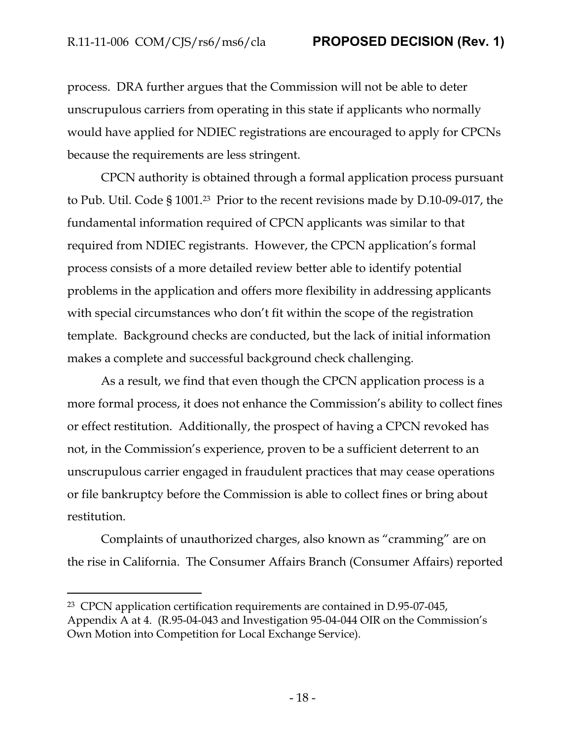process. DRA further argues that the Commission will not be able to deter unscrupulous carriers from operating in this state if applicants who normally would have applied for NDIEC registrations are encouraged to apply for CPCNs because the requirements are less stringent.

CPCN authority is obtained through a formal application process pursuant to Pub. Util. Code § 1001.[23] Prior to the recent revisions made by D.10-09-017, the fundamental information required of CPCN applicants was similar to that required from NDIEC registrants. However, the CPCN application's formal process consists of a more detailed review better able to identify potential problems in the application and offers more flexibility in addressing applicants with special circumstances who don't fit within the scope of the registration template. Background checks are conducted, but the lack of initial information makes a complete and successful background check challenging.

As a result, we find that even though the CPCN application process is a more formal process, it does not enhance the Commission's ability to collect fines or effect restitution. Additionally, the prospect of having a CPCN revoked has not, in the Commission's experience, proven to be a sufficient deterrent to an unscrupulous carrier engaged in fraudulent practices that may cease operations or file bankruptcy before the Commission is able to collect fines or bring about restitution.

Complaints of unauthorized charges, also known as "cramming" are on the rise in California. The Consumer Affairs Branch (Consumer Affairs) reported

---

[23] CPCN application certification requirements are contained in D.95-07-045, Appendix A at 4. (R.95-04-043 and Investigation 95-04-044 OIR on the Commission's Own Motion into Competition for Local Exchange Service).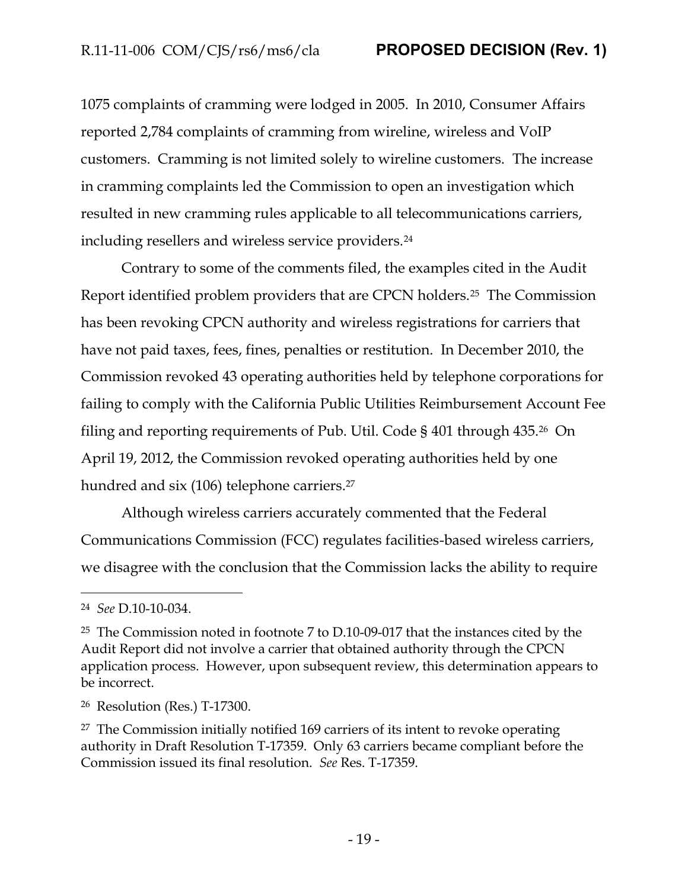1075 complaints of cramming were lodged in 2005. In 2010, Consumer Affairs reported 2,784 complaints of cramming from wireline, wireless and VoIP customers. Cramming is not limited solely to wireline customers. The increase in cramming complaints led the Commission to open an investigation which resulted in new cramming rules applicable to all telecommunications carriers, including resellers and wireless service providers.[24]

Contrary to some of the comments filed, the examples cited in the Audit Report identified problem providers that are CPCN holders.[25] The Commission has been revoking CPCN authority and wireless registrations for carriers that have not paid taxes, fees, fines, penalties or restitution. In December 2010, the Commission revoked 43 operating authorities held by telephone corporations for failing to comply with the California Public Utilities Reimbursement Account Fee filing and reporting requirements of Pub. Util. Code § 401 through 435.[26] On April 19, 2012, the Commission revoked operating authorities held by one hundred and six (106) telephone carriers.[27]

Although wireless carriers accurately commented that the Federal Communications Commission (FCC) regulates facilities-based wireless carriers, we disagree with the conclusion that the Commission lacks the ability to require

---

[24] *See* D.10-10-034.

[25] The Commission noted in footnote 7 to D.10-09-017 that the instances cited by the Audit Report did not involve a carrier that obtained authority through the CPCN application process. However, upon subsequent review, this determination appears to be incorrect.

[26] Resolution (Res.) T-17300.

[27] The Commission initially notified 169 carriers of its intent to revoke operating authority in Draft Resolution T-17359. Only 63 carriers became compliant before the Commission issued its final resolution. *See* Res. T-17359.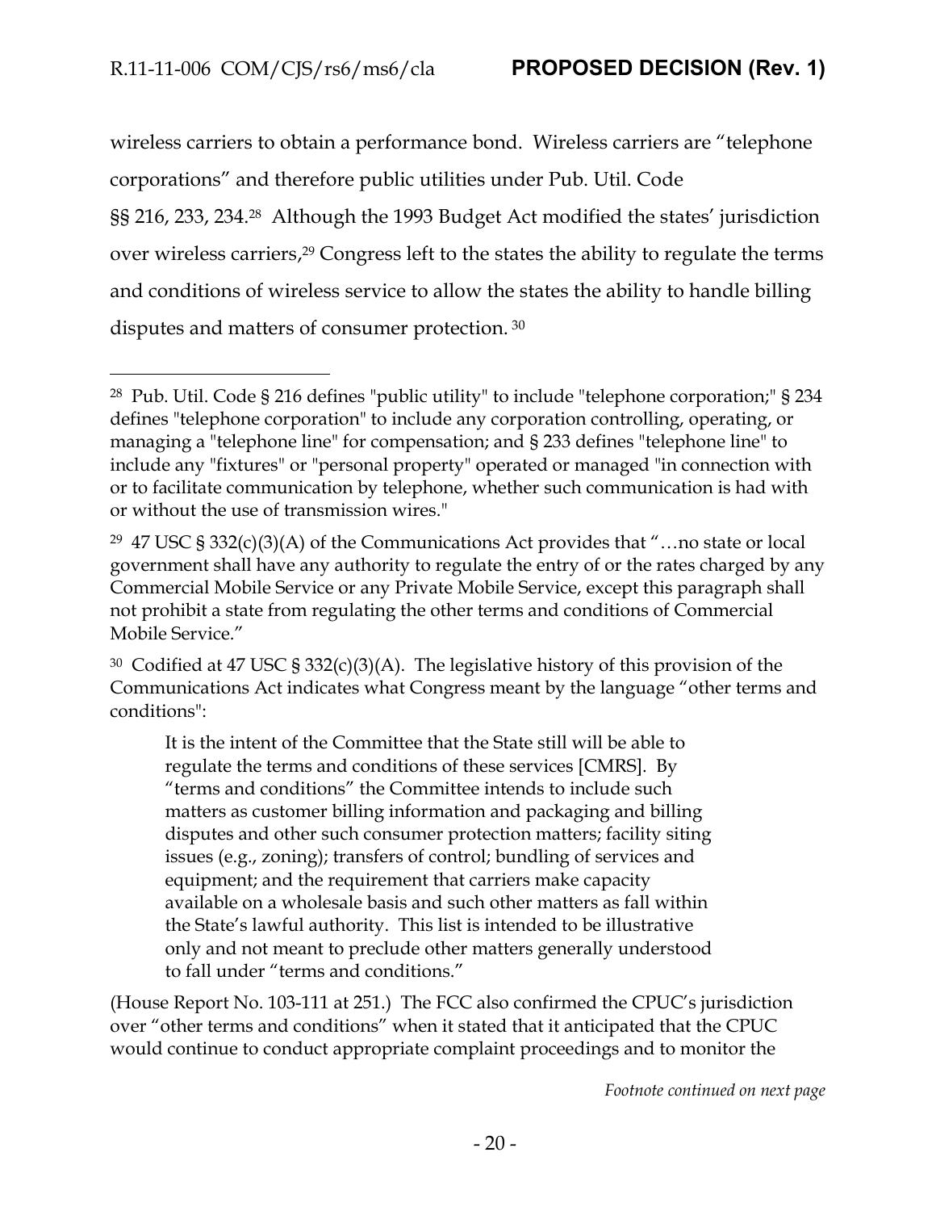wireless carriers to obtain a performance bond. Wireless carriers are "telephone corporations" and therefore public utilities under Pub. Util. Code §§ 216, 233, 234.[28] Although the 1993 Budget Act modified the states' jurisdiction over wireless carriers,[29] Congress left to the states the ability to regulate the terms and conditions of wireless service to allow the states the ability to handle billing disputes and matters of consumer protection. [30]

---

[28] Pub. Util. Code § 216 defines "public utility" to include "telephone corporation;" § 234 defines "telephone corporation" to include any corporation controlling, operating, or managing a "telephone line" for compensation; and § 233 defines "telephone line" to include any "fixtures" or "personal property" operated or managed "in connection with or to facilitate communication by telephone, whether such communication is had with or without the use of transmission wires."

[29] 47 USC § 332(c)(3)(A) of the Communications Act provides that "…no state or local government shall have any authority to regulate the entry of or the rates charged by any Commercial Mobile Service or any Private Mobile Service, except this paragraph shall not prohibit a state from regulating the other terms and conditions of Commercial Mobile Service."

[30] Codified at 47 USC § 332(c)(3)(A). The legislative history of this provision of the Communications Act indicates what Congress meant by the language "other terms and conditions":

> It is the intent of the Committee that the State still will be able to regulate the terms and conditions of these services [CMRS]. By "terms and conditions" the Committee intends to include such matters as customer billing information and packaging and billing disputes and other such consumer protection matters; facility siting issues (e.g., zoning); transfers of control; bundling of services and equipment; and the requirement that carriers make capacity available on a wholesale basis and such other matters as fall within the State's lawful authority. This list is intended to be illustrative only and not meant to preclude other matters generally understood to fall under "terms and conditions."

(House Report No. 103-111 at 251.) The FCC also confirmed the CPUC's jurisdiction over "other terms and conditions" when it stated that it anticipated that the CPUC would continue to conduct appropriate complaint proceedings and to monitor the

*Footnote continued on next page*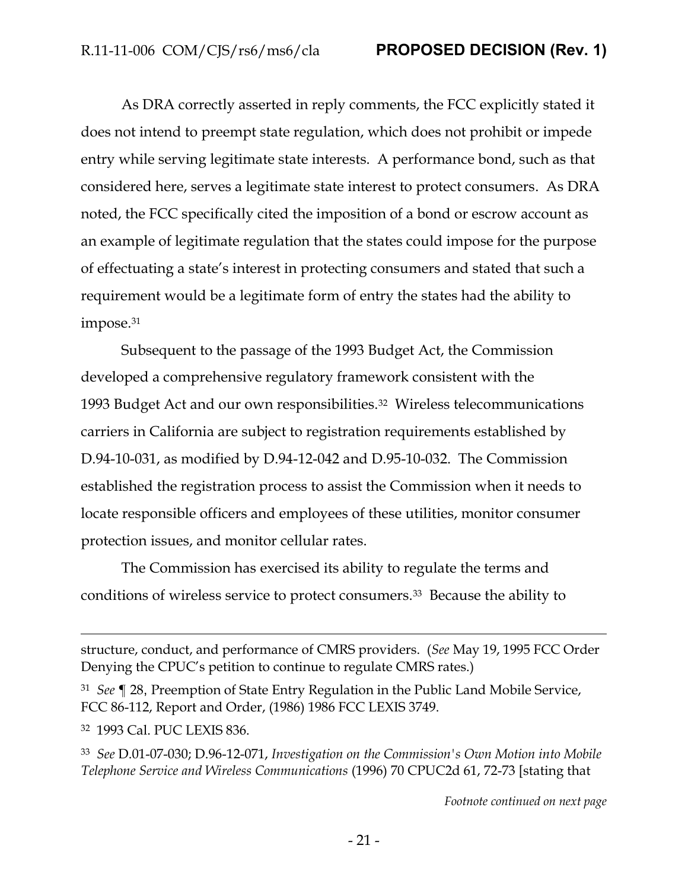As DRA correctly asserted in reply comments, the FCC explicitly stated it does not intend to preempt state regulation, which does not prohibit or impede entry while serving legitimate state interests. A performance bond, such as that considered here, serves a legitimate state interest to protect consumers. As DRA noted, the FCC specifically cited the imposition of a bond or escrow account as an example of legitimate regulation that the states could impose for the purpose of effectuating a state's interest in protecting consumers and stated that such a requirement would be a legitimate form of entry the states had the ability to impose.[31]

Subsequent to the passage of the 1993 Budget Act, the Commission developed a comprehensive regulatory framework consistent with the 1993 Budget Act and our own responsibilities.[32] Wireless telecommunications carriers in California are subject to registration requirements established by D.94-10-031, as modified by D.94-12-042 and D.95-10-032. The Commission established the registration process to assist the Commission when it needs to locate responsible officers and employees of these utilities, monitor consumer protection issues, and monitor cellular rates.

The Commission has exercised its ability to regulate the terms and conditions of wireless service to protect consumers.[33] Because the ability to

---

structure, conduct, and performance of CMRS providers. (*See* May 19, 1995 FCC Order Denying the CPUC's petition to continue to regulate CMRS rates.)

[31] *See* ¶ 28, Preemption of State Entry Regulation in the Public Land Mobile Service, FCC 86-112, Report and Order, (1986) 1986 FCC LEXIS 3749.

[32] 1993 Cal. PUC LEXIS 836.

[33] *See* D.01-07-030; D.96-12-071, *Investigation on the Commission's Own Motion into Mobile Telephone Service and Wireless Communications* (1996) 70 CPUC2d 61, 72-73 [stating that

*Footnote continued on next page*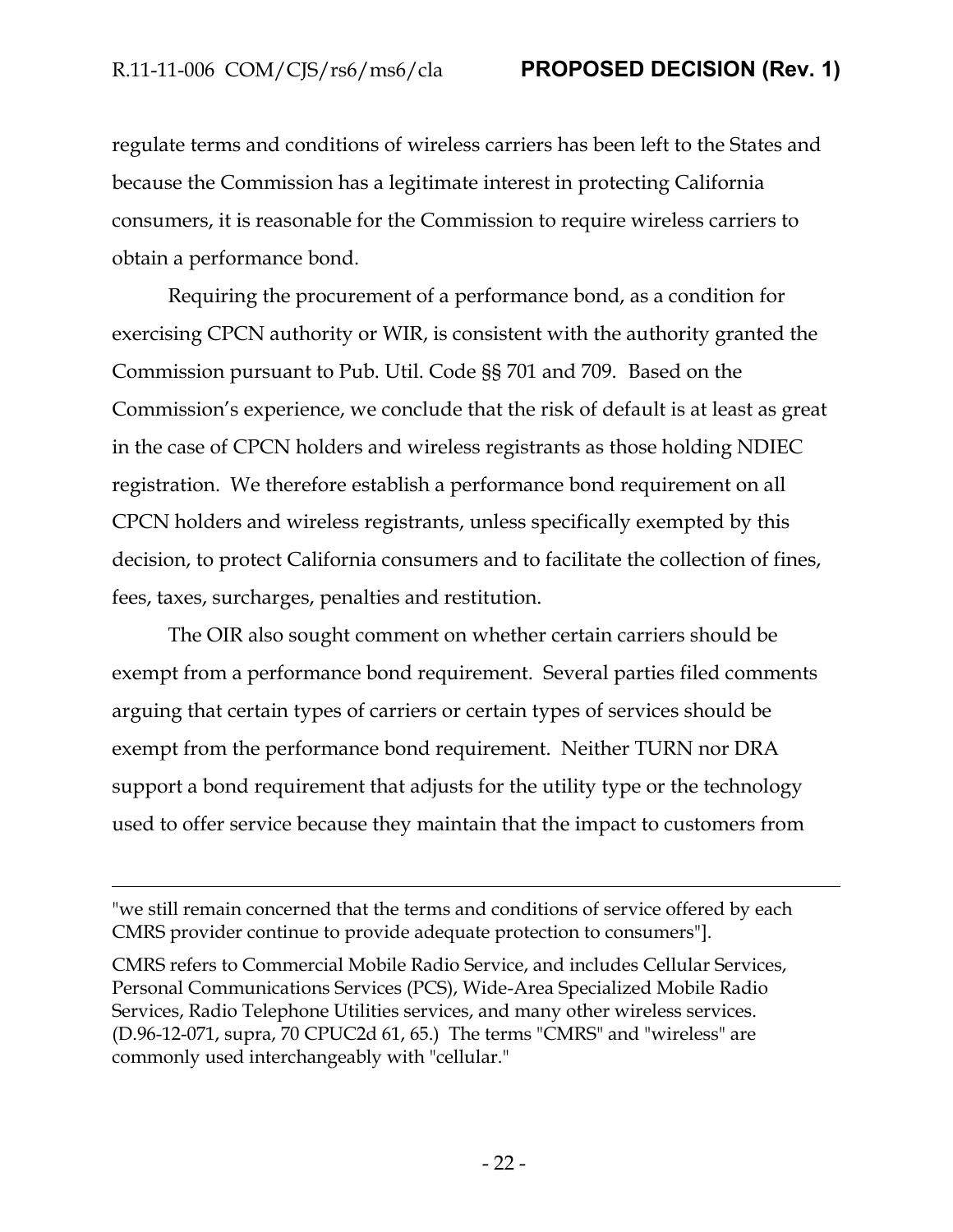regulate terms and conditions of wireless carriers has been left to the States and because the Commission has a legitimate interest in protecting California consumers, it is reasonable for the Commission to require wireless carriers to obtain a performance bond.

Requiring the procurement of a performance bond, as a condition for exercising CPCN authority or WIR, is consistent with the authority granted the Commission pursuant to Pub. Util. Code §§ 701 and 709. Based on the Commission's experience, we conclude that the risk of default is at least as great in the case of CPCN holders and wireless registrants as those holding NDIEC registration. We therefore establish a performance bond requirement on all CPCN holders and wireless registrants, unless specifically exempted by this decision, to protect California consumers and to facilitate the collection of fines, fees, taxes, surcharges, penalties and restitution.

The OIR also sought comment on whether certain carriers should be exempt from a performance bond requirement. Several parties filed comments arguing that certain types of carriers or certain types of services should be exempt from the performance bond requirement. Neither TURN nor DRA support a bond requirement that adjusts for the utility type or the technology used to offer service because they maintain that the impact to customers from

---

"we still remain concerned that the terms and conditions of service offered by each CMRS provider continue to provide adequate protection to consumers"].

CMRS refers to Commercial Mobile Radio Service, and includes Cellular Services, Personal Communications Services (PCS), Wide-Area Specialized Mobile Radio Services, Radio Telephone Utilities services, and many other wireless services. (D.96-12-071, supra, 70 CPUC2d 61, 65.) The terms "CMRS" and "wireless" are commonly used interchangeably with "cellular."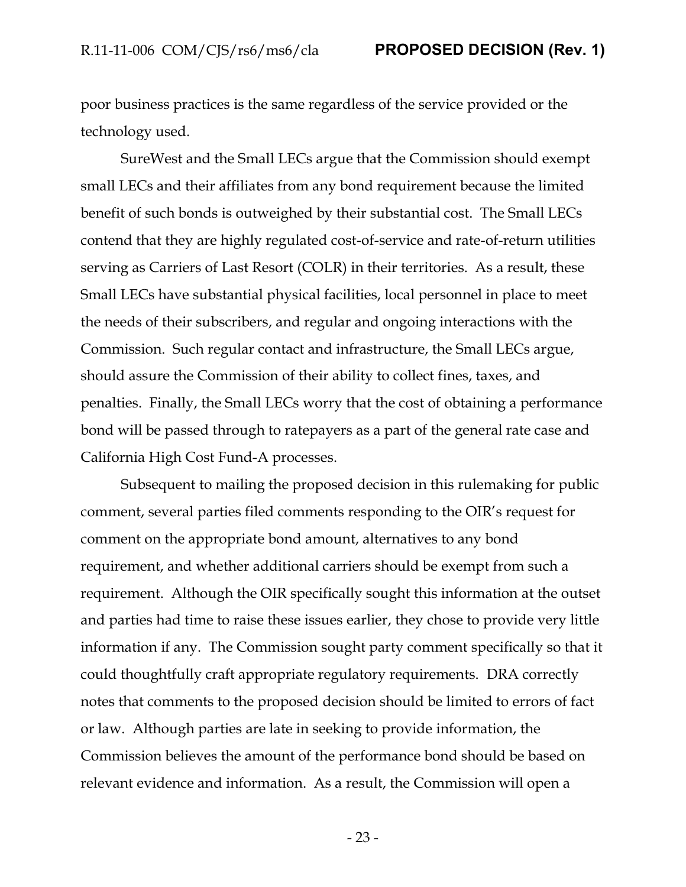poor business practices is the same regardless of the service provided or the technology used.

SureWest and the Small LECs argue that the Commission should exempt small LECs and their affiliates from any bond requirement because the limited benefit of such bonds is outweighed by their substantial cost. The Small LECs contend that they are highly regulated cost-of-service and rate-of-return utilities serving as Carriers of Last Resort (COLR) in their territories. As a result, these Small LECs have substantial physical facilities, local personnel in place to meet the needs of their subscribers, and regular and ongoing interactions with the Commission. Such regular contact and infrastructure, the Small LECs argue, should assure the Commission of their ability to collect fines, taxes, and penalties. Finally, the Small LECs worry that the cost of obtaining a performance bond will be passed through to ratepayers as a part of the general rate case and California High Cost Fund-A processes.

Subsequent to mailing the proposed decision in this rulemaking for public comment, several parties filed comments responding to the OIR's request for comment on the appropriate bond amount, alternatives to any bond requirement, and whether additional carriers should be exempt from such a requirement. Although the OIR specifically sought this information at the outset and parties had time to raise these issues earlier, they chose to provide very little information if any. The Commission sought party comment specifically so that it could thoughtfully craft appropriate regulatory requirements. DRA correctly notes that comments to the proposed decision should be limited to errors of fact or law. Although parties are late in seeking to provide information, the Commission believes the amount of the performance bond should be based on relevant evidence and information. As a result, the Commission will open a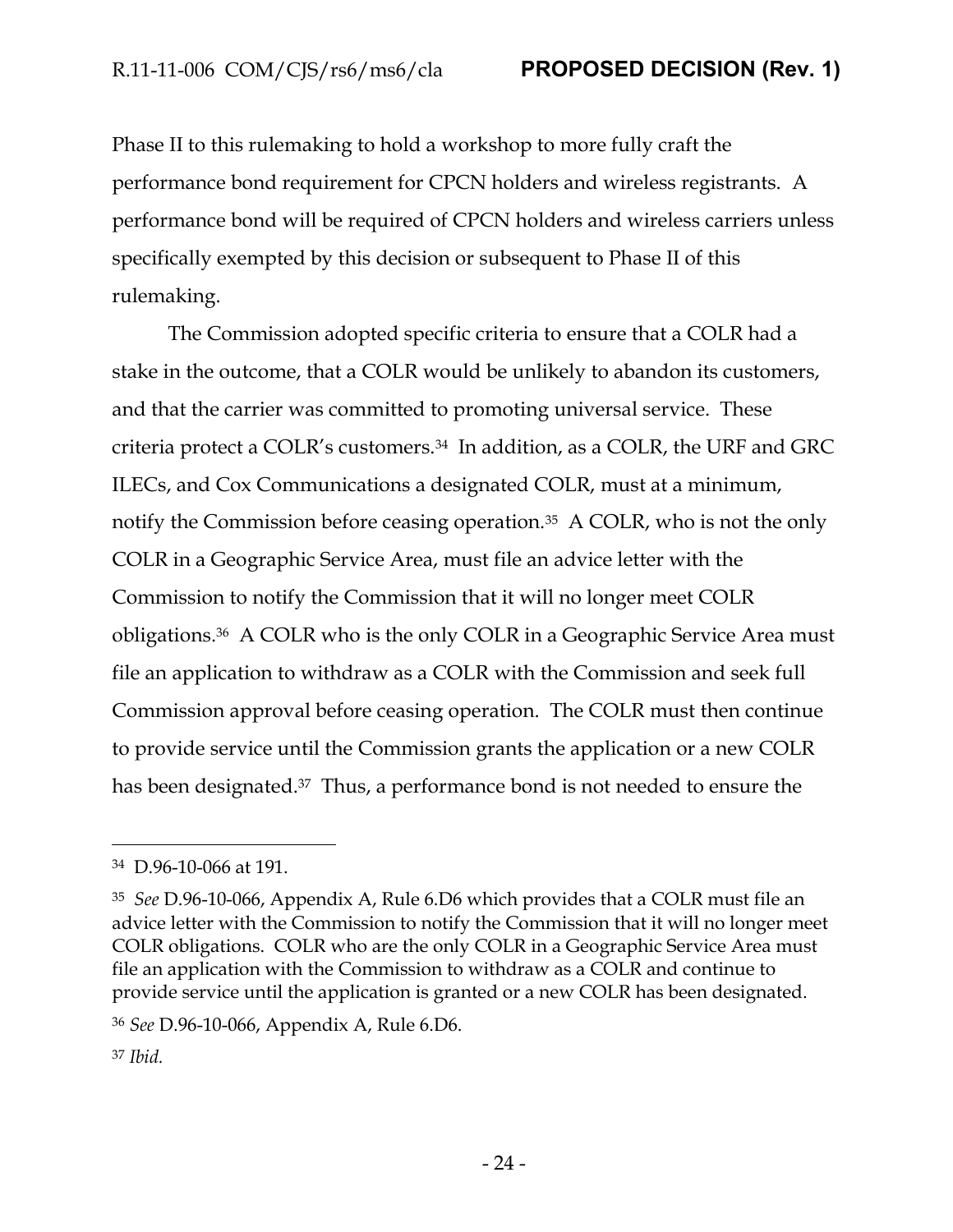Phase II to this rulemaking to hold a workshop to more fully craft the performance bond requirement for CPCN holders and wireless registrants. A performance bond will be required of CPCN holders and wireless carriers unless specifically exempted by this decision or subsequent to Phase II of this rulemaking.

The Commission adopted specific criteria to ensure that a COLR had a stake in the outcome, that a COLR would be unlikely to abandon its customers, and that the carrier was committed to promoting universal service. These criteria protect a COLR's customers.[34] In addition, as a COLR, the URF and GRC ILECs, and Cox Communications a designated COLR, must at a minimum, notify the Commission before ceasing operation.[35] A COLR, who is not the only COLR in a Geographic Service Area, must file an advice letter with the Commission to notify the Commission that it will no longer meet COLR obligations.[36] A COLR who is the only COLR in a Geographic Service Area must file an application to withdraw as a COLR with the Commission and seek full Commission approval before ceasing operation. The COLR must then continue to provide service until the Commission grants the application or a new COLR has been designated.[37] Thus, a performance bond is not needed to ensure the

---

[34] D.96-10-066 at 191.

[35] *See* D.96-10-066, Appendix A, Rule 6.D6 which provides that a COLR must file an advice letter with the Commission to notify the Commission that it will no longer meet COLR obligations. COLR who are the only COLR in a Geographic Service Area must file an application with the Commission to withdraw as a COLR and continue to provide service until the application is granted or a new COLR has been designated.

[36] *See* D.96-10-066, Appendix A, Rule 6.D6.

[37] *Ibid.*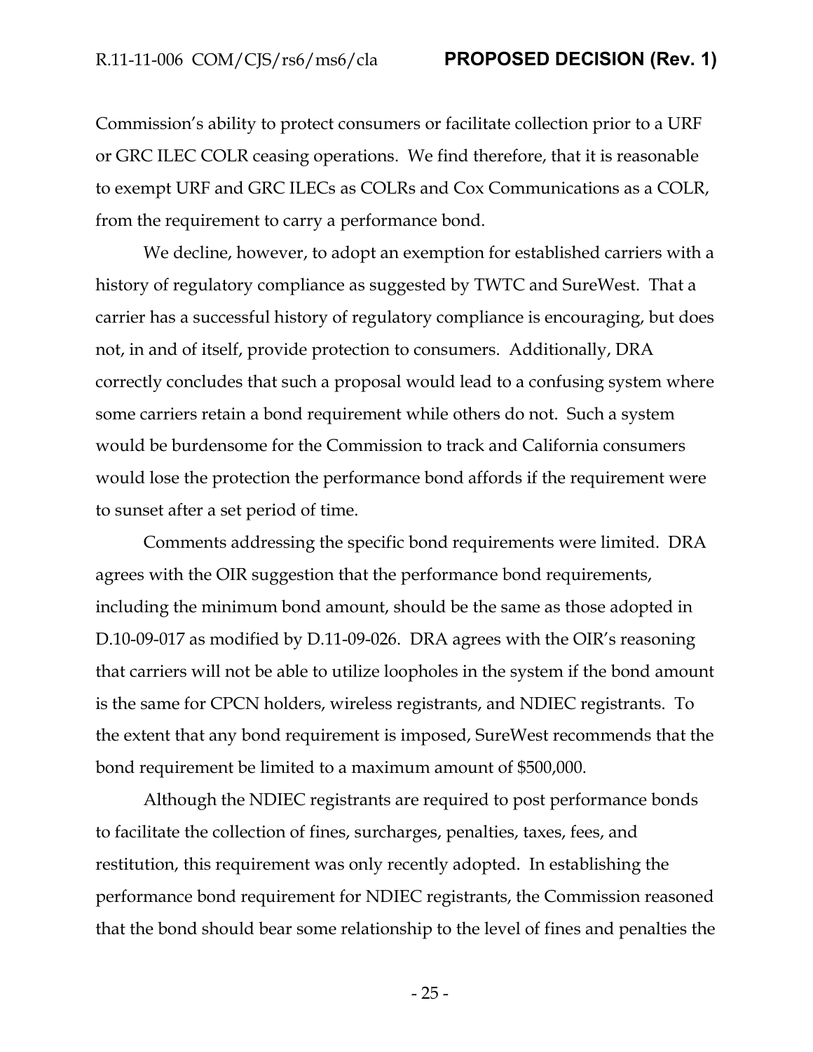Commission's ability to protect consumers or facilitate collection prior to a URF or GRC ILEC COLR ceasing operations. We find therefore, that it is reasonable to exempt URF and GRC ILECs as COLRs and Cox Communications as a COLR, from the requirement to carry a performance bond.

We decline, however, to adopt an exemption for established carriers with a history of regulatory compliance as suggested by TWTC and SureWest. That a carrier has a successful history of regulatory compliance is encouraging, but does not, in and of itself, provide protection to consumers. Additionally, DRA correctly concludes that such a proposal would lead to a confusing system where some carriers retain a bond requirement while others do not. Such a system would be burdensome for the Commission to track and California consumers would lose the protection the performance bond affords if the requirement were to sunset after a set period of time.

Comments addressing the specific bond requirements were limited. DRA agrees with the OIR suggestion that the performance bond requirements, including the minimum bond amount, should be the same as those adopted in D.10-09-017 as modified by D.11-09-026. DRA agrees with the OIR's reasoning that carriers will not be able to utilize loopholes in the system if the bond amount is the same for CPCN holders, wireless registrants, and NDIEC registrants. To the extent that any bond requirement is imposed, SureWest recommends that the bond requirement be limited to a maximum amount of $500,000.

Although the NDIEC registrants are required to post performance bonds to facilitate the collection of fines, surcharges, penalties, taxes, fees, and restitution, this requirement was only recently adopted. In establishing the performance bond requirement for NDIEC registrants, the Commission reasoned that the bond should bear some relationship to the level of fines and penalties the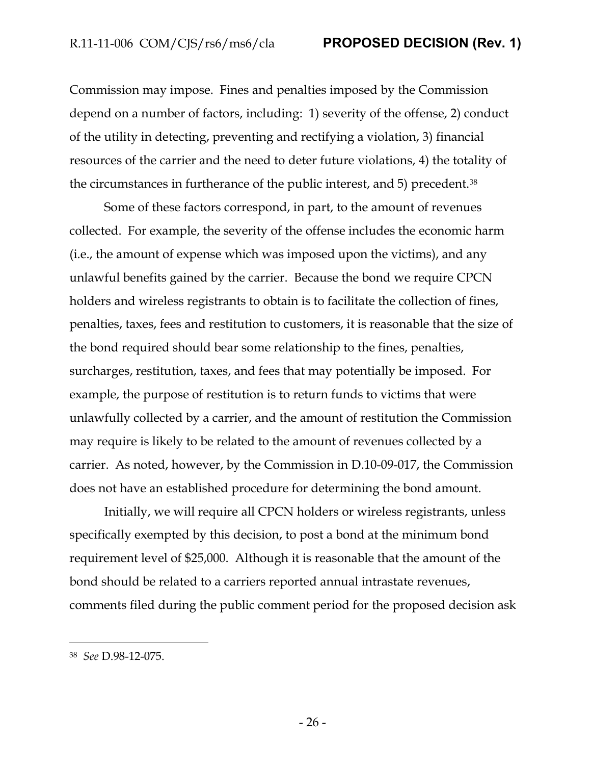Commission may impose. Fines and penalties imposed by the Commission depend on a number of factors, including: 1) severity of the offense, 2) conduct of the utility in detecting, preventing and rectifying a violation, 3) financial resources of the carrier and the need to deter future violations, 4) the totality of the circumstances in furtherance of the public interest, and 5) precedent.[38]

Some of these factors correspond, in part, to the amount of revenues collected. For example, the severity of the offense includes the economic harm (i.e., the amount of expense which was imposed upon the victims), and any unlawful benefits gained by the carrier. Because the bond we require CPCN holders and wireless registrants to obtain is to facilitate the collection of fines, penalties, taxes, fees and restitution to customers, it is reasonable that the size of the bond required should bear some relationship to the fines, penalties, surcharges, restitution, taxes, and fees that may potentially be imposed. For example, the purpose of restitution is to return funds to victims that were unlawfully collected by a carrier, and the amount of restitution the Commission may require is likely to be related to the amount of revenues collected by a carrier. As noted, however, by the Commission in D.10-09-017, the Commission does not have an established procedure for determining the bond amount.

Initially, we will require all CPCN holders or wireless registrants, unless specifically exempted by this decision, to post a bond at the minimum bond requirement level of $25,000. Although it is reasonable that the amount of the bond should be related to a carriers reported annual intrastate revenues, comments filed during the public comment period for the proposed decision ask

---

[38] *See* D.98-12-075.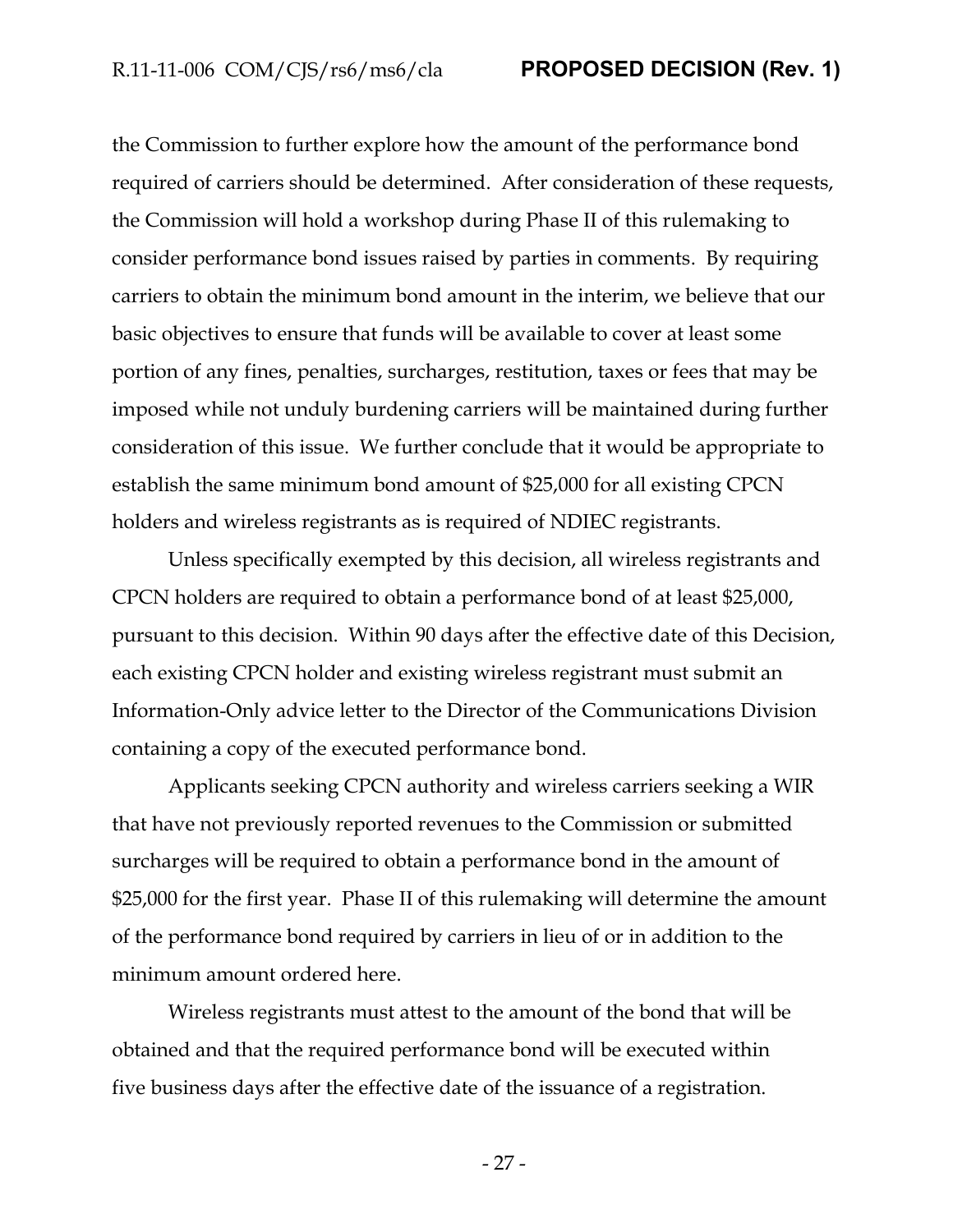the Commission to further explore how the amount of the performance bond required of carriers should be determined. After consideration of these requests, the Commission will hold a workshop during Phase II of this rulemaking to consider performance bond issues raised by parties in comments. By requiring carriers to obtain the minimum bond amount in the interim, we believe that our basic objectives to ensure that funds will be available to cover at least some portion of any fines, penalties, surcharges, restitution, taxes or fees that may be imposed while not unduly burdening carriers will be maintained during further consideration of this issue. We further conclude that it would be appropriate to establish the same minimum bond amount of $25,000 for all existing CPCN holders and wireless registrants as is required of NDIEC registrants.

Unless specifically exempted by this decision, all wireless registrants and CPCN holders are required to obtain a performance bond of at least $25,000, pursuant to this decision. Within 90 days after the effective date of this Decision, each existing CPCN holder and existing wireless registrant must submit an Information-Only advice letter to the Director of the Communications Division containing a copy of the executed performance bond.

Applicants seeking CPCN authority and wireless carriers seeking a WIR that have not previously reported revenues to the Commission or submitted surcharges will be required to obtain a performance bond in the amount of $25,000 for the first year. Phase II of this rulemaking will determine the amount of the performance bond required by carriers in lieu of or in addition to the minimum amount ordered here.

Wireless registrants must attest to the amount of the bond that will be obtained and that the required performance bond will be executed within five business days after the effective date of the issuance of a registration.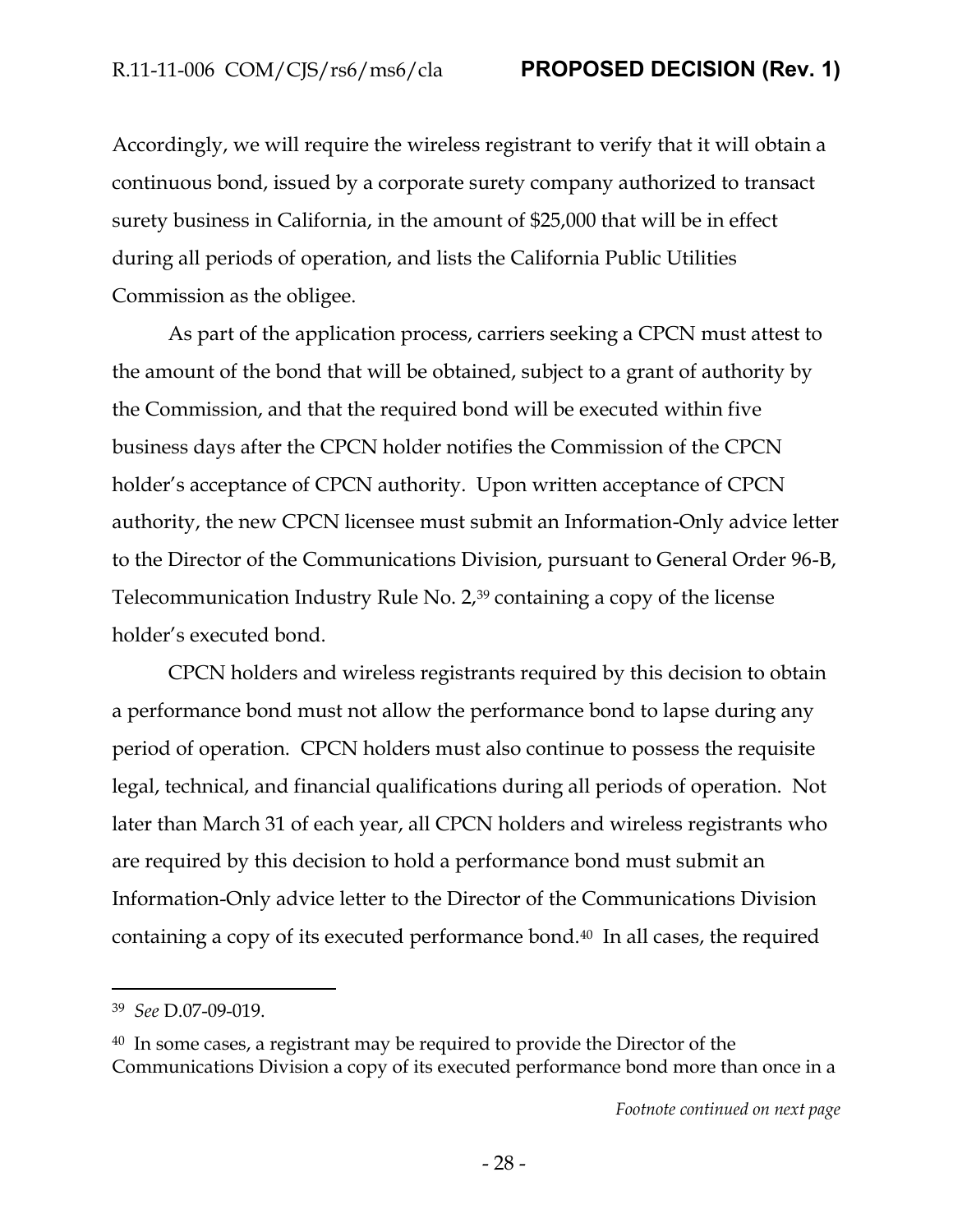Accordingly, we will require the wireless registrant to verify that it will obtain a continuous bond, issued by a corporate surety company authorized to transact surety business in California, in the amount of $25,000 that will be in effect during all periods of operation, and lists the California Public Utilities Commission as the obligee.

As part of the application process, carriers seeking a CPCN must attest to the amount of the bond that will be obtained, subject to a grant of authority by the Commission, and that the required bond will be executed within five business days after the CPCN holder notifies the Commission of the CPCN holder's acceptance of CPCN authority. Upon written acceptance of CPCN authority, the new CPCN licensee must submit an Information-Only advice letter to the Director of the Communications Division, pursuant to General Order 96-B, Telecommunication Industry Rule No. 2,[39] containing a copy of the license holder's executed bond.

CPCN holders and wireless registrants required by this decision to obtain a performance bond must not allow the performance bond to lapse during any period of operation. CPCN holders must also continue to possess the requisite legal, technical, and financial qualifications during all periods of operation. Not later than March 31 of each year, all CPCN holders and wireless registrants who are required by this decision to hold a performance bond must submit an Information-Only advice letter to the Director of the Communications Division containing a copy of its executed performance bond.[40] In all cases, the required

---

[39] *See* D.07-09-019.

[40] In some cases, a registrant may be required to provide the Director of the Communications Division a copy of its executed performance bond more than once in a

*Footnote continued on next page*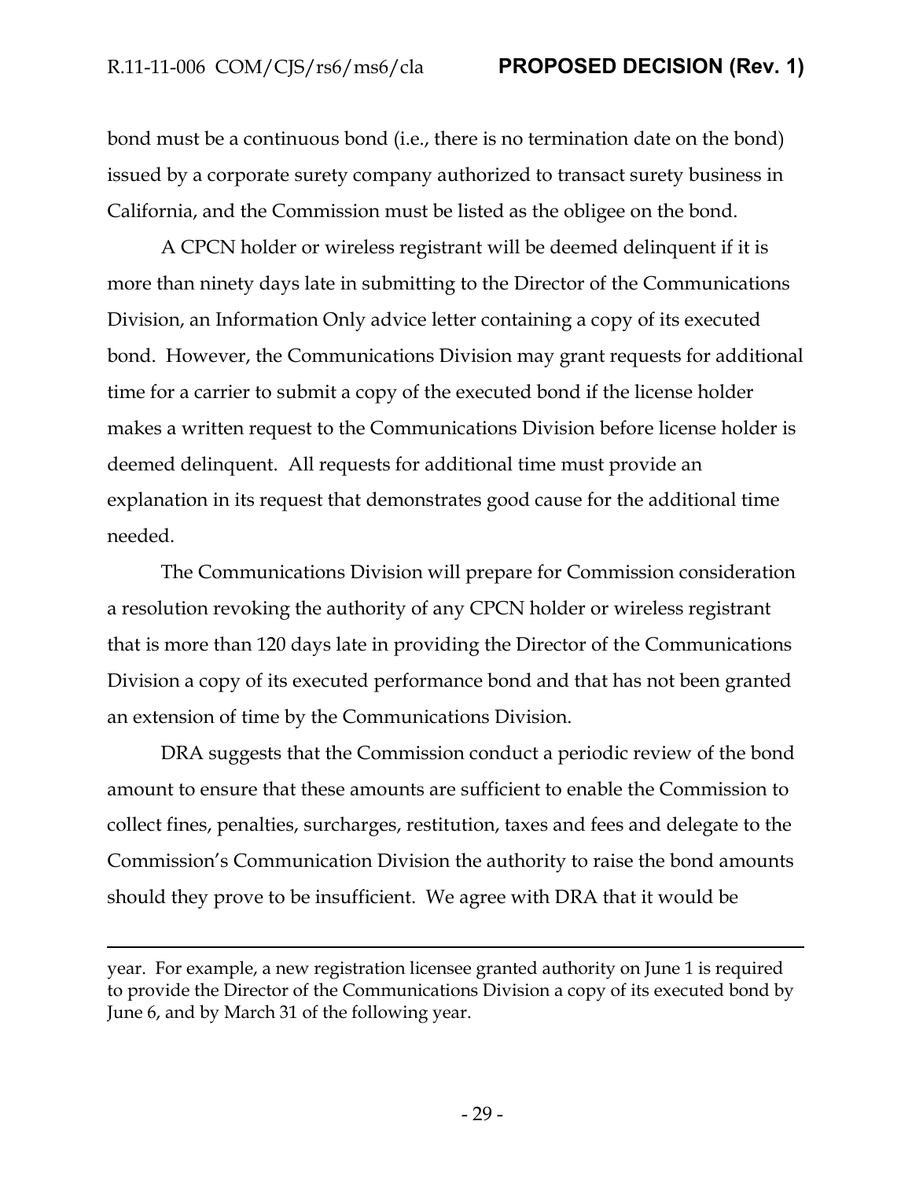bond must be a continuous bond (i.e., there is no termination date on the bond) issued by a corporate surety company authorized to transact surety business in California, and the Commission must be listed as the obligee on the bond.

A CPCN holder or wireless registrant will be deemed delinquent if it is more than ninety days late in submitting to the Director of the Communications Division, an Information Only advice letter containing a copy of its executed bond. However, the Communications Division may grant requests for additional time for a carrier to submit a copy of the executed bond if the license holder makes a written request to the Communications Division before license holder is deemed delinquent. All requests for additional time must provide an explanation in its request that demonstrates good cause for the additional time needed.

The Communications Division will prepare for Commission consideration a resolution revoking the authority of any CPCN holder or wireless registrant that is more than 120 days late in providing the Director of the Communications Division a copy of its executed performance bond and that has not been granted an extension of time by the Communications Division.

DRA suggests that the Commission conduct a periodic review of the bond amount to ensure that these amounts are sufficient to enable the Commission to collect fines, penalties, surcharges, restitution, taxes and fees and delegate to the Commission's Communication Division the authority to raise the bond amounts should they prove to be insufficient. We agree with DRA that it would be

---

year. For example, a new registration licensee granted authority on June 1 is required to provide the Director of the Communications Division a copy of its executed bond by June 6, and by March 31 of the following year.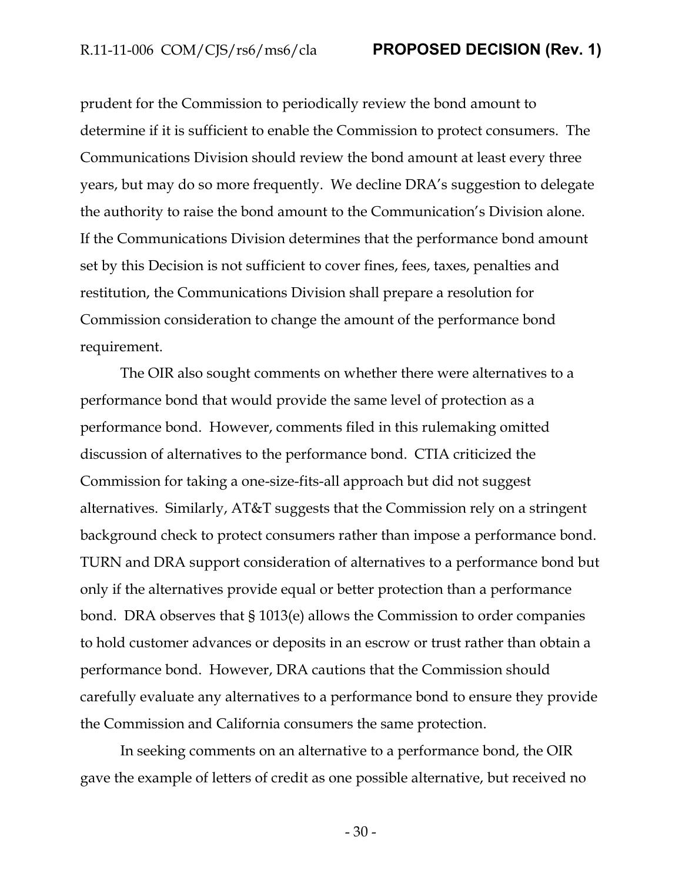prudent for the Commission to periodically review the bond amount to determine if it is sufficient to enable the Commission to protect consumers. The Communications Division should review the bond amount at least every three years, but may do so more frequently. We decline DRA's suggestion to delegate the authority to raise the bond amount to the Communication's Division alone. If the Communications Division determines that the performance bond amount set by this Decision is not sufficient to cover fines, fees, taxes, penalties and restitution, the Communications Division shall prepare a resolution for Commission consideration to change the amount of the performance bond requirement.

The OIR also sought comments on whether there were alternatives to a performance bond that would provide the same level of protection as a performance bond. However, comments filed in this rulemaking omitted discussion of alternatives to the performance bond. CTIA criticized the Commission for taking a one-size-fits-all approach but did not suggest alternatives. Similarly, AT&T suggests that the Commission rely on a stringent background check to protect consumers rather than impose a performance bond. TURN and DRA support consideration of alternatives to a performance bond but only if the alternatives provide equal or better protection than a performance bond. DRA observes that § 1013(e) allows the Commission to order companies to hold customer advances or deposits in an escrow or trust rather than obtain a performance bond. However, DRA cautions that the Commission should carefully evaluate any alternatives to a performance bond to ensure they provide the Commission and California consumers the same protection.

In seeking comments on an alternative to a performance bond, the OIR gave the example of letters of credit as one possible alternative, but received no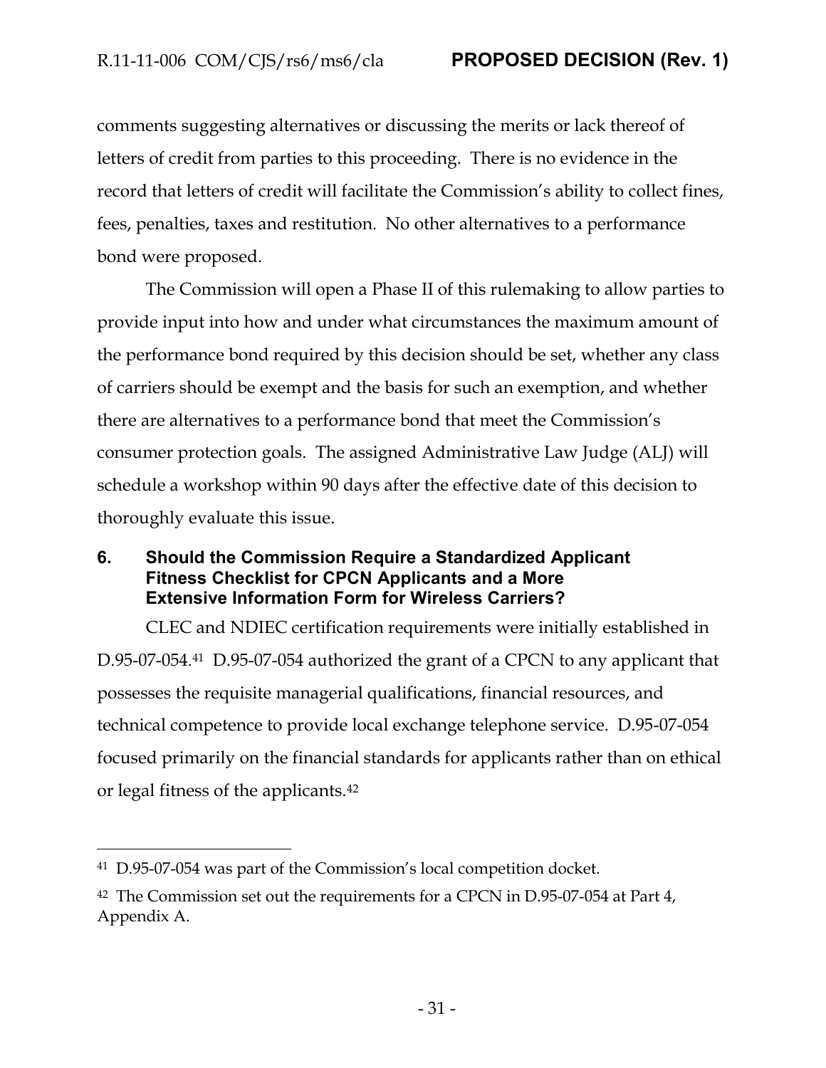comments suggesting alternatives or discussing the merits or lack thereof of letters of credit from parties to this proceeding. There is no evidence in the record that letters of credit will facilitate the Commission's ability to collect fines, fees, penalties, taxes and restitution. No other alternatives to a performance bond were proposed.

The Commission will open a Phase II of this rulemaking to allow parties to provide input into how and under what circumstances the maximum amount of the performance bond required by this decision should be set, whether any class of carriers should be exempt and the basis for such an exemption, and whether there are alternatives to a performance bond that meet the Commission's consumer protection goals. The assigned Administrative Law Judge (ALJ) will schedule a workshop within 90 days after the effective date of this decision to thoroughly evaluate this issue.

## 6. Should the Commission Require a Standardized Applicant Fitness Checklist for CPCN Applicants and a More Extensive Information Form for Wireless Carriers?

CLEC and NDIEC certification requirements were initially established in D.95-07-054.[41] D.95-07-054 authorized the grant of a CPCN to any applicant that possesses the requisite managerial qualifications, financial resources, and technical competence to provide local exchange telephone service. D.95-07-054 focused primarily on the financial standards for applicants rather than on ethical or legal fitness of the applicants.[42]

---

[41] D.95-07-054 was part of the Commission's local competition docket.

[42] The Commission set out the requirements for a CPCN in D.95-07-054 at Part 4, Appendix A.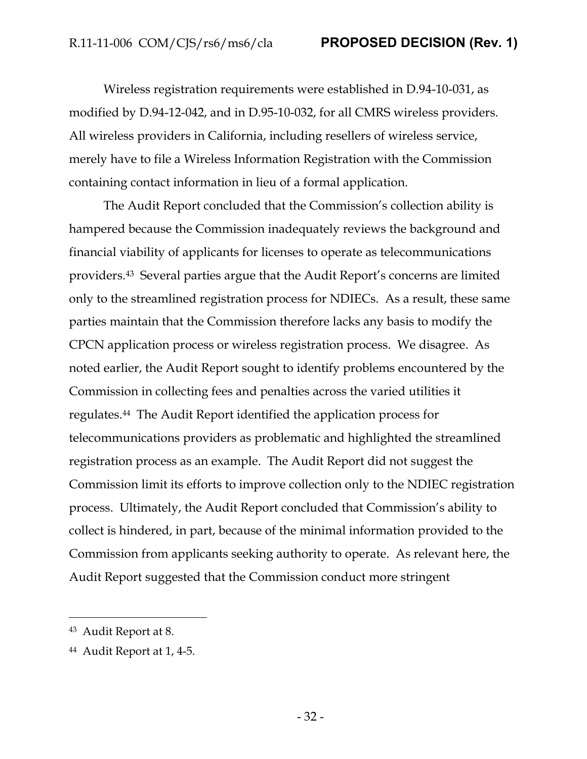Wireless registration requirements were established in D.94-10-031, as modified by D.94-12-042, and in D.95-10-032, for all CMRS wireless providers. All wireless providers in California, including resellers of wireless service, merely have to file a Wireless Information Registration with the Commission containing contact information in lieu of a formal application.

The Audit Report concluded that the Commission's collection ability is hampered because the Commission inadequately reviews the background and financial viability of applicants for licenses to operate as telecommunications providers.[43] Several parties argue that the Audit Report's concerns are limited only to the streamlined registration process for NDIECs. As a result, these same parties maintain that the Commission therefore lacks any basis to modify the CPCN application process or wireless registration process. We disagree. As noted earlier, the Audit Report sought to identify problems encountered by the Commission in collecting fees and penalties across the varied utilities it regulates.[44] The Audit Report identified the application process for telecommunications providers as problematic and highlighted the streamlined registration process as an example. The Audit Report did not suggest the Commission limit its efforts to improve collection only to the NDIEC registration process. Ultimately, the Audit Report concluded that Commission's ability to collect is hindered, in part, because of the minimal information provided to the Commission from applicants seeking authority to operate. As relevant here, the Audit Report suggested that the Commission conduct more stringent

---

[43] Audit Report at 8.

[44] Audit Report at 1, 4-5.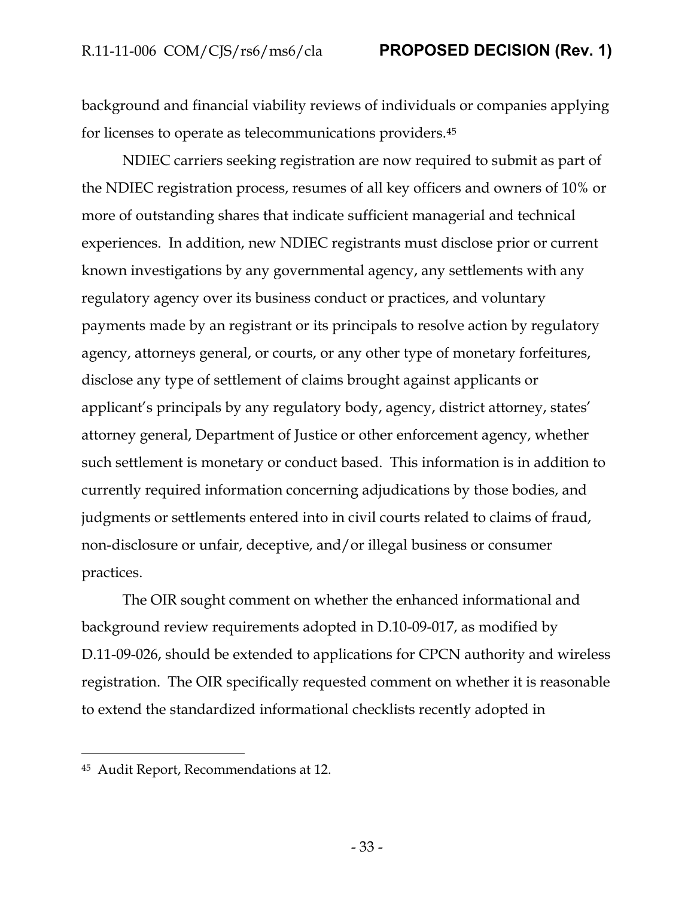background and financial viability reviews of individuals or companies applying for licenses to operate as telecommunications providers.[45]

NDIEC carriers seeking registration are now required to submit as part of the NDIEC registration process, resumes of all key officers and owners of 10% or more of outstanding shares that indicate sufficient managerial and technical experiences. In addition, new NDIEC registrants must disclose prior or current known investigations by any governmental agency, any settlements with any regulatory agency over its business conduct or practices, and voluntary payments made by an registrant or its principals to resolve action by regulatory agency, attorneys general, or courts, or any other type of monetary forfeitures, disclose any type of settlement of claims brought against applicants or applicant's principals by any regulatory body, agency, district attorney, states' attorney general, Department of Justice or other enforcement agency, whether such settlement is monetary or conduct based. This information is in addition to currently required information concerning adjudications by those bodies, and judgments or settlements entered into in civil courts related to claims of fraud, non-disclosure or unfair, deceptive, and/or illegal business or consumer practices.

The OIR sought comment on whether the enhanced informational and background review requirements adopted in D.10-09-017, as modified by D.11-09-026, should be extended to applications for CPCN authority and wireless registration. The OIR specifically requested comment on whether it is reasonable to extend the standardized informational checklists recently adopted in

---

[45] Audit Report, Recommendations at 12.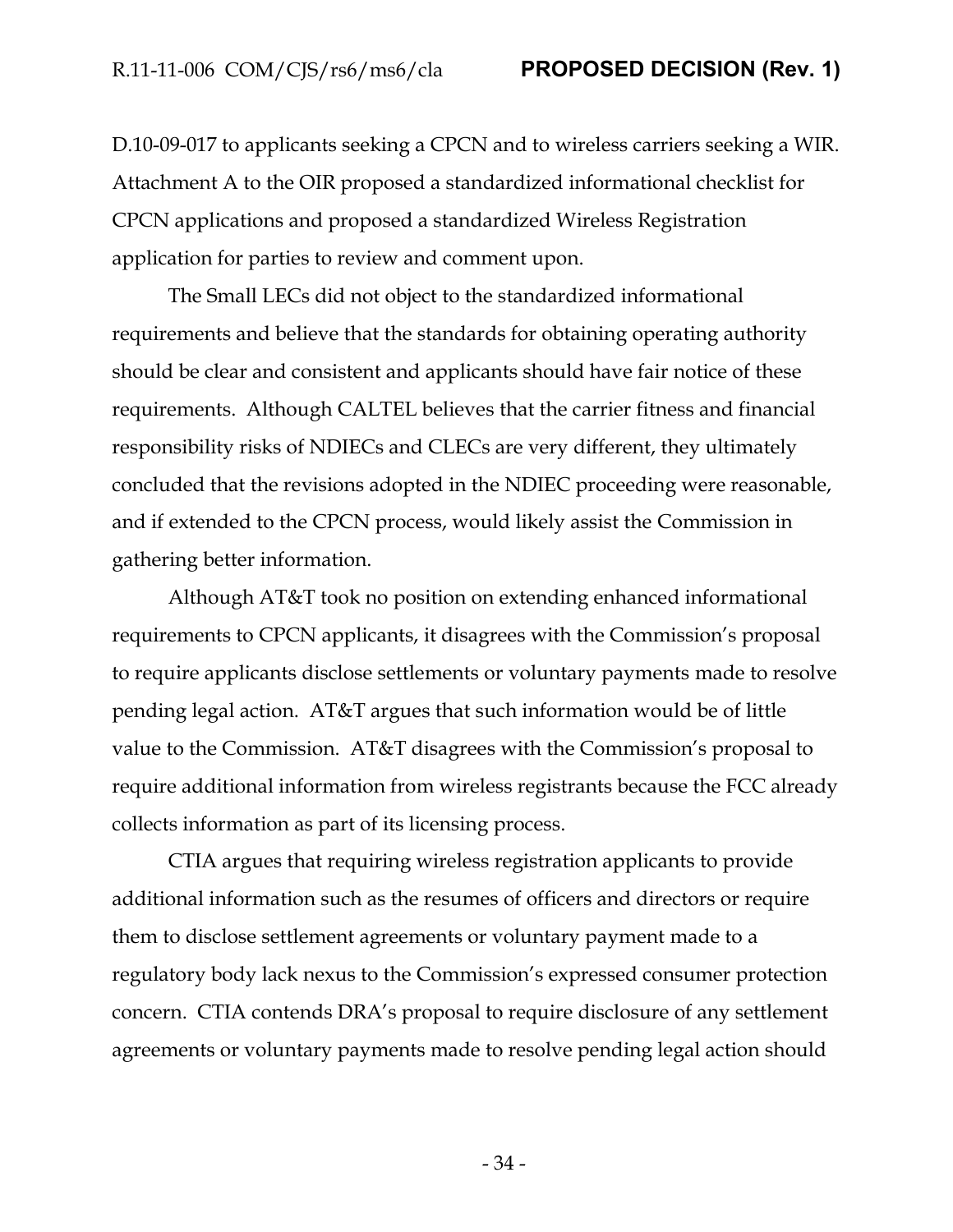D.10-09-017 to applicants seeking a CPCN and to wireless carriers seeking a WIR. Attachment A to the OIR proposed a standardized informational checklist for CPCN applications and proposed a standardized Wireless Registration application for parties to review and comment upon.

The Small LECs did not object to the standardized informational requirements and believe that the standards for obtaining operating authority should be clear and consistent and applicants should have fair notice of these requirements. Although CALTEL believes that the carrier fitness and financial responsibility risks of NDIECs and CLECs are very different, they ultimately concluded that the revisions adopted in the NDIEC proceeding were reasonable, and if extended to the CPCN process, would likely assist the Commission in gathering better information.

Although AT&T took no position on extending enhanced informational requirements to CPCN applicants, it disagrees with the Commission's proposal to require applicants disclose settlements or voluntary payments made to resolve pending legal action. AT&T argues that such information would be of little value to the Commission. AT&T disagrees with the Commission's proposal to require additional information from wireless registrants because the FCC already collects information as part of its licensing process.

CTIA argues that requiring wireless registration applicants to provide additional information such as the resumes of officers and directors or require them to disclose settlement agreements or voluntary payment made to a regulatory body lack nexus to the Commission's expressed consumer protection concern. CTIA contends DRA's proposal to require disclosure of any settlement agreements or voluntary payments made to resolve pending legal action should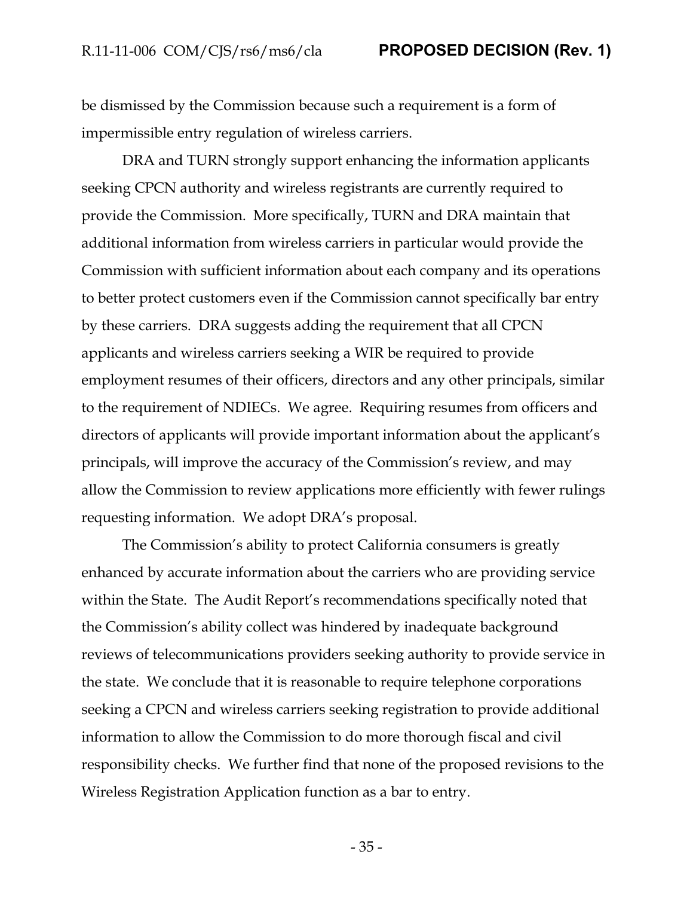be dismissed by the Commission because such a requirement is a form of impermissible entry regulation of wireless carriers.

DRA and TURN strongly support enhancing the information applicants seeking CPCN authority and wireless registrants are currently required to provide the Commission. More specifically, TURN and DRA maintain that additional information from wireless carriers in particular would provide the Commission with sufficient information about each company and its operations to better protect customers even if the Commission cannot specifically bar entry by these carriers. DRA suggests adding the requirement that all CPCN applicants and wireless carriers seeking a WIR be required to provide employment resumes of their officers, directors and any other principals, similar to the requirement of NDIECs. We agree. Requiring resumes from officers and directors of applicants will provide important information about the applicant's principals, will improve the accuracy of the Commission's review, and may allow the Commission to review applications more efficiently with fewer rulings requesting information. We adopt DRA's proposal.

The Commission's ability to protect California consumers is greatly enhanced by accurate information about the carriers who are providing service within the State. The Audit Report's recommendations specifically noted that the Commission's ability collect was hindered by inadequate background reviews of telecommunications providers seeking authority to provide service in the state. We conclude that it is reasonable to require telephone corporations seeking a CPCN and wireless carriers seeking registration to provide additional information to allow the Commission to do more thorough fiscal and civil responsibility checks. We further find that none of the proposed revisions to the Wireless Registration Application function as a bar to entry.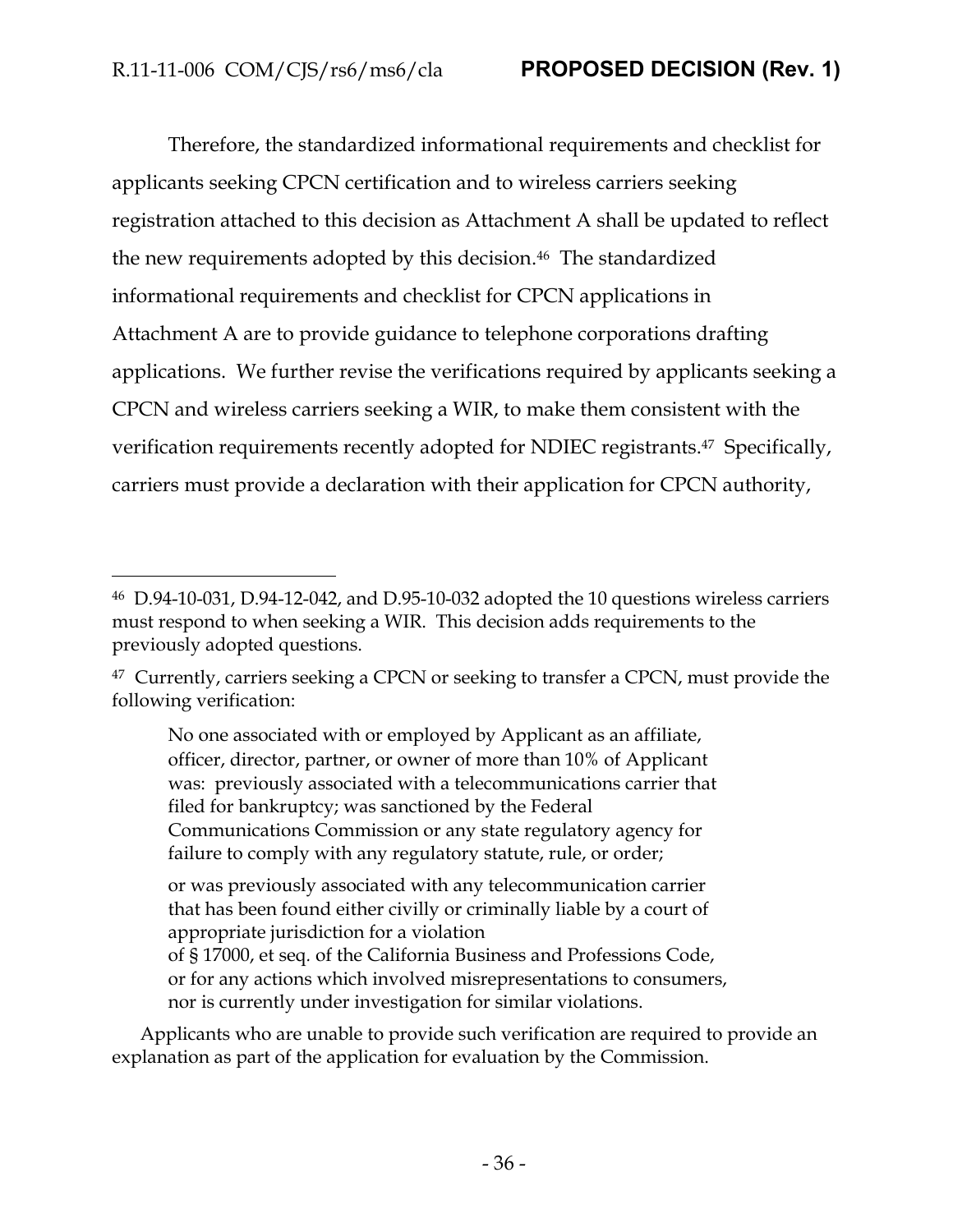Therefore, the standardized informational requirements and checklist for applicants seeking CPCN certification and to wireless carriers seeking registration attached to this decision as Attachment A shall be updated to reflect the new requirements adopted by this decision.[46] The standardized informational requirements and checklist for CPCN applications in Attachment A are to provide guidance to telephone corporations drafting applications. We further revise the verifications required by applicants seeking a CPCN and wireless carriers seeking a WIR, to make them consistent with the verification requirements recently adopted for NDIEC registrants.[47] Specifically, carriers must provide a declaration with their application for CPCN authority,

---

[46] D.94-10-031, D.94-12-042, and D.95-10-032 adopted the 10 questions wireless carriers must respond to when seeking a WIR. This decision adds requirements to the previously adopted questions.

[47] Currently, carriers seeking a CPCN or seeking to transfer a CPCN, must provide the following verification:

> No one associated with or employed by Applicant as an affiliate, officer, director, partner, or owner of more than 10% of Applicant was: previously associated with a telecommunications carrier that filed for bankruptcy; was sanctioned by the Federal Communications Commission or any state regulatory agency for failure to comply with any regulatory statute, rule, or order;
>
> or was previously associated with any telecommunication carrier that has been found either civilly or criminally liable by a court of appropriate jurisdiction for a violation of § 17000, et seq. of the California Business and Professions Code, or for any actions which involved misrepresentations to consumers, nor is currently under investigation for similar violations.

Applicants who are unable to provide such verification are required to provide an explanation as part of the application for evaluation by the Commission.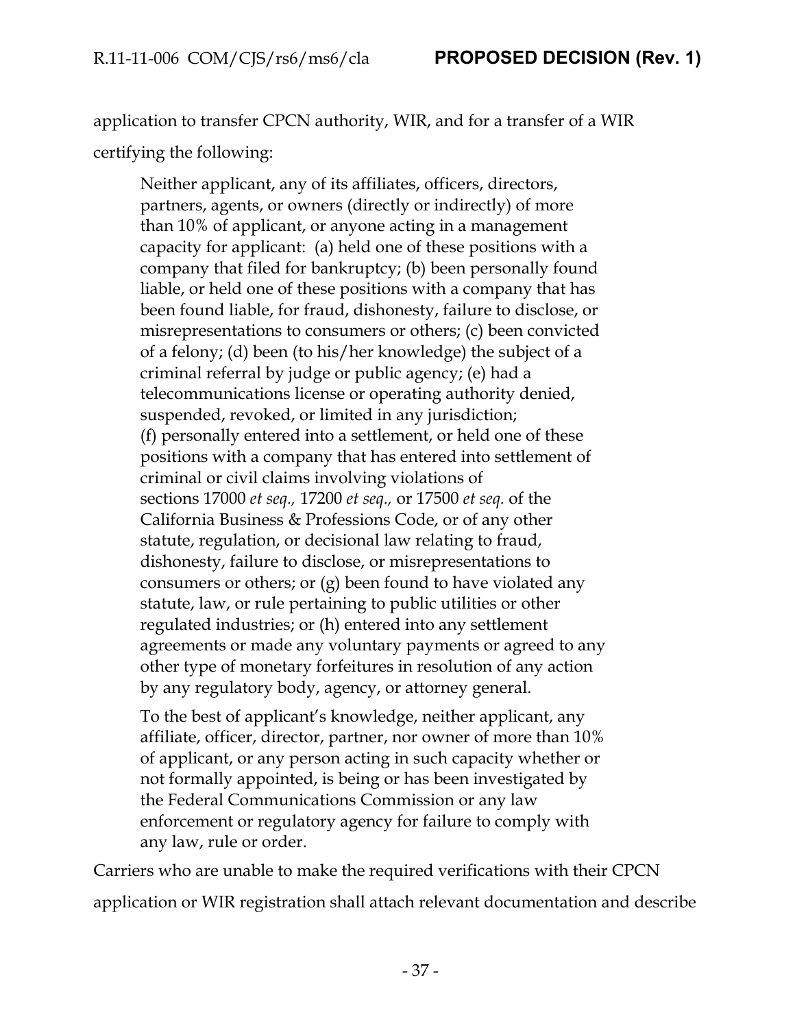application to transfer CPCN authority, WIR, and for a transfer of a WIR certifying the following:

> Neither applicant, any of its affiliates, officers, directors, partners, agents, or owners (directly or indirectly) of more than 10% of applicant, or anyone acting in a management capacity for applicant: (a) held one of these positions with a company that filed for bankruptcy; (b) been personally found liable, or held one of these positions with a company that has been found liable, for fraud, dishonesty, failure to disclose, or misrepresentations to consumers or others; (c) been convicted of a felony; (d) been (to his/her knowledge) the subject of a criminal referral by judge or public agency; (e) had a telecommunications license or operating authority denied, suspended, revoked, or limited in any jurisdiction; (f) personally entered into a settlement, or held one of these positions with a company that has entered into settlement of criminal or civil claims involving violations of sections 17000 *et seq.,* 17200 *et seq.,* or 17500 *et seq.* of the California Business & Professions Code, or of any other statute, regulation, or decisional law relating to fraud, dishonesty, failure to disclose, or misrepresentations to consumers or others; or (g) been found to have violated any statute, law, or rule pertaining to public utilities or other regulated industries; or (h) entered into any settlement agreements or made any voluntary payments or agreed to any other type of monetary forfeitures in resolution of any action by any regulatory body, agency, or attorney general.
>
> To the best of applicant's knowledge, neither applicant, any affiliate, officer, director, partner, nor owner of more than 10% of applicant, or any person acting in such capacity whether or not formally appointed, is being or has been investigated by the Federal Communications Commission or any law enforcement or regulatory agency for failure to comply with any law, rule or order.

Carriers who are unable to make the required verifications with their CPCN application or WIR registration shall attach relevant documentation and describe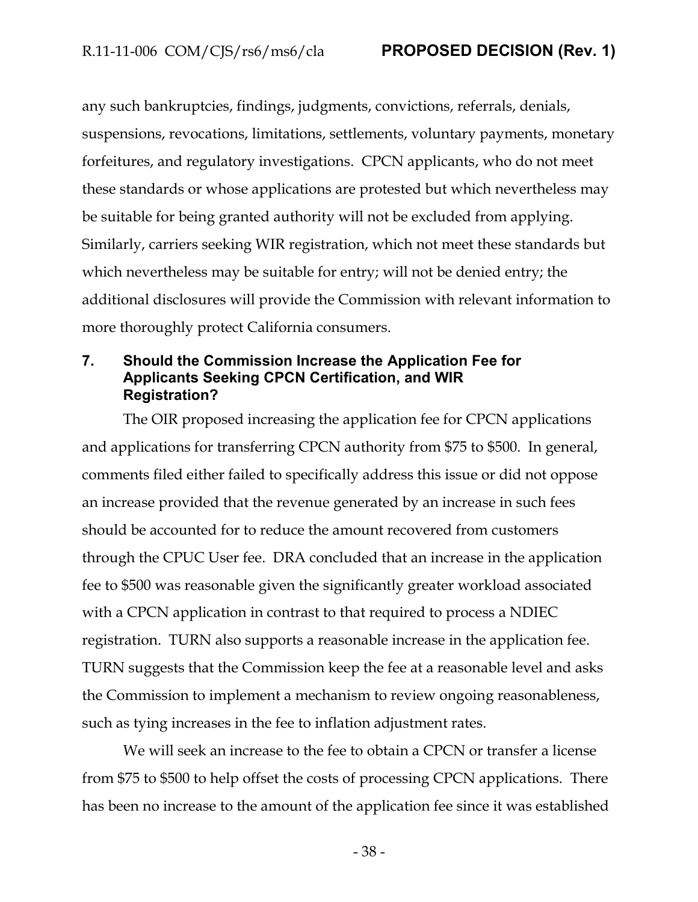any such bankruptcies, findings, judgments, convictions, referrals, denials, suspensions, revocations, limitations, settlements, voluntary payments, monetary forfeitures, and regulatory investigations. CPCN applicants, who do not meet these standards or whose applications are protested but which nevertheless may be suitable for being granted authority will not be excluded from applying. Similarly, carriers seeking WIR registration, which not meet these standards but which nevertheless may be suitable for entry; will not be denied entry; the additional disclosures will provide the Commission with relevant information to more thoroughly protect California consumers.

## 7. Should the Commission Increase the Application Fee for Applicants Seeking CPCN Certification, and WIR Registration?

The OIR proposed increasing the application fee for CPCN applications and applications for transferring CPCN authority from $75 to $500. In general, comments filed either failed to specifically address this issue or did not oppose an increase provided that the revenue generated by an increase in such fees should be accounted for to reduce the amount recovered from customers through the CPUC User fee. DRA concluded that an increase in the application fee to $500 was reasonable given the significantly greater workload associated with a CPCN application in contrast to that required to process a NDIEC registration. TURN also supports a reasonable increase in the application fee. TURN suggests that the Commission keep the fee at a reasonable level and asks the Commission to implement a mechanism to review ongoing reasonableness, such as tying increases in the fee to inflation adjustment rates.

We will seek an increase to the fee to obtain a CPCN or transfer a license from $75 to $500 to help offset the costs of processing CPCN applications. There has been no increase to the amount of the application fee since it was established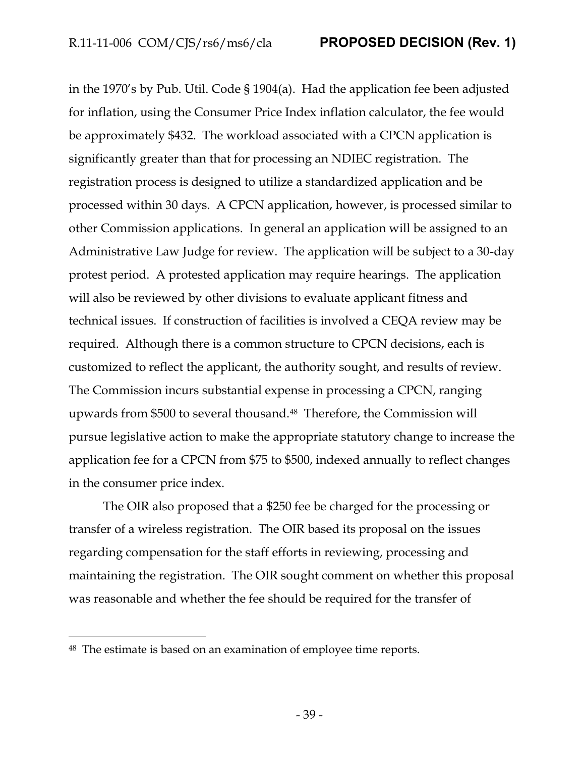in the 1970's by Pub. Util. Code § 1904(a). Had the application fee been adjusted for inflation, using the Consumer Price Index inflation calculator, the fee would be approximately $432. The workload associated with a CPCN application is significantly greater than that for processing an NDIEC registration. The registration process is designed to utilize a standardized application and be processed within 30 days. A CPCN application, however, is processed similar to other Commission applications. In general an application will be assigned to an Administrative Law Judge for review. The application will be subject to a 30-day protest period. A protested application may require hearings. The application will also be reviewed by other divisions to evaluate applicant fitness and technical issues. If construction of facilities is involved a CEQA review may be required. Although there is a common structure to CPCN decisions, each is customized to reflect the applicant, the authority sought, and results of review. The Commission incurs substantial expense in processing a CPCN, ranging upwards from $500 to several thousand.[48] Therefore, the Commission will pursue legislative action to make the appropriate statutory change to increase the application fee for a CPCN from $75 to $500, indexed annually to reflect changes in the consumer price index.

The OIR also proposed that a $250 fee be charged for the processing or transfer of a wireless registration. The OIR based its proposal on the issues regarding compensation for the staff efforts in reviewing, processing and maintaining the registration. The OIR sought comment on whether this proposal was reasonable and whether the fee should be required for the transfer of

---

[48] The estimate is based on an examination of employee time reports.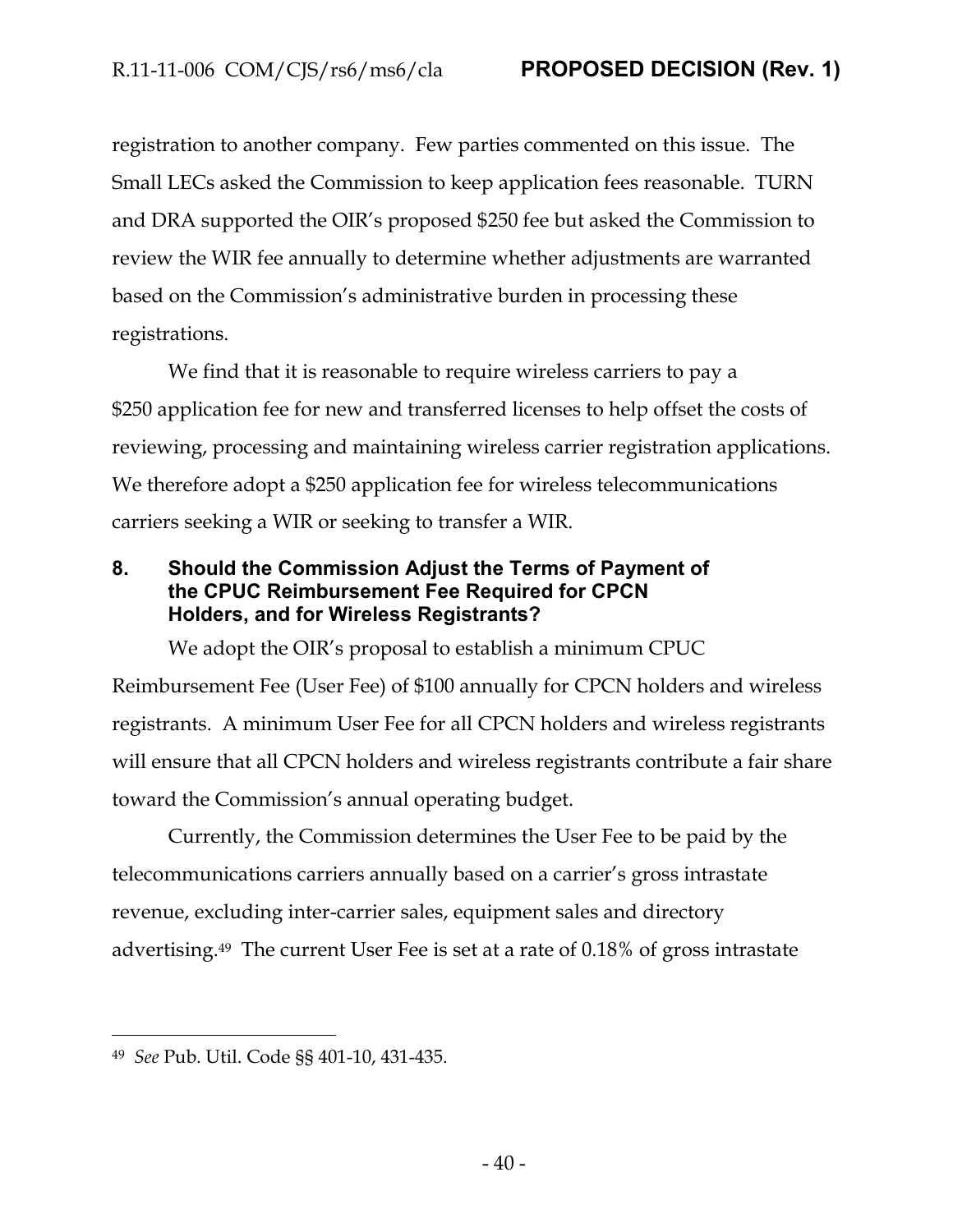registration to another company. Few parties commented on this issue. The Small LECs asked the Commission to keep application fees reasonable. TURN and DRA supported the OIR's proposed $250 fee but asked the Commission to review the WIR fee annually to determine whether adjustments are warranted based on the Commission's administrative burden in processing these registrations.

We find that it is reasonable to require wireless carriers to pay a $250 application fee for new and transferred licenses to help offset the costs of reviewing, processing and maintaining wireless carrier registration applications. We therefore adopt a $250 application fee for wireless telecommunications carriers seeking a WIR or seeking to transfer a WIR.

## 8. Should the Commission Adjust the Terms of Payment of the CPUC Reimbursement Fee Required for CPCN Holders, and for Wireless Registrants?

We adopt the OIR's proposal to establish a minimum CPUC Reimbursement Fee (User Fee) of $100 annually for CPCN holders and wireless registrants. A minimum User Fee for all CPCN holders and wireless registrants will ensure that all CPCN holders and wireless registrants contribute a fair share toward the Commission's annual operating budget.

Currently, the Commission determines the User Fee to be paid by the telecommunications carriers annually based on a carrier's gross intrastate revenue, excluding inter-carrier sales, equipment sales and directory advertising.[49] The current User Fee is set at a rate of 0.18% of gross intrastate

---

[49] *See* Pub. Util. Code §§ 401-10, 431-435.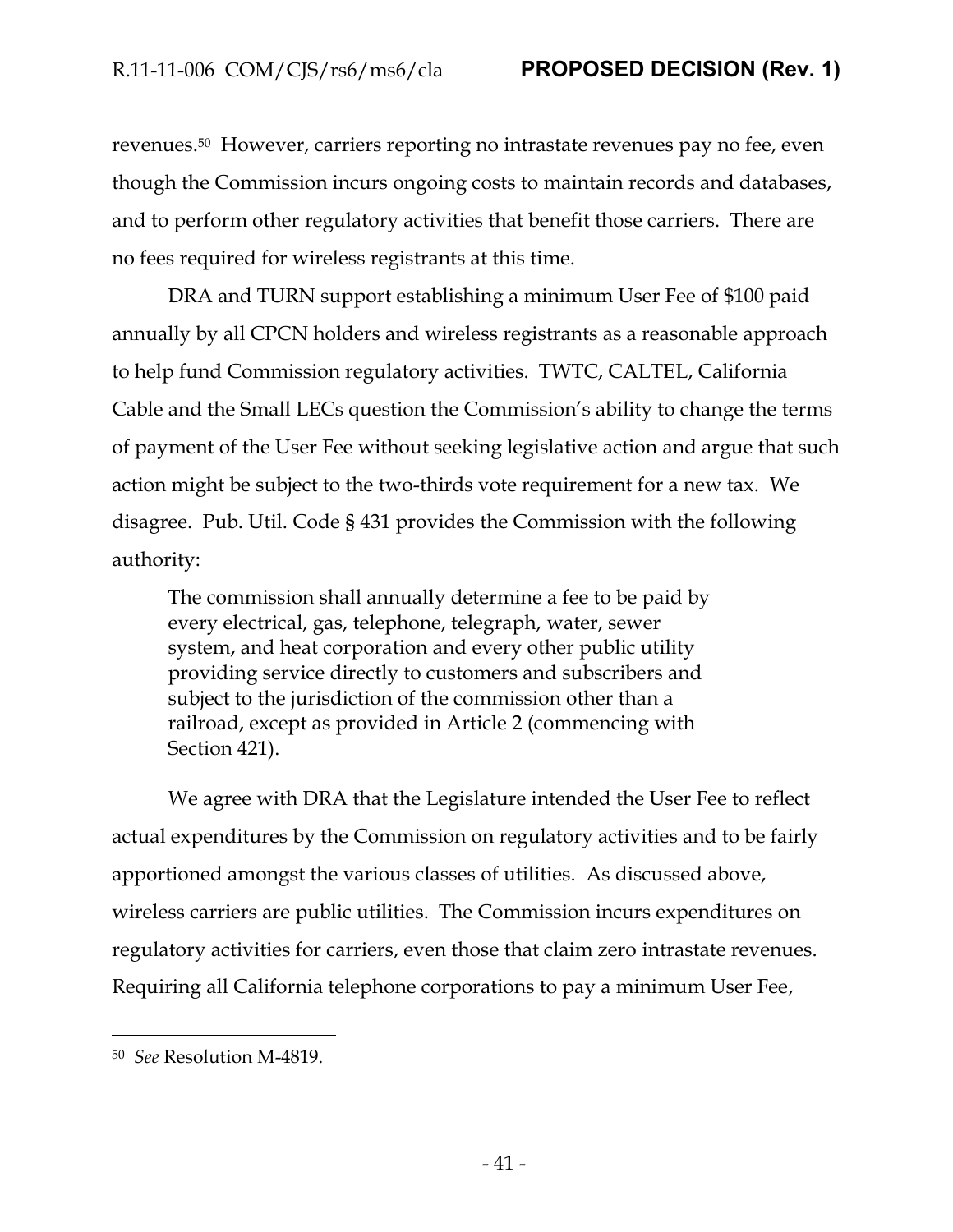revenues.[50] However, carriers reporting no intrastate revenues pay no fee, even though the Commission incurs ongoing costs to maintain records and databases, and to perform other regulatory activities that benefit those carriers. There are no fees required for wireless registrants at this time.

DRA and TURN support establishing a minimum User Fee of $100 paid annually by all CPCN holders and wireless registrants as a reasonable approach to help fund Commission regulatory activities. TWTC, CALTEL, California Cable and the Small LECs question the Commission's ability to change the terms of payment of the User Fee without seeking legislative action and argue that such action might be subject to the two-thirds vote requirement for a new tax. We disagree. Pub. Util. Code § 431 provides the Commission with the following authority:

> The commission shall annually determine a fee to be paid by every electrical, gas, telephone, telegraph, water, sewer system, and heat corporation and every other public utility providing service directly to customers and subscribers and subject to the jurisdiction of the commission other than a railroad, except as provided in Article 2 (commencing with Section 421).

We agree with DRA that the Legislature intended the User Fee to reflect actual expenditures by the Commission on regulatory activities and to be fairly apportioned amongst the various classes of utilities. As discussed above, wireless carriers are public utilities. The Commission incurs expenditures on regulatory activities for carriers, even those that claim zero intrastate revenues. Requiring all California telephone corporations to pay a minimum User Fee,

---

[50] *See* Resolution M-4819.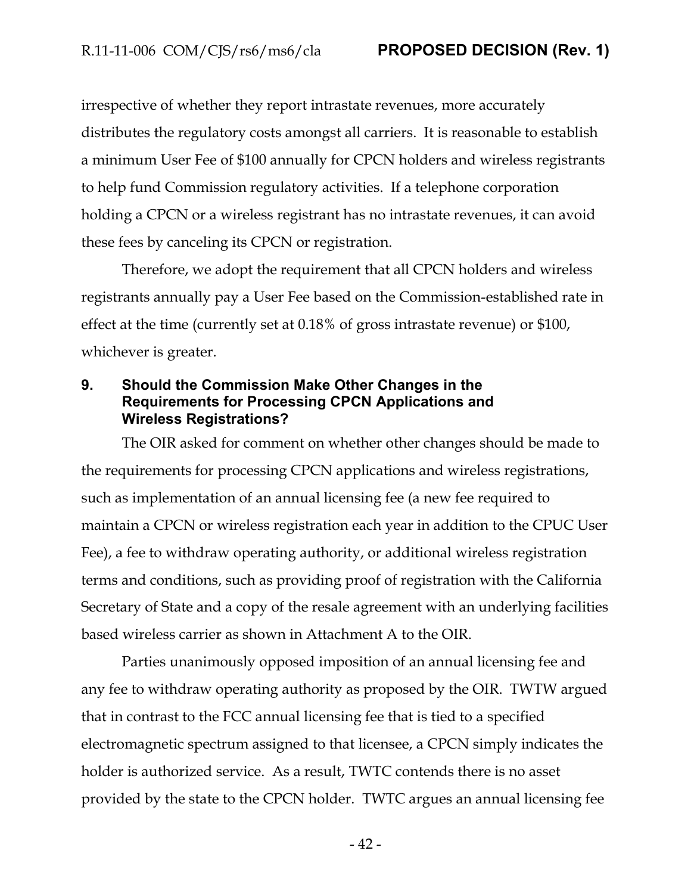irrespective of whether they report intrastate revenues, more accurately distributes the regulatory costs amongst all carriers. It is reasonable to establish a minimum User Fee of $100 annually for CPCN holders and wireless registrants to help fund Commission regulatory activities. If a telephone corporation holding a CPCN or a wireless registrant has no intrastate revenues, it can avoid these fees by canceling its CPCN or registration.

Therefore, we adopt the requirement that all CPCN holders and wireless registrants annually pay a User Fee based on the Commission-established rate in effect at the time (currently set at 0.18% of gross intrastate revenue) or $100, whichever is greater.

## 9. Should the Commission Make Other Changes in the Requirements for Processing CPCN Applications and Wireless Registrations?

The OIR asked for comment on whether other changes should be made to the requirements for processing CPCN applications and wireless registrations, such as implementation of an annual licensing fee (a new fee required to maintain a CPCN or wireless registration each year in addition to the CPUC User Fee), a fee to withdraw operating authority, or additional wireless registration terms and conditions, such as providing proof of registration with the California Secretary of State and a copy of the resale agreement with an underlying facilities based wireless carrier as shown in Attachment A to the OIR.

Parties unanimously opposed imposition of an annual licensing fee and any fee to withdraw operating authority as proposed by the OIR. TWTW argued that in contrast to the FCC annual licensing fee that is tied to a specified electromagnetic spectrum assigned to that licensee, a CPCN simply indicates the holder is authorized service. As a result, TWTC contends there is no asset provided by the state to the CPCN holder. TWTC argues an annual licensing fee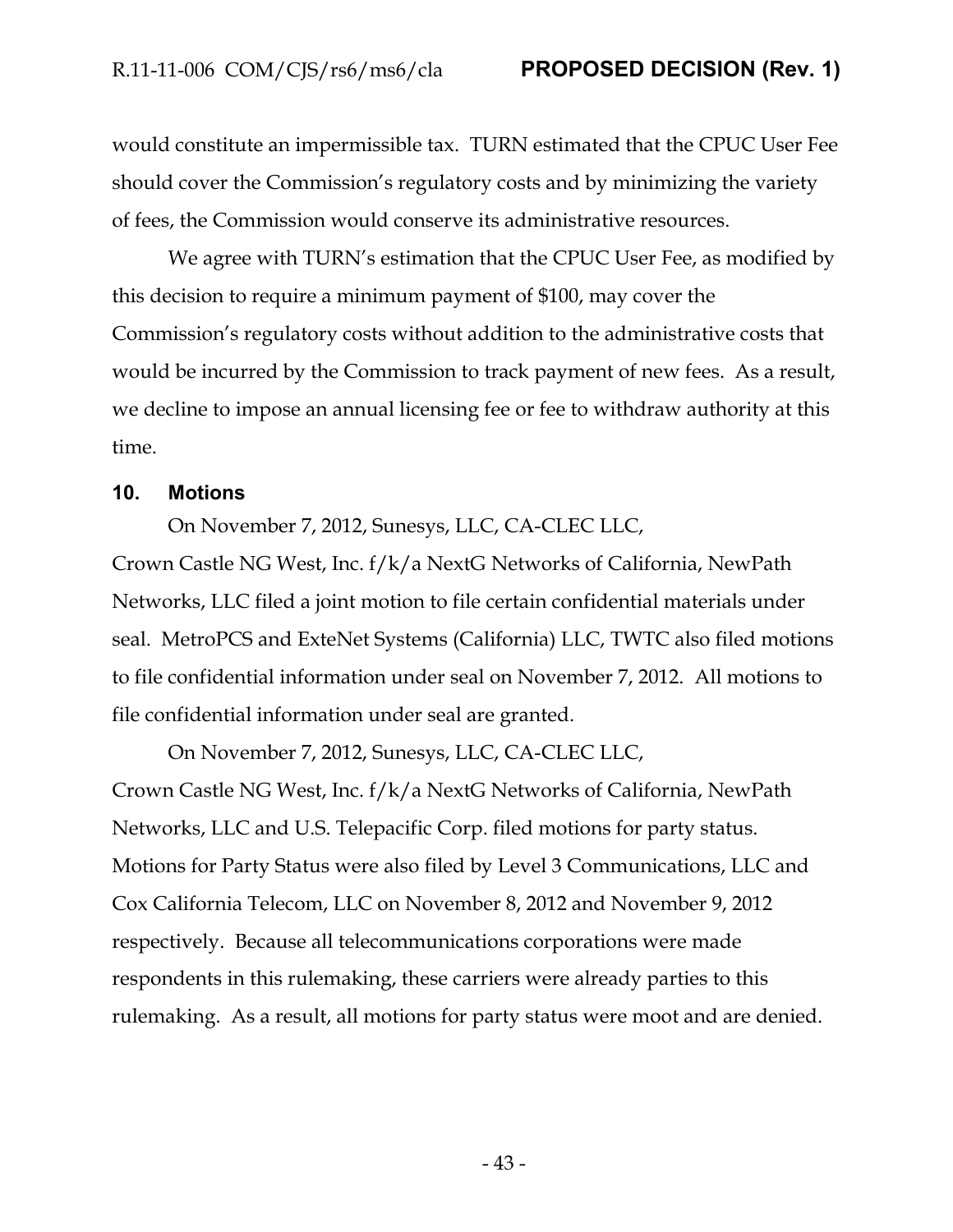would constitute an impermissible tax. TURN estimated that the CPUC User Fee should cover the Commission's regulatory costs and by minimizing the variety of fees, the Commission would conserve its administrative resources.

We agree with TURN's estimation that the CPUC User Fee, as modified by this decision to require a minimum payment of $100, may cover the Commission's regulatory costs without addition to the administrative costs that would be incurred by the Commission to track payment of new fees. As a result, we decline to impose an annual licensing fee or fee to withdraw authority at this time.

## 10. Motions

On November 7, 2012, Sunesys, LLC, CA-CLEC LLC, Crown Castle NG West, Inc. f/k/a NextG Networks of California, NewPath Networks, LLC filed a joint motion to file certain confidential materials under seal. MetroPCS and ExteNet Systems (California) LLC, TWTC also filed motions to file confidential information under seal on November 7, 2012. All motions to file confidential information under seal are granted.

On November 7, 2012, Sunesys, LLC, CA-CLEC LLC, Crown Castle NG West, Inc. f/k/a NextG Networks of California, NewPath Networks, LLC and U.S. Telepacific Corp. filed motions for party status. Motions for Party Status were also filed by Level 3 Communications, LLC and Cox California Telecom, LLC on November 8, 2012 and November 9, 2012 respectively. Because all telecommunications corporations were made respondents in this rulemaking, these carriers were already parties to this rulemaking. As a result, all motions for party status were moot and are denied.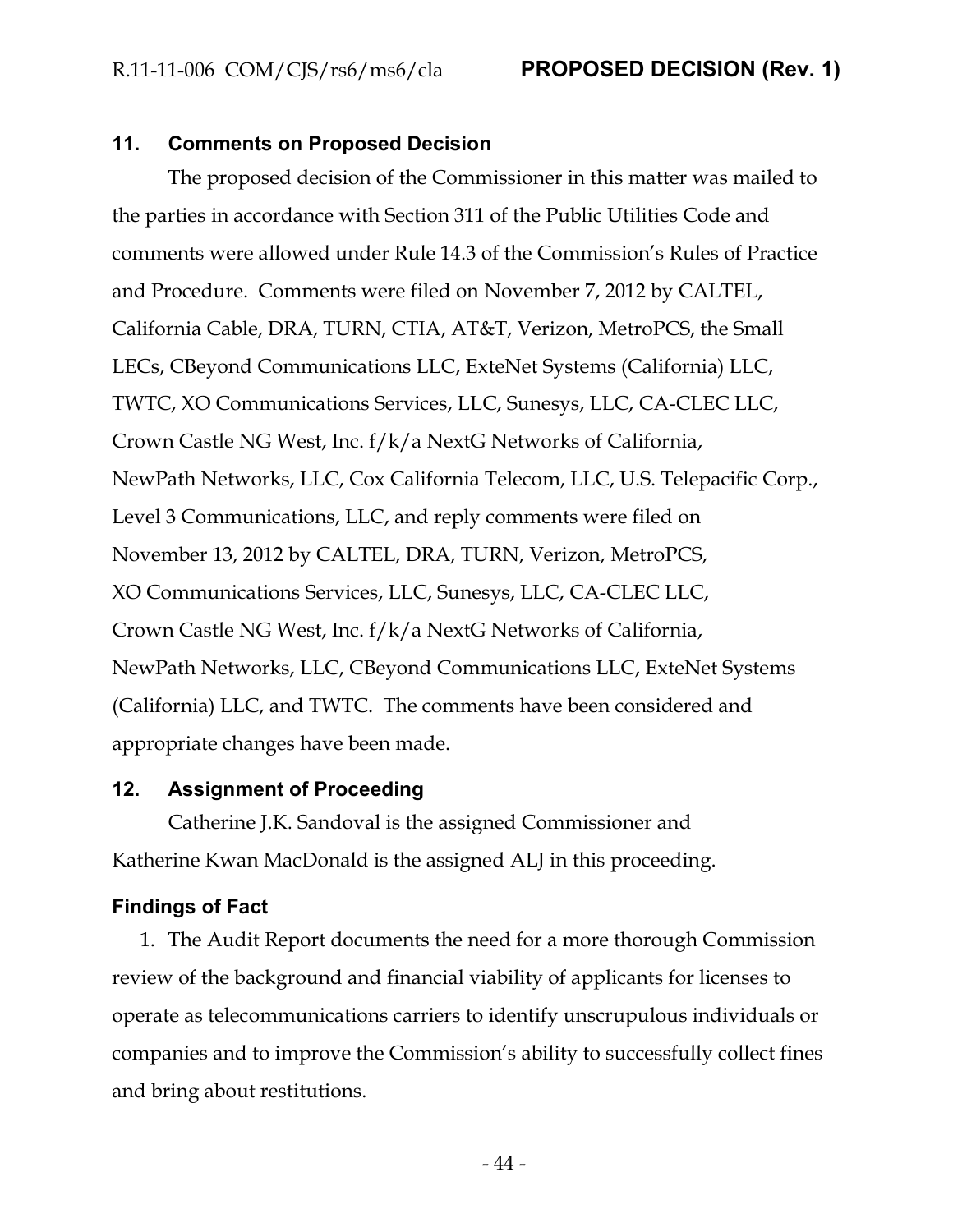## 11. Comments on Proposed Decision

The proposed decision of the Commissioner in this matter was mailed to the parties in accordance with Section 311 of the Public Utilities Code and comments were allowed under Rule 14.3 of the Commission's Rules of Practice and Procedure. Comments were filed on November 7, 2012 by CALTEL, California Cable, DRA, TURN, CTIA, AT&T, Verizon, MetroPCS, the Small LECs, CBeyond Communications LLC, ExteNet Systems (California) LLC, TWTC, XO Communications Services, LLC, Sunesys, LLC, CA-CLEC LLC, Crown Castle NG West, Inc. f/k/a NextG Networks of California, NewPath Networks, LLC, Cox California Telecom, LLC, U.S. Telepacific Corp., Level 3 Communications, LLC, and reply comments were filed on November 13, 2012 by CALTEL, DRA, TURN, Verizon, MetroPCS, XO Communications Services, LLC, Sunesys, LLC, CA-CLEC LLC, Crown Castle NG West, Inc. f/k/a NextG Networks of California, NewPath Networks, LLC, CBeyond Communications LLC, ExteNet Systems (California) LLC, and TWTC. The comments have been considered and appropriate changes have been made.

## 12. Assignment of Proceeding

Catherine J.K. Sandoval is the assigned Commissioner and Katherine Kwan MacDonald is the assigned ALJ in this proceeding.

## Findings of Fact

1. The Audit Report documents the need for a more thorough Commission review of the background and financial viability of applicants for licenses to operate as telecommunications carriers to identify unscrupulous individuals or companies and to improve the Commission's ability to successfully collect fines and bring about restitutions.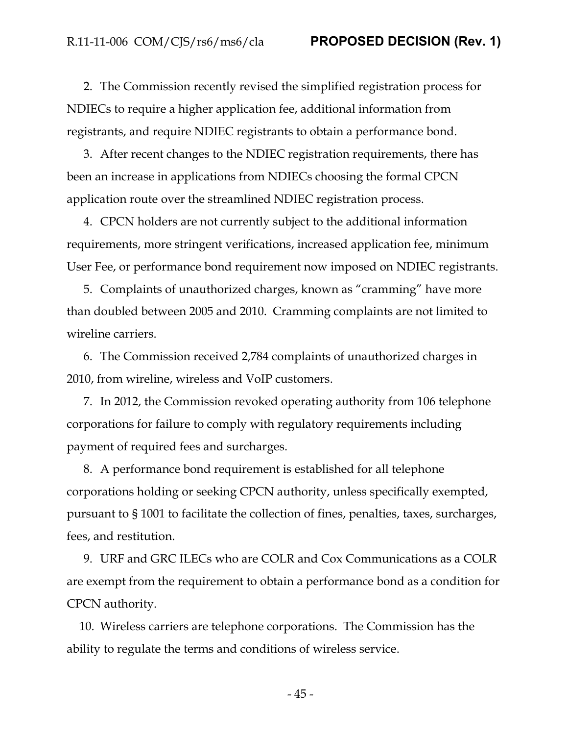2. The Commission recently revised the simplified registration process for NDIECs to require a higher application fee, additional information from registrants, and require NDIEC registrants to obtain a performance bond.

3. After recent changes to the NDIEC registration requirements, there has been an increase in applications from NDIECs choosing the formal CPCN application route over the streamlined NDIEC registration process.

4. CPCN holders are not currently subject to the additional information requirements, more stringent verifications, increased application fee, minimum User Fee, or performance bond requirement now imposed on NDIEC registrants.

5. Complaints of unauthorized charges, known as "cramming" have more than doubled between 2005 and 2010. Cramming complaints are not limited to wireline carriers.

6. The Commission received 2,784 complaints of unauthorized charges in 2010, from wireline, wireless and VoIP customers.

7. In 2012, the Commission revoked operating authority from 106 telephone corporations for failure to comply with regulatory requirements including payment of required fees and surcharges.

8. A performance bond requirement is established for all telephone corporations holding or seeking CPCN authority, unless specifically exempted, pursuant to § 1001 to facilitate the collection of fines, penalties, taxes, surcharges, fees, and restitution.

9. URF and GRC ILECs who are COLR and Cox Communications as a COLR are exempt from the requirement to obtain a performance bond as a condition for CPCN authority.

10. Wireless carriers are telephone corporations. The Commission has the ability to regulate the terms and conditions of wireless service.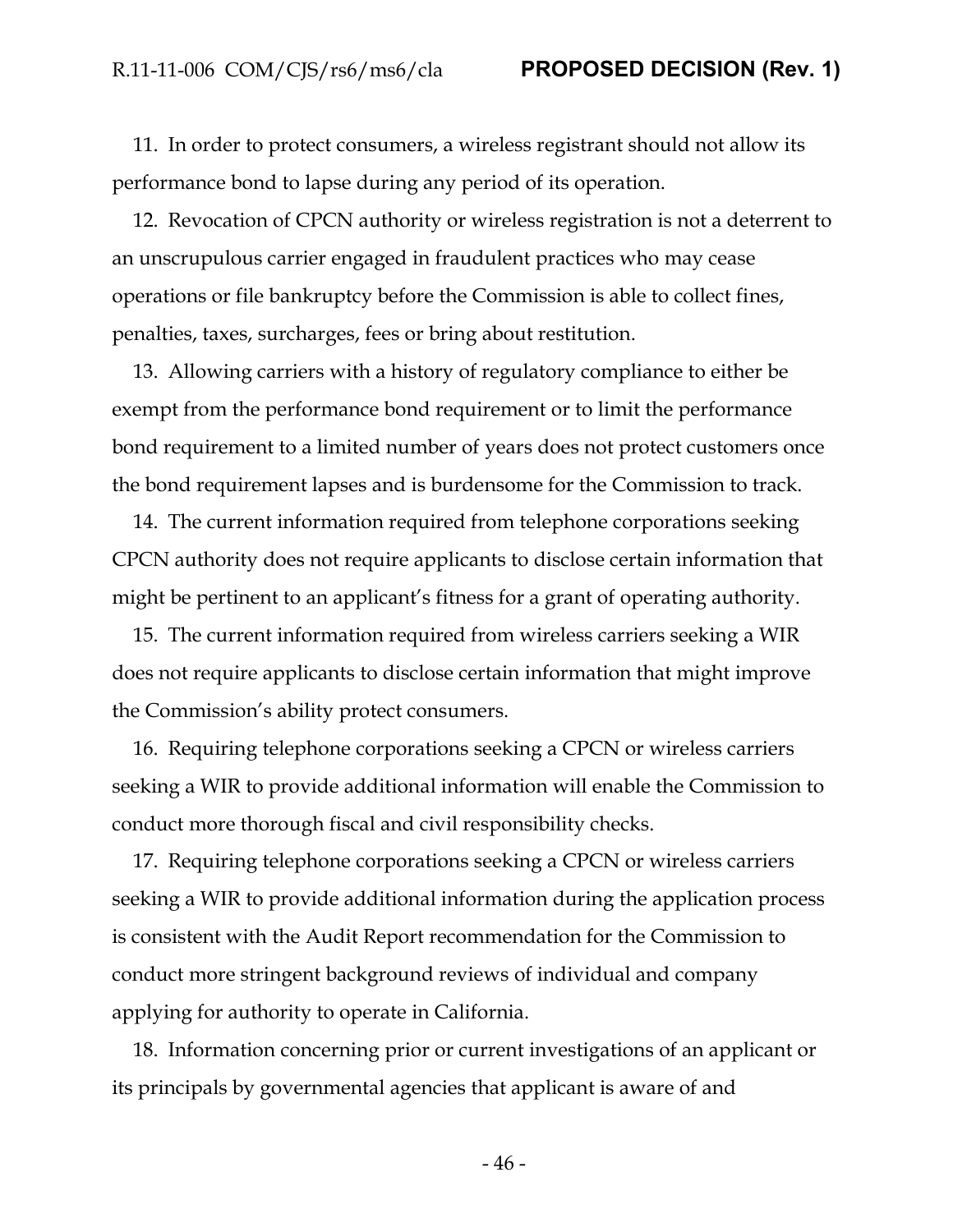11. In order to protect consumers, a wireless registrant should not allow its performance bond to lapse during any period of its operation.

12. Revocation of CPCN authority or wireless registration is not a deterrent to an unscrupulous carrier engaged in fraudulent practices who may cease operations or file bankruptcy before the Commission is able to collect fines, penalties, taxes, surcharges, fees or bring about restitution.

13. Allowing carriers with a history of regulatory compliance to either be exempt from the performance bond requirement or to limit the performance bond requirement to a limited number of years does not protect customers once the bond requirement lapses and is burdensome for the Commission to track.

14. The current information required from telephone corporations seeking CPCN authority does not require applicants to disclose certain information that might be pertinent to an applicant's fitness for a grant of operating authority.

15. The current information required from wireless carriers seeking a WIR does not require applicants to disclose certain information that might improve the Commission's ability protect consumers.

16. Requiring telephone corporations seeking a CPCN or wireless carriers seeking a WIR to provide additional information will enable the Commission to conduct more thorough fiscal and civil responsibility checks.

17. Requiring telephone corporations seeking a CPCN or wireless carriers seeking a WIR to provide additional information during the application process is consistent with the Audit Report recommendation for the Commission to conduct more stringent background reviews of individual and company applying for authority to operate in California.

18. Information concerning prior or current investigations of an applicant or its principals by governmental agencies that applicant is aware of and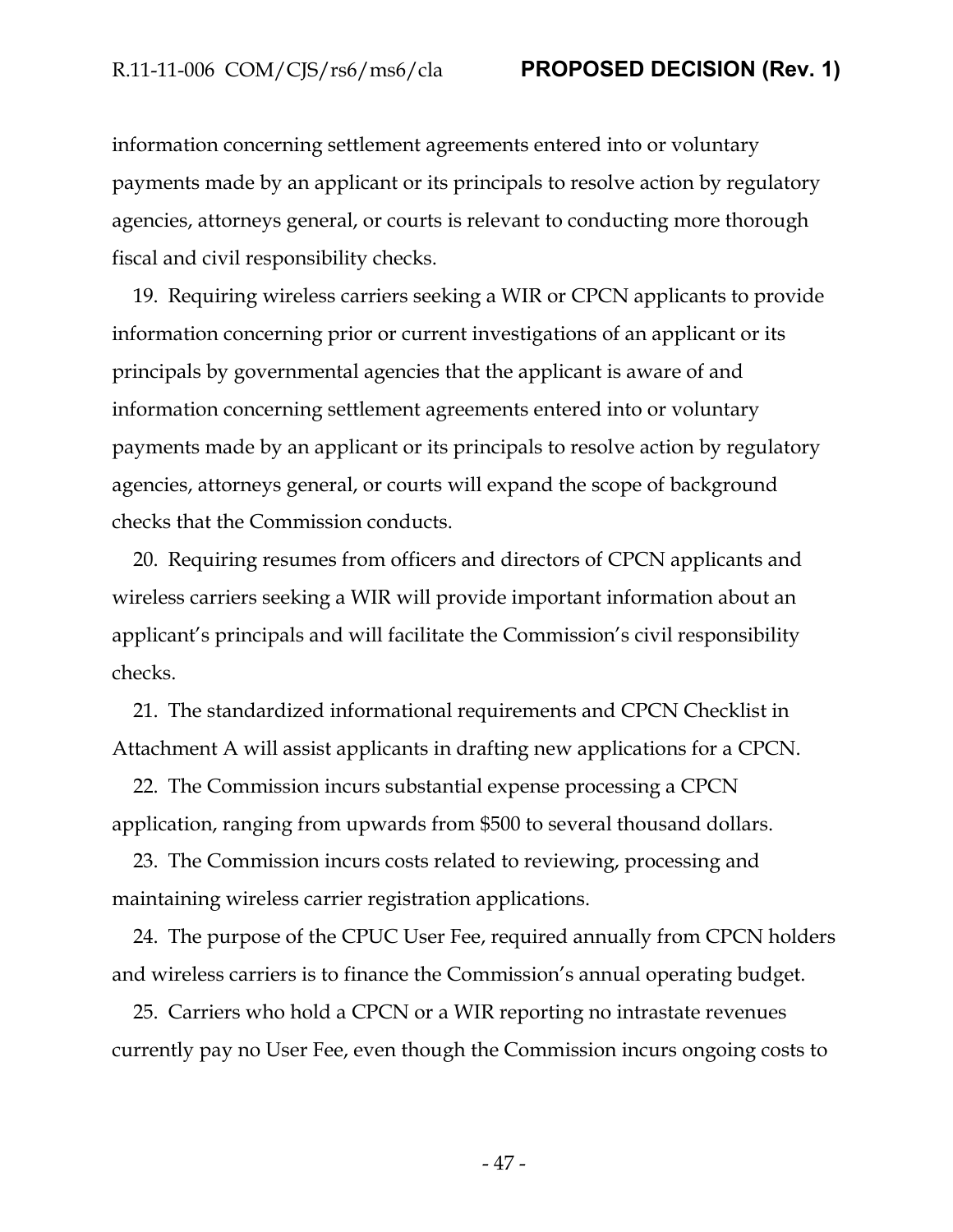information concerning settlement agreements entered into or voluntary payments made by an applicant or its principals to resolve action by regulatory agencies, attorneys general, or courts is relevant to conducting more thorough fiscal and civil responsibility checks.

19. Requiring wireless carriers seeking a WIR or CPCN applicants to provide information concerning prior or current investigations of an applicant or its principals by governmental agencies that the applicant is aware of and information concerning settlement agreements entered into or voluntary payments made by an applicant or its principals to resolve action by regulatory agencies, attorneys general, or courts will expand the scope of background checks that the Commission conducts.

20. Requiring resumes from officers and directors of CPCN applicants and wireless carriers seeking a WIR will provide important information about an applicant's principals and will facilitate the Commission's civil responsibility checks.

21. The standardized informational requirements and CPCN Checklist in Attachment A will assist applicants in drafting new applications for a CPCN.

22. The Commission incurs substantial expense processing a CPCN application, ranging from upwards from $500 to several thousand dollars.

23. The Commission incurs costs related to reviewing, processing and maintaining wireless carrier registration applications.

24. The purpose of the CPUC User Fee, required annually from CPCN holders and wireless carriers is to finance the Commission's annual operating budget.

25. Carriers who hold a CPCN or a WIR reporting no intrastate revenues currently pay no User Fee, even though the Commission incurs ongoing costs to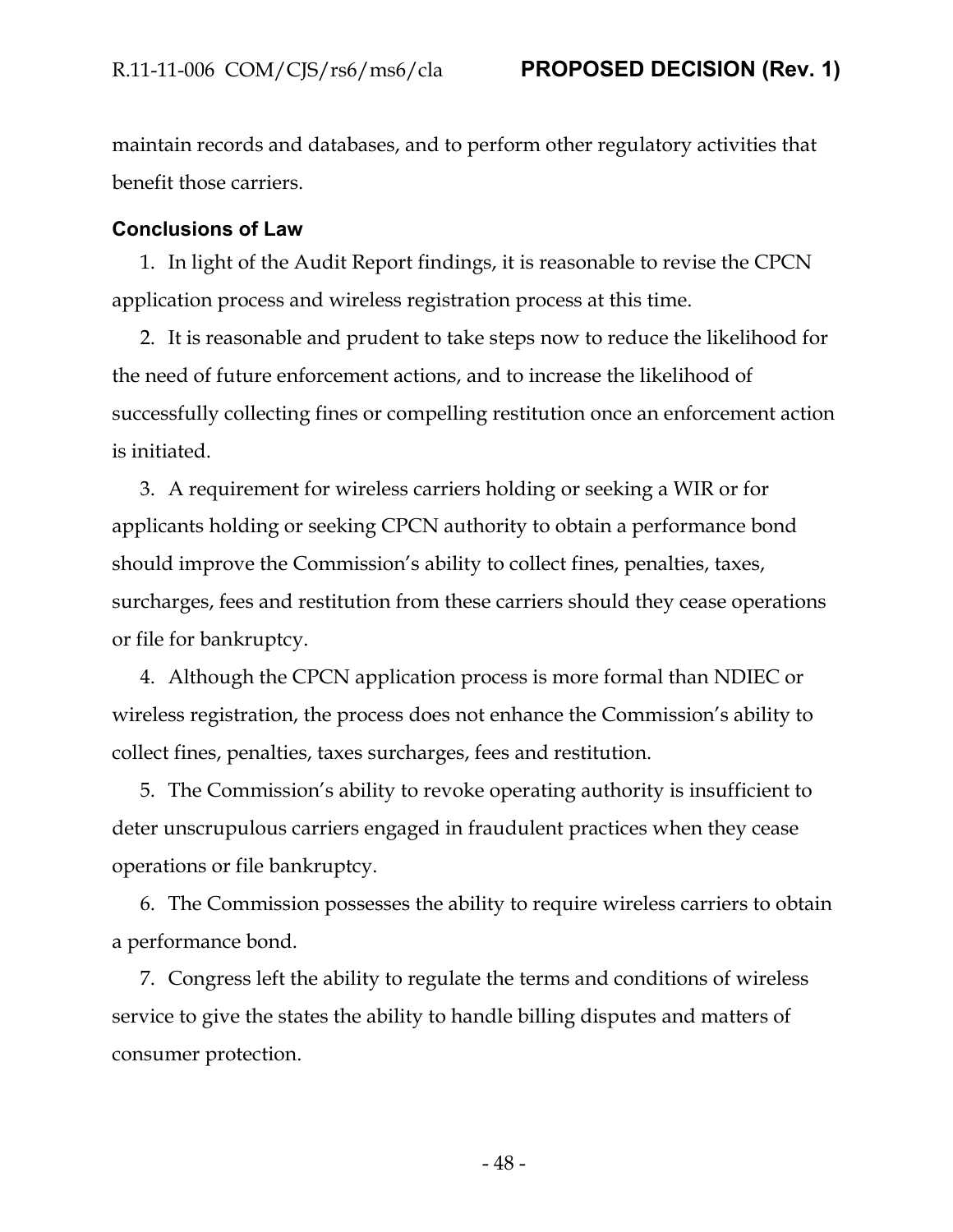maintain records and databases, and to perform other regulatory activities that benefit those carriers.

## Conclusions of Law

1. In light of the Audit Report findings, it is reasonable to revise the CPCN application process and wireless registration process at this time.

2. It is reasonable and prudent to take steps now to reduce the likelihood for the need of future enforcement actions, and to increase the likelihood of successfully collecting fines or compelling restitution once an enforcement action is initiated.

3. A requirement for wireless carriers holding or seeking a WIR or for applicants holding or seeking CPCN authority to obtain a performance bond should improve the Commission's ability to collect fines, penalties, taxes, surcharges, fees and restitution from these carriers should they cease operations or file for bankruptcy.

4. Although the CPCN application process is more formal than NDIEC or wireless registration, the process does not enhance the Commission's ability to collect fines, penalties, taxes surcharges, fees and restitution.

5. The Commission's ability to revoke operating authority is insufficient to deter unscrupulous carriers engaged in fraudulent practices when they cease operations or file bankruptcy.

6. The Commission possesses the ability to require wireless carriers to obtain a performance bond.

7. Congress left the ability to regulate the terms and conditions of wireless service to give the states the ability to handle billing disputes and matters of consumer protection.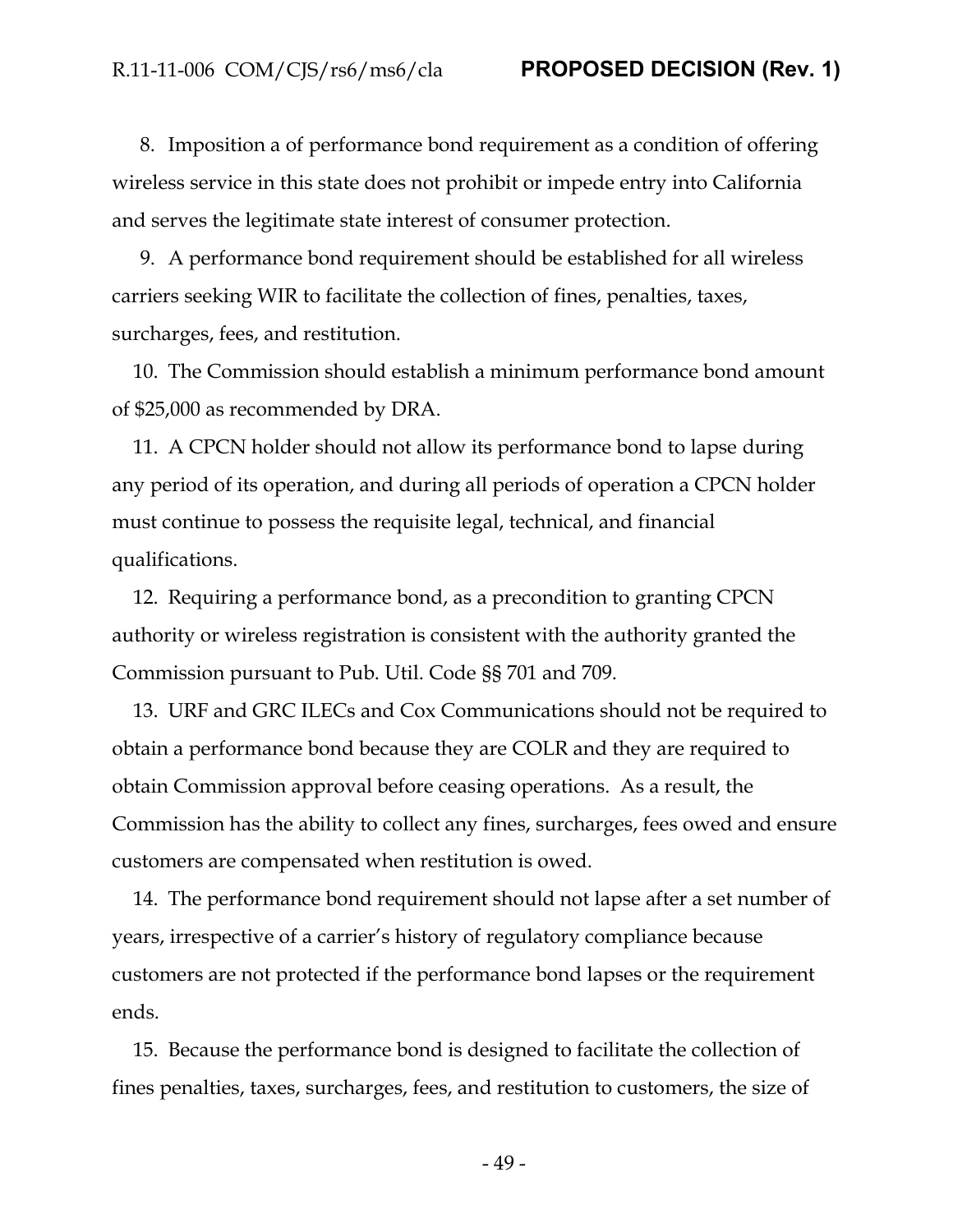8. Imposition a of performance bond requirement as a condition of offering wireless service in this state does not prohibit or impede entry into California and serves the legitimate state interest of consumer protection.

9. A performance bond requirement should be established for all wireless carriers seeking WIR to facilitate the collection of fines, penalties, taxes, surcharges, fees, and restitution.

10. The Commission should establish a minimum performance bond amount of $25,000 as recommended by DRA.

11. A CPCN holder should not allow its performance bond to lapse during any period of its operation, and during all periods of operation a CPCN holder must continue to possess the requisite legal, technical, and financial qualifications.

12. Requiring a performance bond, as a precondition to granting CPCN authority or wireless registration is consistent with the authority granted the Commission pursuant to Pub. Util. Code §§ 701 and 709.

13. URF and GRC ILECs and Cox Communications should not be required to obtain a performance bond because they are COLR and they are required to obtain Commission approval before ceasing operations. As a result, the Commission has the ability to collect any fines, surcharges, fees owed and ensure customers are compensated when restitution is owed.

14. The performance bond requirement should not lapse after a set number of years, irrespective of a carrier's history of regulatory compliance because customers are not protected if the performance bond lapses or the requirement ends.

15. Because the performance bond is designed to facilitate the collection of fines penalties, taxes, surcharges, fees, and restitution to customers, the size of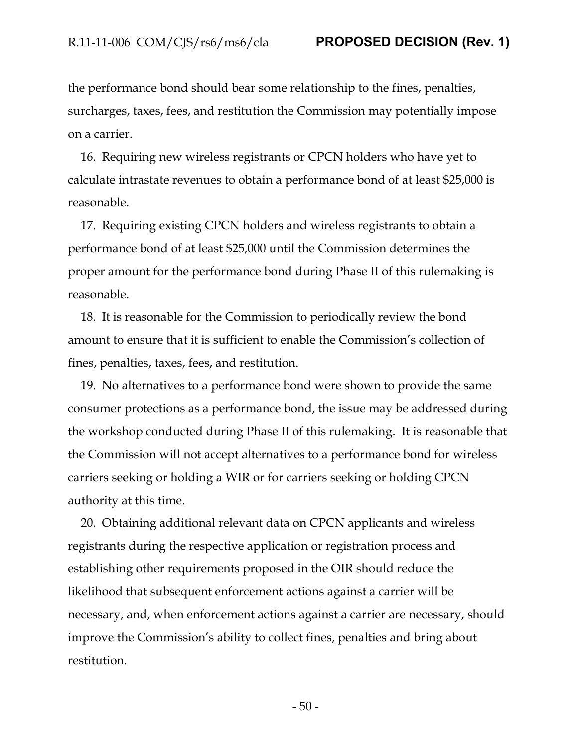the performance bond should bear some relationship to the fines, penalties, surcharges, taxes, fees, and restitution the Commission may potentially impose on a carrier.

16. Requiring new wireless registrants or CPCN holders who have yet to calculate intrastate revenues to obtain a performance bond of at least $25,000 is reasonable.

17. Requiring existing CPCN holders and wireless registrants to obtain a performance bond of at least $25,000 until the Commission determines the proper amount for the performance bond during Phase II of this rulemaking is reasonable.

18. It is reasonable for the Commission to periodically review the bond amount to ensure that it is sufficient to enable the Commission's collection of fines, penalties, taxes, fees, and restitution.

19. No alternatives to a performance bond were shown to provide the same consumer protections as a performance bond, the issue may be addressed during the workshop conducted during Phase II of this rulemaking. It is reasonable that the Commission will not accept alternatives to a performance bond for wireless carriers seeking or holding a WIR or for carriers seeking or holding CPCN authority at this time.

20. Obtaining additional relevant data on CPCN applicants and wireless registrants during the respective application or registration process and establishing other requirements proposed in the OIR should reduce the likelihood that subsequent enforcement actions against a carrier will be necessary, and, when enforcement actions against a carrier are necessary, should improve the Commission's ability to collect fines, penalties and bring about restitution.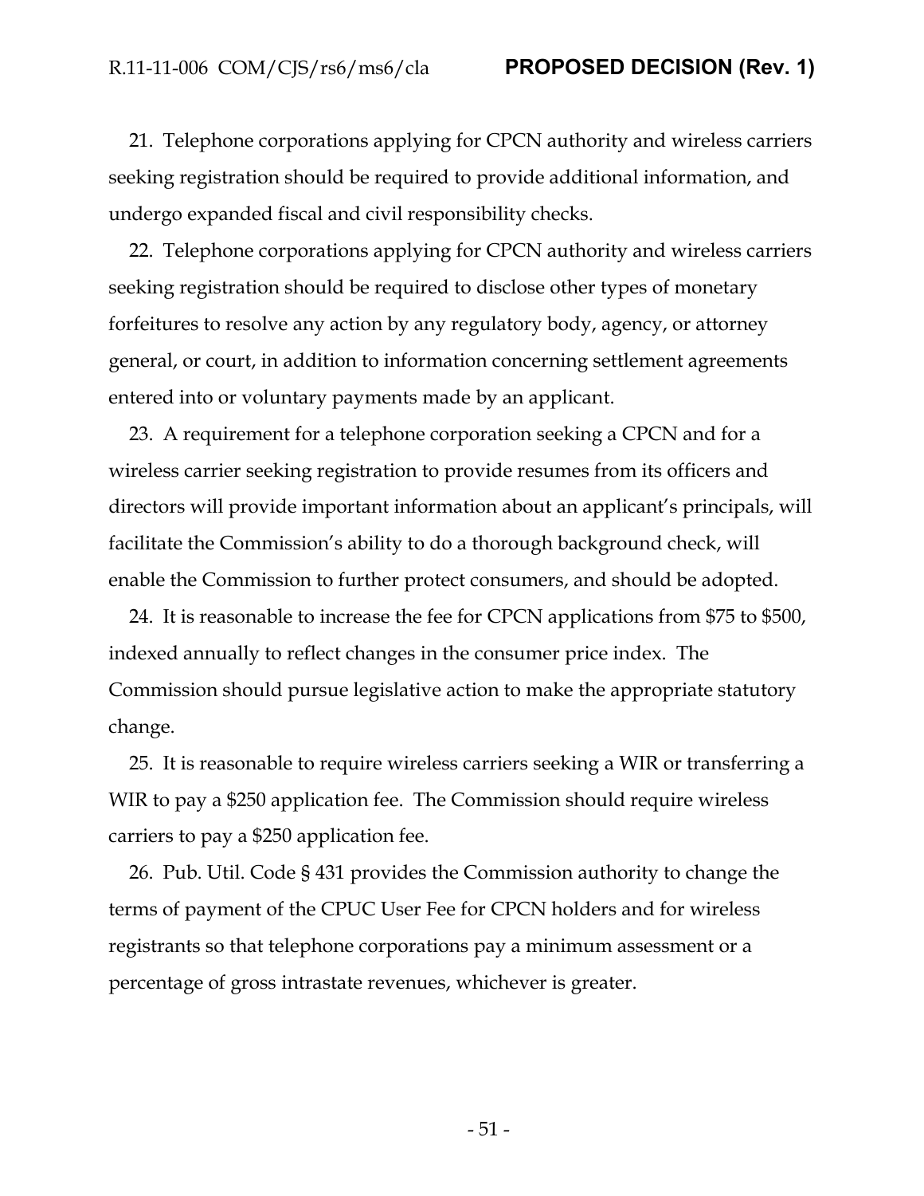21. Telephone corporations applying for CPCN authority and wireless carriers seeking registration should be required to provide additional information, and undergo expanded fiscal and civil responsibility checks.

22. Telephone corporations applying for CPCN authority and wireless carriers seeking registration should be required to disclose other types of monetary forfeitures to resolve any action by any regulatory body, agency, or attorney general, or court, in addition to information concerning settlement agreements entered into or voluntary payments made by an applicant.

23. A requirement for a telephone corporation seeking a CPCN and for a wireless carrier seeking registration to provide resumes from its officers and directors will provide important information about an applicant's principals, will facilitate the Commission's ability to do a thorough background check, will enable the Commission to further protect consumers, and should be adopted.

24. It is reasonable to increase the fee for CPCN applications from $75 to $500, indexed annually to reflect changes in the consumer price index. The Commission should pursue legislative action to make the appropriate statutory change.

25. It is reasonable to require wireless carriers seeking a WIR or transferring a WIR to pay a $250 application fee. The Commission should require wireless carriers to pay a $250 application fee.

26. Pub. Util. Code § 431 provides the Commission authority to change the terms of payment of the CPUC User Fee for CPCN holders and for wireless registrants so that telephone corporations pay a minimum assessment or a percentage of gross intrastate revenues, whichever is greater.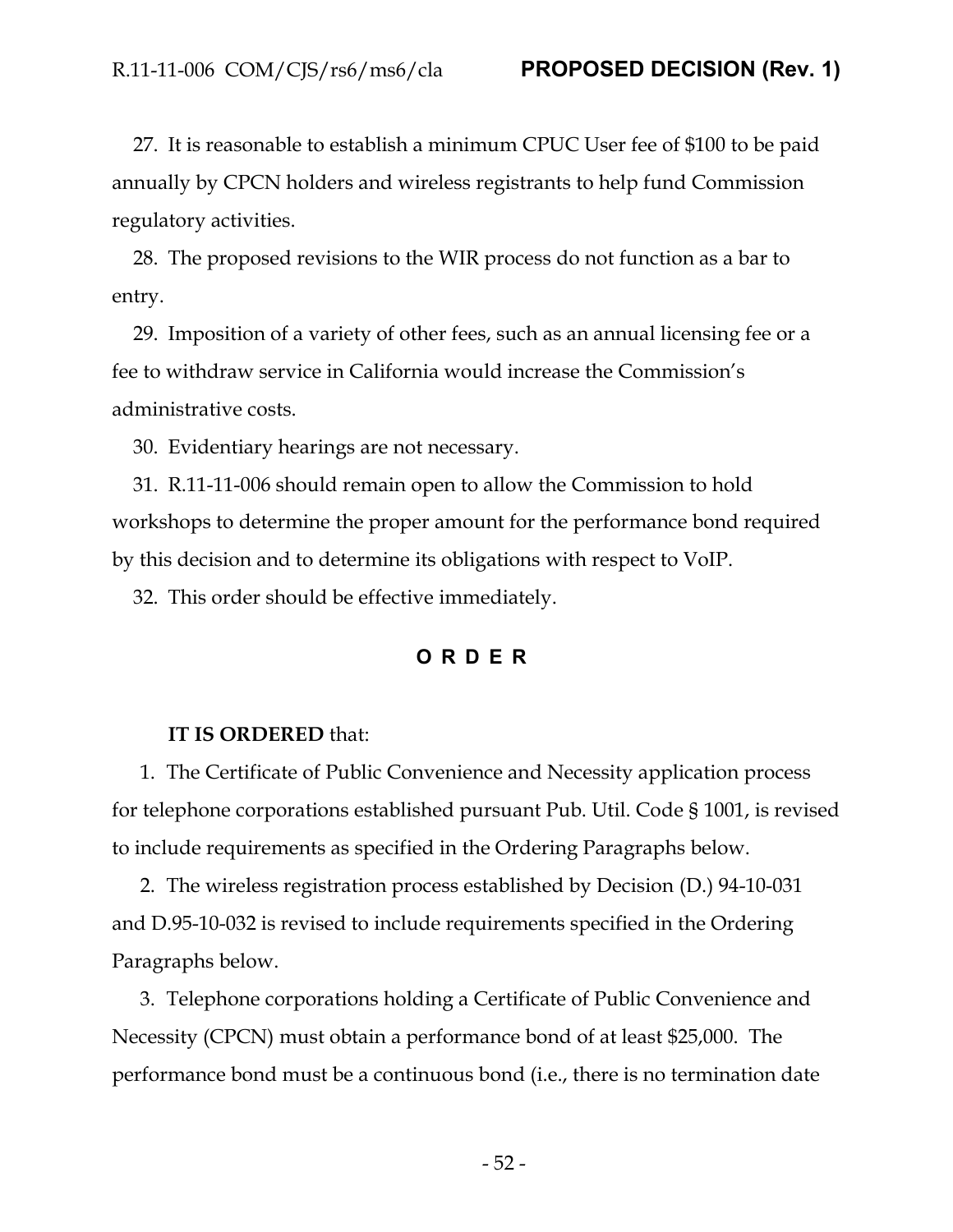27. It is reasonable to establish a minimum CPUC User fee of $100 to be paid annually by CPCN holders and wireless registrants to help fund Commission regulatory activities.

28. The proposed revisions to the WIR process do not function as a bar to entry.

29. Imposition of a variety of other fees, such as an annual licensing fee or a fee to withdraw service in California would increase the Commission's administrative costs.

30. Evidentiary hearings are not necessary.

31. R.11-11-006 should remain open to allow the Commission to hold workshops to determine the proper amount for the performance bond required by this decision and to determine its obligations with respect to VoIP.

32. This order should be effective immediately.

## O R D E R

**IT IS ORDERED** that:

1. The Certificate of Public Convenience and Necessity application process for telephone corporations established pursuant Pub. Util. Code § 1001, is revised to include requirements as specified in the Ordering Paragraphs below.

2. The wireless registration process established by Decision (D.) 94-10-031 and D.95-10-032 is revised to include requirements specified in the Ordering Paragraphs below.

3. Telephone corporations holding a Certificate of Public Convenience and Necessity (CPCN) must obtain a performance bond of at least $25,000. The performance bond must be a continuous bond (i.e., there is no termination date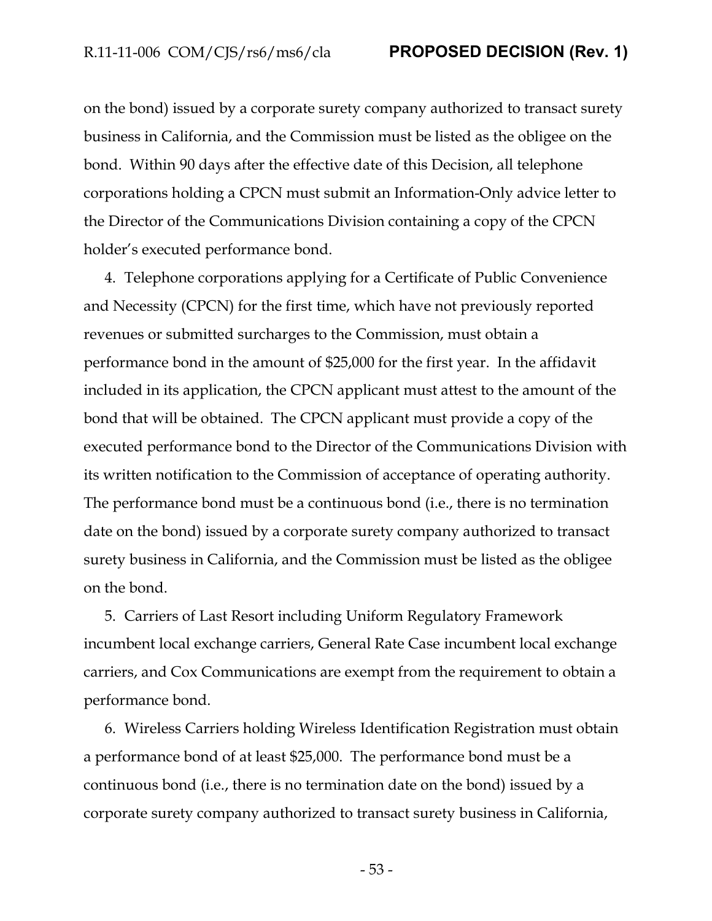on the bond) issued by a corporate surety company authorized to transact surety business in California, and the Commission must be listed as the obligee on the bond. Within 90 days after the effective date of this Decision, all telephone corporations holding a CPCN must submit an Information-Only advice letter to the Director of the Communications Division containing a copy of the CPCN holder's executed performance bond.

4. Telephone corporations applying for a Certificate of Public Convenience and Necessity (CPCN) for the first time, which have not previously reported revenues or submitted surcharges to the Commission, must obtain a performance bond in the amount of $25,000 for the first year. In the affidavit included in its application, the CPCN applicant must attest to the amount of the bond that will be obtained. The CPCN applicant must provide a copy of the executed performance bond to the Director of the Communications Division with its written notification to the Commission of acceptance of operating authority. The performance bond must be a continuous bond (i.e., there is no termination date on the bond) issued by a corporate surety company authorized to transact surety business in California, and the Commission must be listed as the obligee on the bond.

5. Carriers of Last Resort including Uniform Regulatory Framework incumbent local exchange carriers, General Rate Case incumbent local exchange carriers, and Cox Communications are exempt from the requirement to obtain a performance bond.

6. Wireless Carriers holding Wireless Identification Registration must obtain a performance bond of at least $25,000. The performance bond must be a continuous bond (i.e., there is no termination date on the bond) issued by a corporate surety company authorized to transact surety business in California,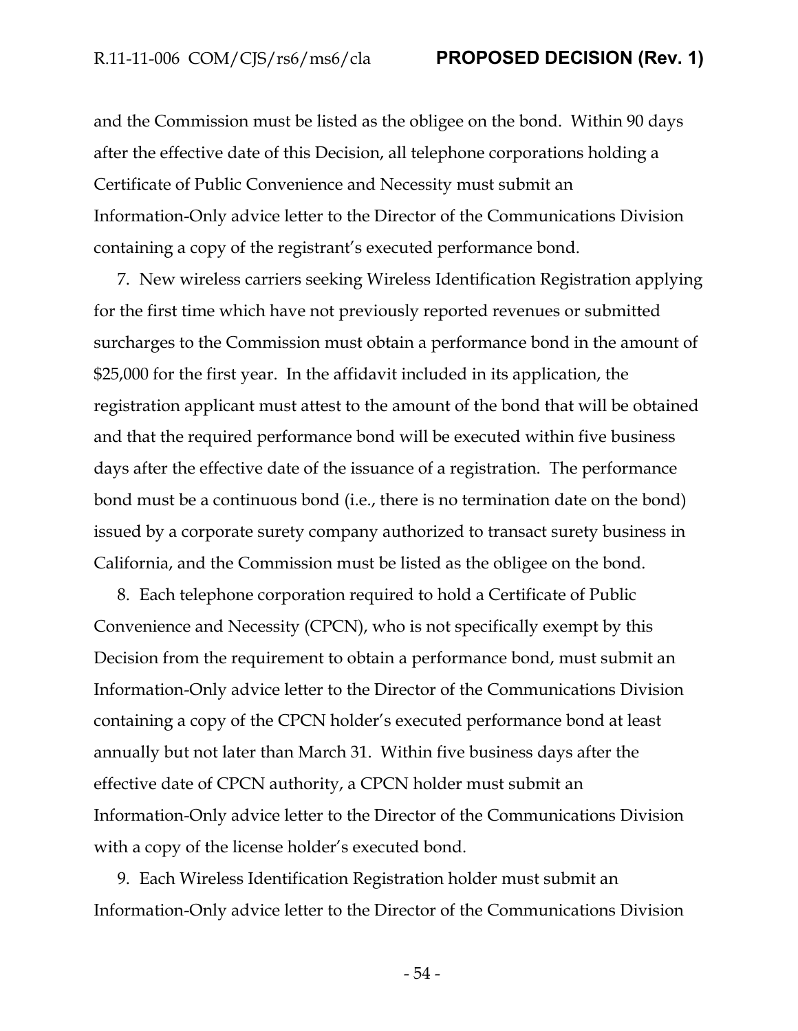and the Commission must be listed as the obligee on the bond. Within 90 days after the effective date of this Decision, all telephone corporations holding a Certificate of Public Convenience and Necessity must submit an Information-Only advice letter to the Director of the Communications Division containing a copy of the registrant's executed performance bond.

7. New wireless carriers seeking Wireless Identification Registration applying for the first time which have not previously reported revenues or submitted surcharges to the Commission must obtain a performance bond in the amount of $25,000 for the first year. In the affidavit included in its application, the registration applicant must attest to the amount of the bond that will be obtained and that the required performance bond will be executed within five business days after the effective date of the issuance of a registration. The performance bond must be a continuous bond (i.e., there is no termination date on the bond) issued by a corporate surety company authorized to transact surety business in California, and the Commission must be listed as the obligee on the bond.

8. Each telephone corporation required to hold a Certificate of Public Convenience and Necessity (CPCN), who is not specifically exempt by this Decision from the requirement to obtain a performance bond, must submit an Information-Only advice letter to the Director of the Communications Division containing a copy of the CPCN holder's executed performance bond at least annually but not later than March 31. Within five business days after the effective date of CPCN authority, a CPCN holder must submit an Information-Only advice letter to the Director of the Communications Division with a copy of the license holder's executed bond.

9. Each Wireless Identification Registration holder must submit an Information-Only advice letter to the Director of the Communications Division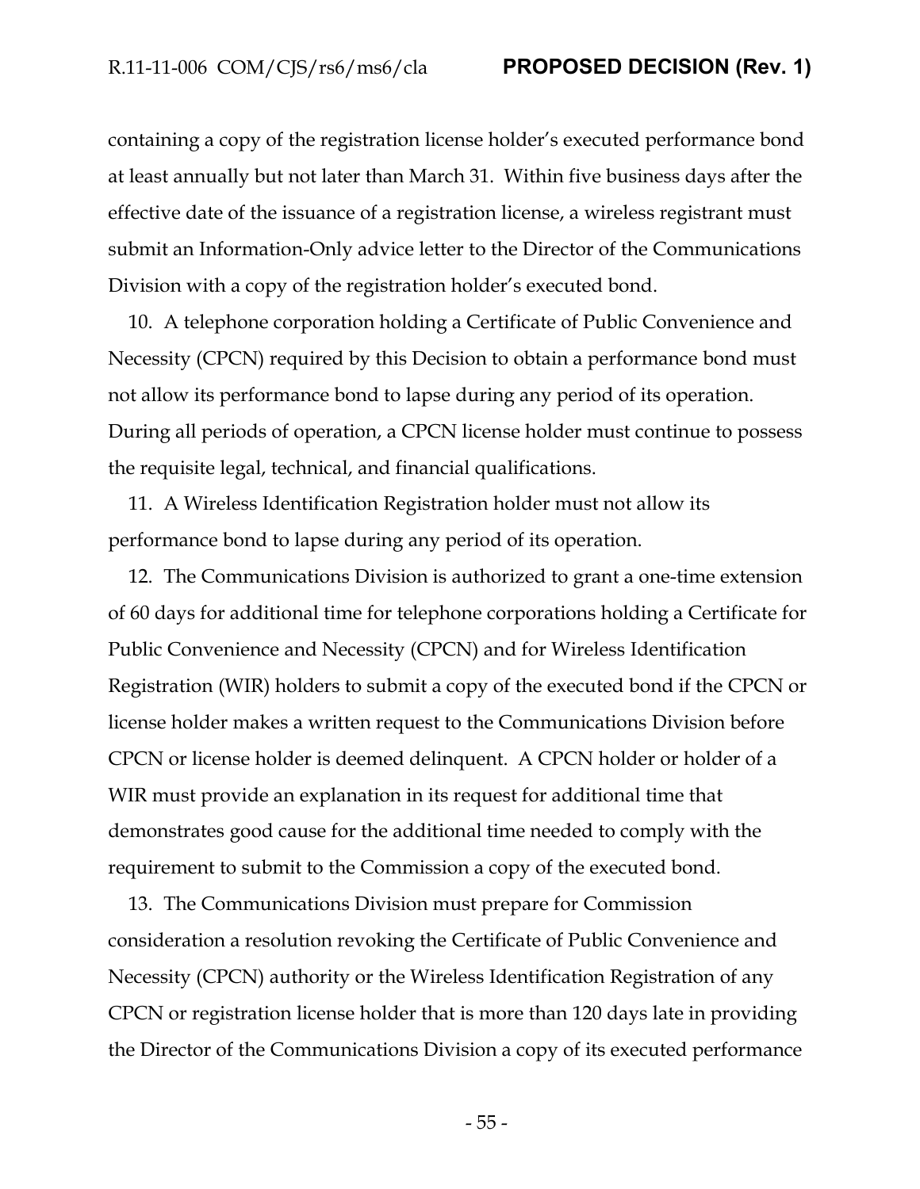containing a copy of the registration license holder's executed performance bond at least annually but not later than March 31. Within five business days after the effective date of the issuance of a registration license, a wireless registrant must submit an Information-Only advice letter to the Director of the Communications Division with a copy of the registration holder's executed bond.

10. A telephone corporation holding a Certificate of Public Convenience and Necessity (CPCN) required by this Decision to obtain a performance bond must not allow its performance bond to lapse during any period of its operation. During all periods of operation, a CPCN license holder must continue to possess the requisite legal, technical, and financial qualifications.

11. A Wireless Identification Registration holder must not allow its performance bond to lapse during any period of its operation.

12. The Communications Division is authorized to grant a one-time extension of 60 days for additional time for telephone corporations holding a Certificate for Public Convenience and Necessity (CPCN) and for Wireless Identification Registration (WIR) holders to submit a copy of the executed bond if the CPCN or license holder makes a written request to the Communications Division before CPCN or license holder is deemed delinquent. A CPCN holder or holder of a WIR must provide an explanation in its request for additional time that demonstrates good cause for the additional time needed to comply with the requirement to submit to the Commission a copy of the executed bond.

13. The Communications Division must prepare for Commission consideration a resolution revoking the Certificate of Public Convenience and Necessity (CPCN) authority or the Wireless Identification Registration of any CPCN or registration license holder that is more than 120 days late in providing the Director of the Communications Division a copy of its executed performance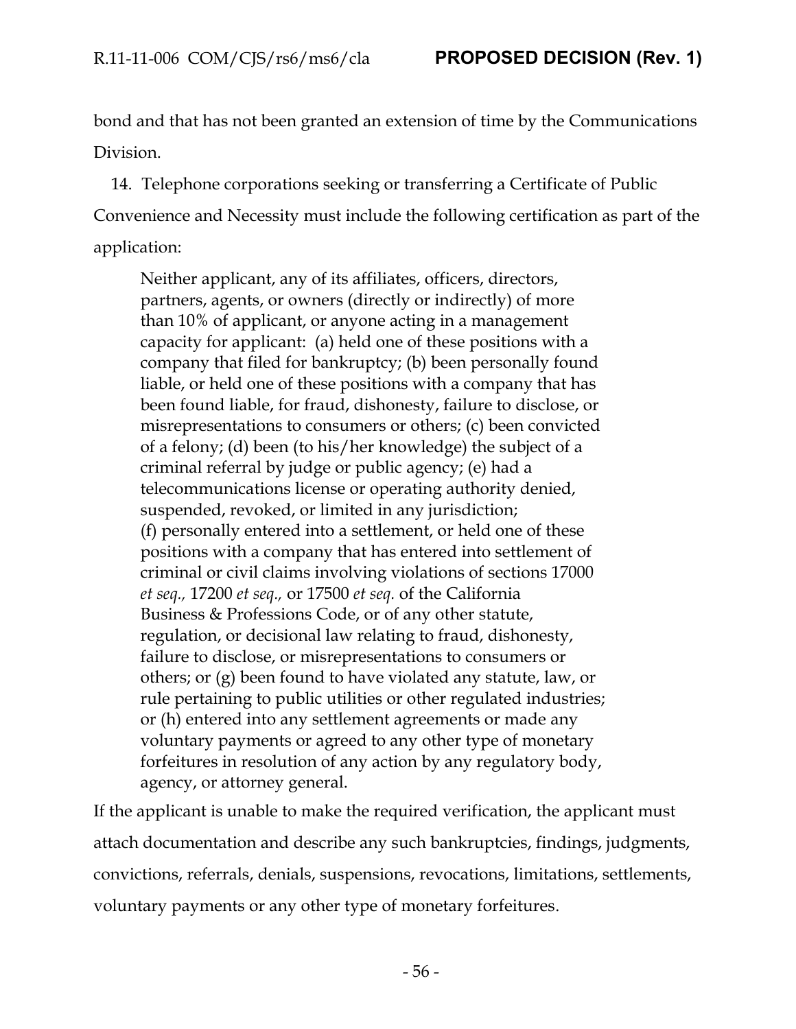bond and that has not been granted an extension of time by the Communications Division.

14. Telephone corporations seeking or transferring a Certificate of Public Convenience and Necessity must include the following certification as part of the application:

> Neither applicant, any of its affiliates, officers, directors, partners, agents, or owners (directly or indirectly) of more than 10% of applicant, or anyone acting in a management capacity for applicant: (a) held one of these positions with a company that filed for bankruptcy; (b) been personally found liable, or held one of these positions with a company that has been found liable, for fraud, dishonesty, failure to disclose, or misrepresentations to consumers or others; (c) been convicted of a felony; (d) been (to his/her knowledge) the subject of a criminal referral by judge or public agency; (e) had a telecommunications license or operating authority denied, suspended, revoked, or limited in any jurisdiction; (f) personally entered into a settlement, or held one of these positions with a company that has entered into settlement of criminal or civil claims involving violations of sections 17000 *et seq.,* 17200 *et seq.,* or 17500 *et seq.* of the California Business & Professions Code, or of any other statute, regulation, or decisional law relating to fraud, dishonesty, failure to disclose, or misrepresentations to consumers or others; or (g) been found to have violated any statute, law, or rule pertaining to public utilities or other regulated industries; or (h) entered into any settlement agreements or made any voluntary payments or agreed to any other type of monetary forfeitures in resolution of any action by any regulatory body, agency, or attorney general.

If the applicant is unable to make the required verification, the applicant must attach documentation and describe any such bankruptcies, findings, judgments, convictions, referrals, denials, suspensions, revocations, limitations, settlements, voluntary payments or any other type of monetary forfeitures.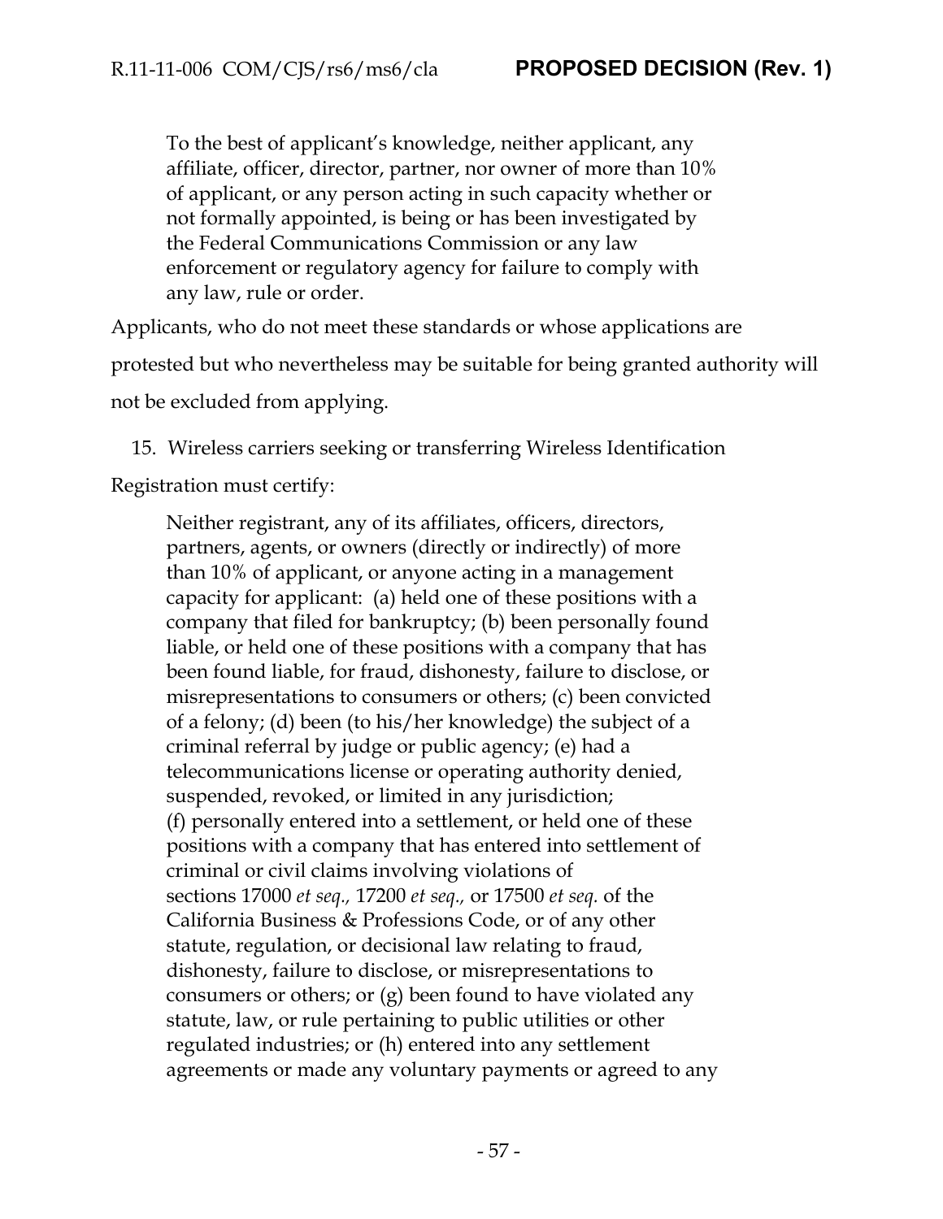> To the best of applicant's knowledge, neither applicant, any affiliate, officer, director, partner, nor owner of more than 10% of applicant, or any person acting in such capacity whether or not formally appointed, is being or has been investigated by the Federal Communications Commission or any law enforcement or regulatory agency for failure to comply with any law, rule or order.

Applicants, who do not meet these standards or whose applications are protested but who nevertheless may be suitable for being granted authority will not be excluded from applying.

15. Wireless carriers seeking or transferring Wireless Identification Registration must certify:

> Neither registrant, any of its affiliates, officers, directors, partners, agents, or owners (directly or indirectly) of more than 10% of applicant, or anyone acting in a management capacity for applicant: (a) held one of these positions with a company that filed for bankruptcy; (b) been personally found liable, or held one of these positions with a company that has been found liable, for fraud, dishonesty, failure to disclose, or misrepresentations to consumers or others; (c) been convicted of a felony; (d) been (to his/her knowledge) the subject of a criminal referral by judge or public agency; (e) had a telecommunications license or operating authority denied, suspended, revoked, or limited in any jurisdiction; (f) personally entered into a settlement, or held one of these positions with a company that has entered into settlement of criminal or civil claims involving violations of sections 17000 *et seq.,* 17200 *et seq.,* or 17500 *et seq.* of the California Business & Professions Code, or of any other statute, regulation, or decisional law relating to fraud, dishonesty, failure to disclose, or misrepresentations to consumers or others; or (g) been found to have violated any statute, law, or rule pertaining to public utilities or other regulated industries; or (h) entered into any settlement agreements or made any voluntary payments or agreed to any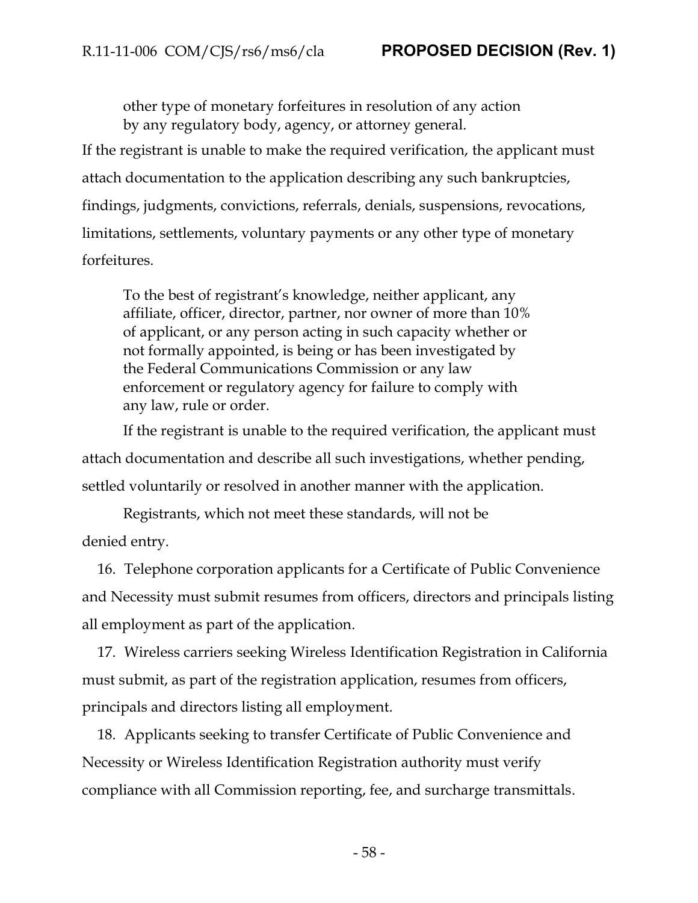> other type of monetary forfeitures in resolution of any action by any regulatory body, agency, or attorney general.

If the registrant is unable to make the required verification, the applicant must attach documentation to the application describing any such bankruptcies, findings, judgments, convictions, referrals, denials, suspensions, revocations, limitations, settlements, voluntary payments or any other type of monetary forfeitures.

> To the best of registrant's knowledge, neither applicant, any affiliate, officer, director, partner, nor owner of more than 10% of applicant, or any person acting in such capacity whether or not formally appointed, is being or has been investigated by the Federal Communications Commission or any law enforcement or regulatory agency for failure to comply with any law, rule or order.

If the registrant is unable to the required verification, the applicant must attach documentation and describe all such investigations, whether pending, settled voluntarily or resolved in another manner with the application.

Registrants, which not meet these standards, will not be denied entry.

16. Telephone corporation applicants for a Certificate of Public Convenience and Necessity must submit resumes from officers, directors and principals listing all employment as part of the application.

17. Wireless carriers seeking Wireless Identification Registration in California must submit, as part of the registration application, resumes from officers, principals and directors listing all employment.

18. Applicants seeking to transfer Certificate of Public Convenience and Necessity or Wireless Identification Registration authority must verify compliance with all Commission reporting, fee, and surcharge transmittals.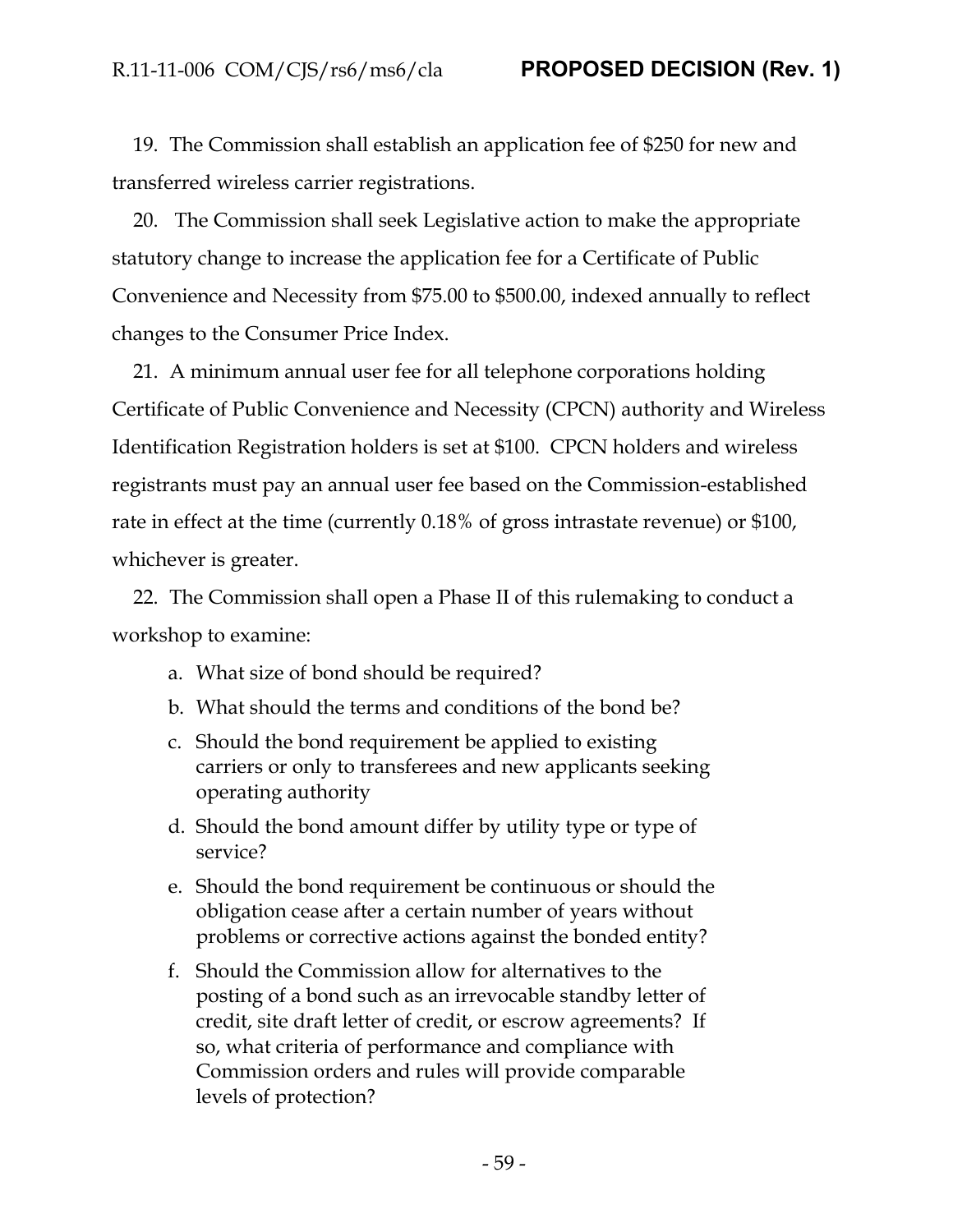19. The Commission shall establish an application fee of $250 for new and transferred wireless carrier registrations.

20. The Commission shall seek Legislative action to make the appropriate statutory change to increase the application fee for a Certificate of Public Convenience and Necessity from $75.00 to $500.00, indexed annually to reflect changes to the Consumer Price Index.

21. A minimum annual user fee for all telephone corporations holding Certificate of Public Convenience and Necessity (CPCN) authority and Wireless Identification Registration holders is set at $100. CPCN holders and wireless registrants must pay an annual user fee based on the Commission-established rate in effect at the time (currently 0.18% of gross intrastate revenue) or $100, whichever is greater.

22. The Commission shall open a Phase II of this rulemaking to conduct a workshop to examine:

   a. What size of bond should be required?

   b. What should the terms and conditions of the bond be?

   c. Should the bond requirement be applied to existing carriers or only to transferees and new applicants seeking operating authority

   d. Should the bond amount differ by utility type or type of service?

   e. Should the bond requirement be continuous or should the obligation cease after a certain number of years without problems or corrective actions against the bonded entity?

   f. Should the Commission allow for alternatives to the posting of a bond such as an irrevocable standby letter of credit, site draft letter of credit, or escrow agreements? If so, what criteria of performance and compliance with Commission orders and rules will provide comparable levels of protection?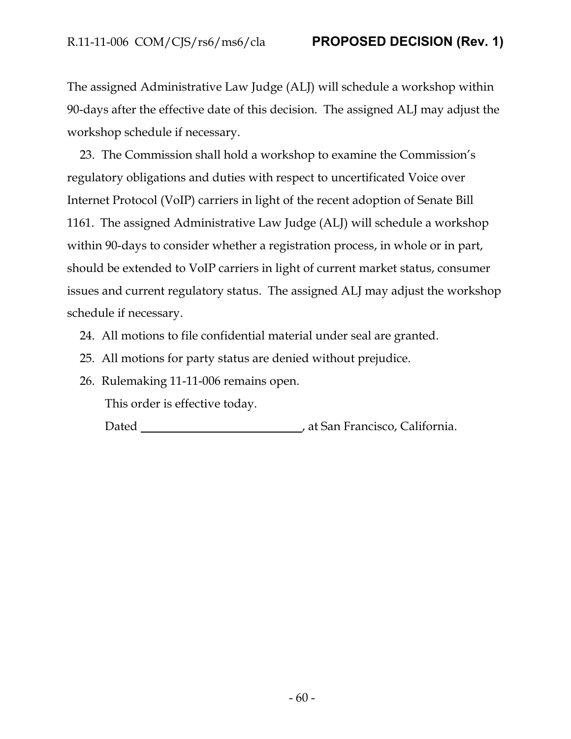The assigned Administrative Law Judge (ALJ) will schedule a workshop within 90-days after the effective date of this decision. The assigned ALJ may adjust the workshop schedule if necessary.

23. The Commission shall hold a workshop to examine the Commission's regulatory obligations and duties with respect to uncertificated Voice over Internet Protocol (VoIP) carriers in light of the recent adoption of Senate Bill 1161. The assigned Administrative Law Judge (ALJ) will schedule a workshop within 90-days to consider whether a registration process, in whole or in part, should be extended to VoIP carriers in light of current market status, consumer issues and current regulatory status. The assigned ALJ may adjust the workshop schedule if necessary.

24. All motions to file confidential material under seal are granted.

25. All motions for party status are denied without prejudice.

26. Rulemaking 11-11-006 remains open.

This order is effective today.

Dated ____________________________, at San Francisco, California.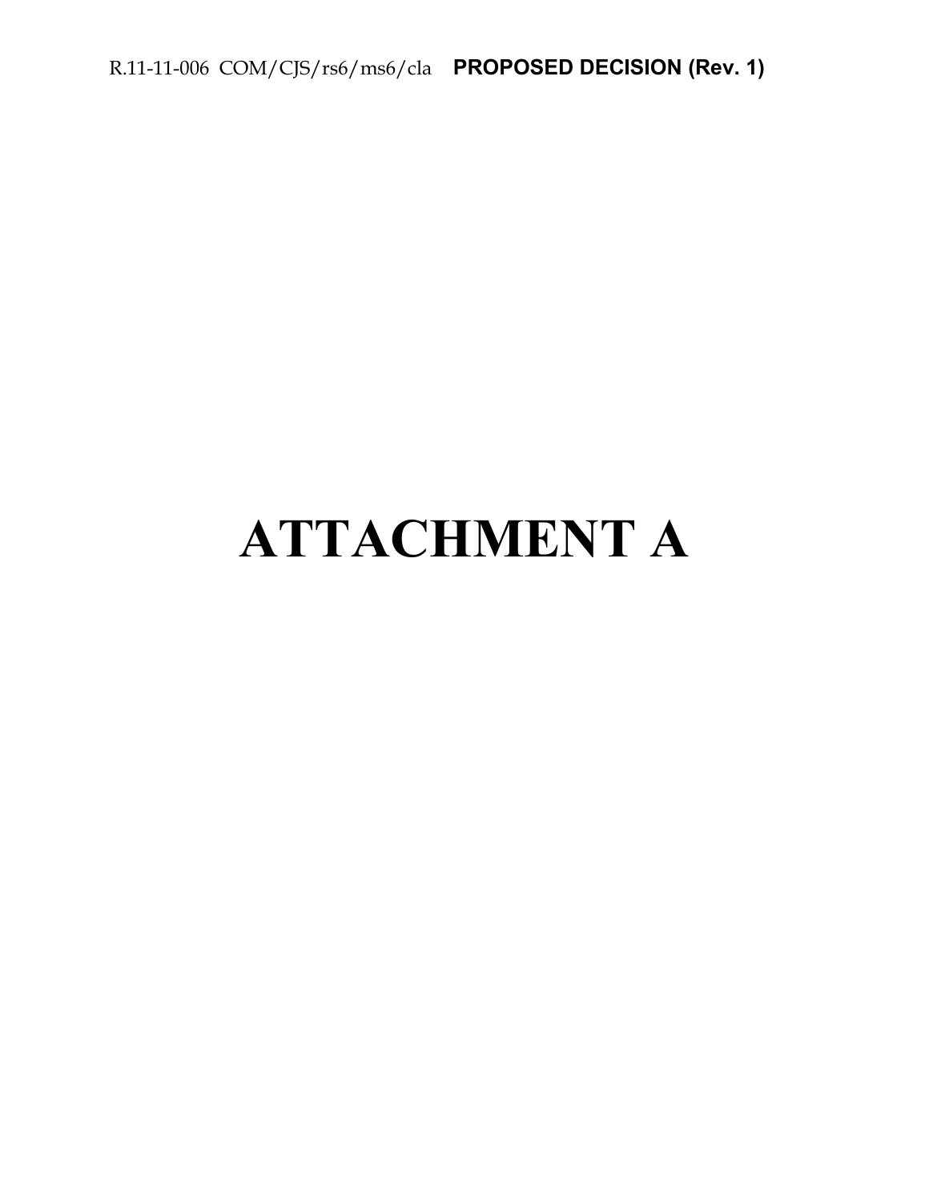# ATTACHMENT A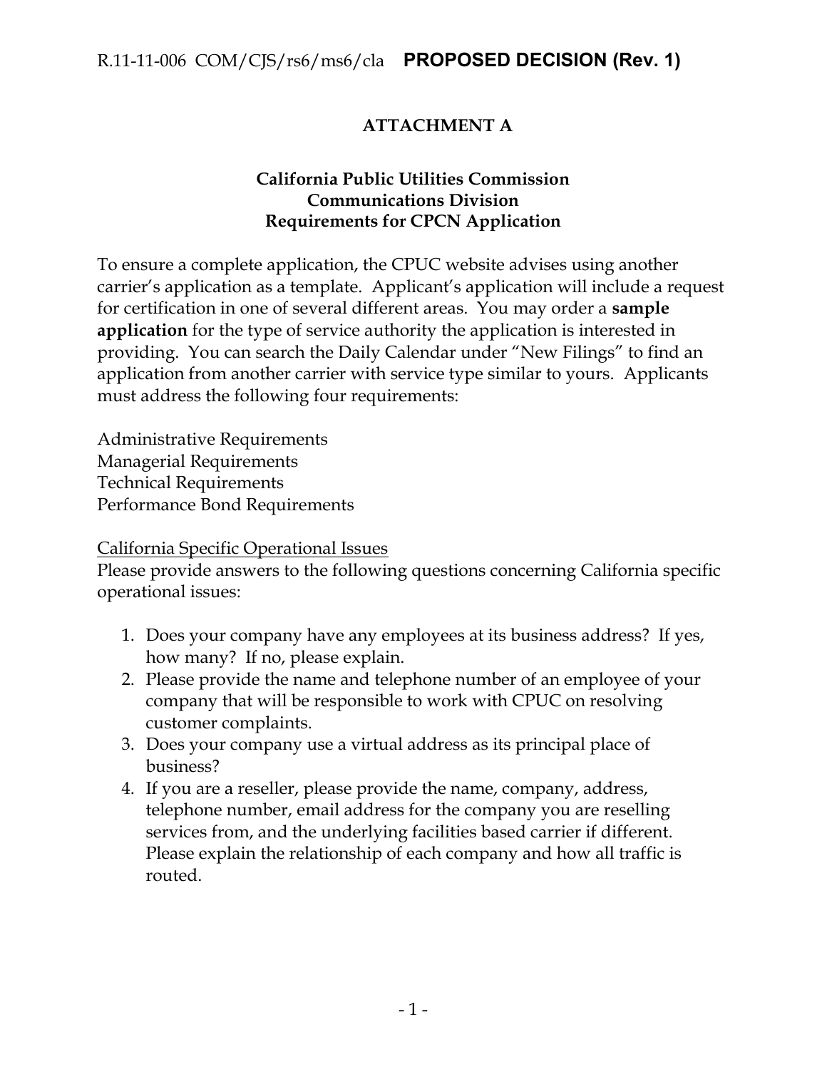# ATTACHMENT A

## California Public Utilities Commission
## Communications Division
## Requirements for CPCN Application

To ensure a complete application, the CPUC website advises using another carrier's application as a template. Applicant's application will include a request for certification in one of several different areas. You may order a **sample application** for the type of service authority the application is interested in providing. You can search the Daily Calendar under "New Filings" to find an application from another carrier with service type similar to yours. Applicants must address the following four requirements:

Administrative Requirements
Managerial Requirements
Technical Requirements
Performance Bond Requirements

<u>California Specific Operational Issues</u>
Please provide answers to the following questions concerning California specific operational issues:

1. Does your company have any employees at its business address? If yes, how many? If no, please explain.
2. Please provide the name and telephone number of an employee of your company that will be responsible to work with CPUC on resolving customer complaints.
3. Does your company use a virtual address as its principal place of business?
4. If you are a reseller, please provide the name, company, address, telephone number, email address for the company you are reselling services from, and the underlying facilities based carrier if different. Please explain the relationship of each company and how all traffic is routed.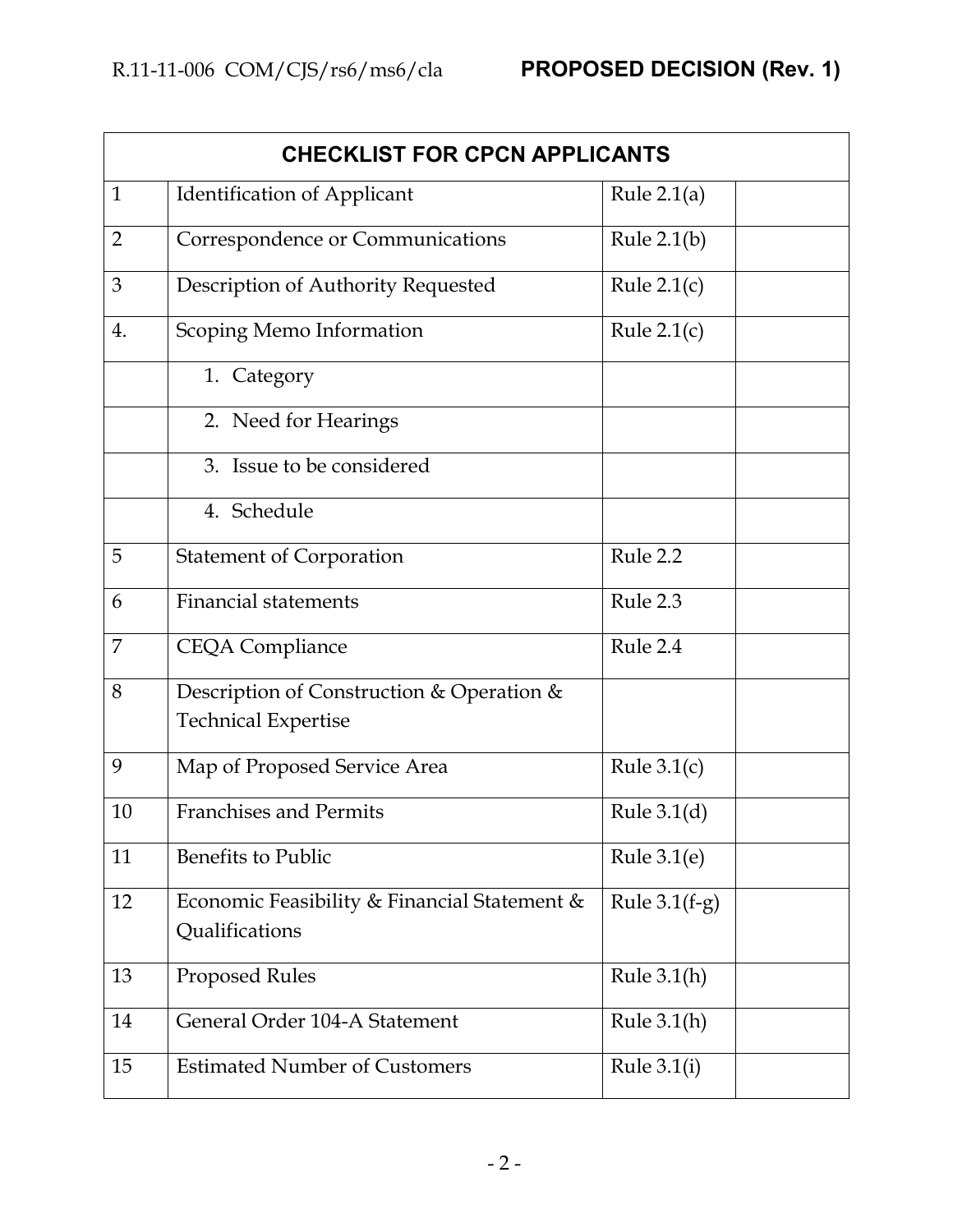| CHECKLIST FOR CPCN APPLICANTS | | | |
|---|---|---|---|
| 1 | Identification of Applicant | Rule 2.1(a) | |
| 2 | Correspondence or Communications | Rule 2.1(b) | |
| 3 | Description of Authority Requested | Rule 2.1(c) | |
| 4. | Scoping Memo Information | Rule 2.1(c) | |
| | 1. Category | | |
| | 2. Need for Hearings | | |
| | 3. Issue to be considered | | |
| | 4. Schedule | | |
| 5 | Statement of Corporation | Rule 2.2 | |
| 6 | Financial statements | Rule 2.3 | |
| 7 | CEQA Compliance | Rule 2.4 | |
| 8 | Description of Construction & Operation & Technical Expertise | | |
| 9 | Map of Proposed Service Area | Rule 3.1(c) | |
| 10 | Franchises and Permits | Rule 3.1(d) | |
| 11 | Benefits to Public | Rule 3.1(e) | |
| 12 | Economic Feasibility & Financial Statement & Qualifications | Rule 3.1(f-g) | |
| 13 | Proposed Rules | Rule 3.1(h) | |
| 14 | General Order 104-A Statement | Rule 3.1(h) | |
| 15 | Estimated Number of Customers | Rule 3.1(i) | |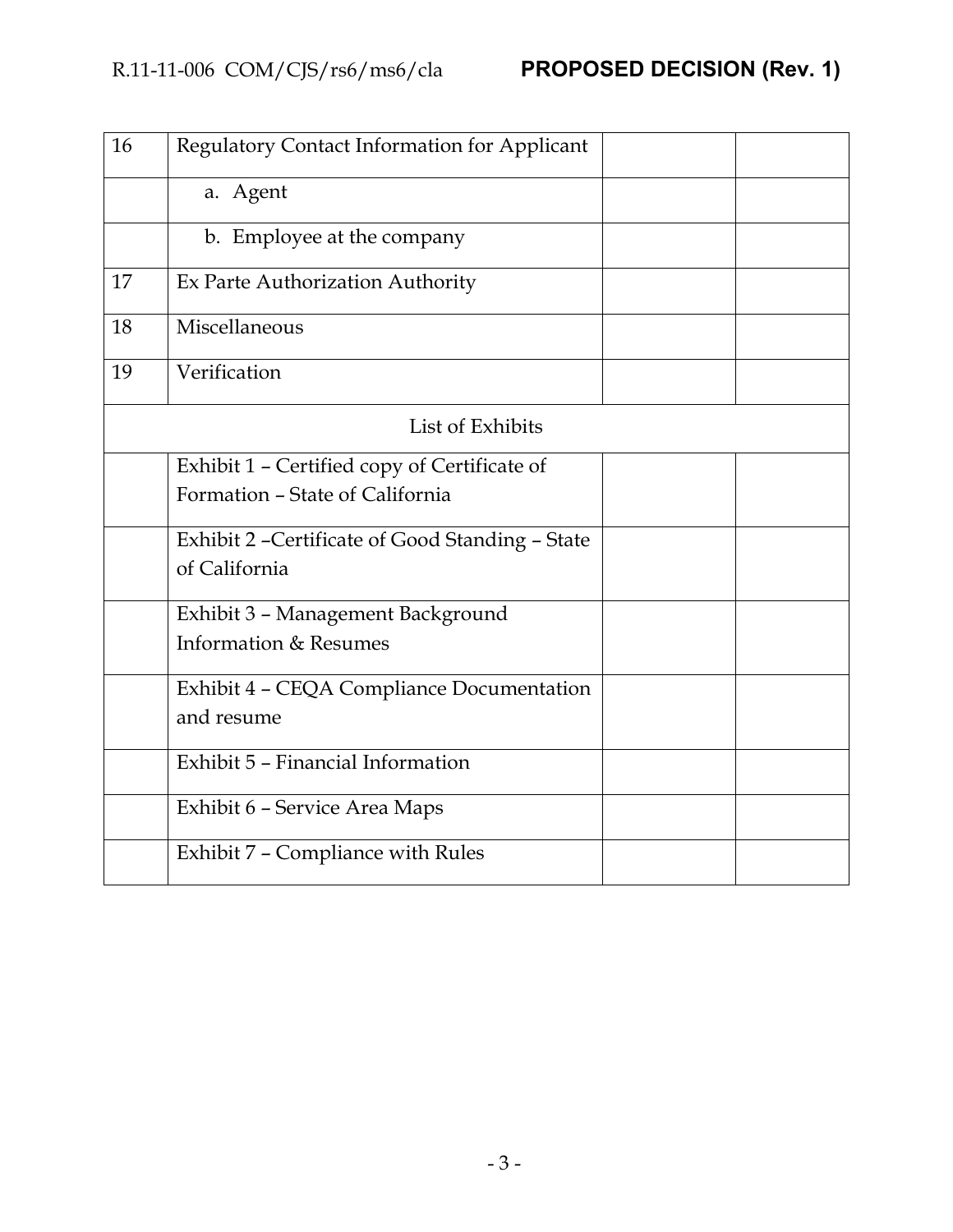| | | | |
|---|---|---|---|
| 16 | Regulatory Contact Information for Applicant | | |
| | a. Agent | | |
| | b. Employee at the company | | |
| 17 | Ex Parte Authorization Authority | | |
| 18 | Miscellaneous | | |
| 19 | Verification | | |
| | List of Exhibits | | |
| | Exhibit 1 – Certified copy of Certificate of Formation – State of California | | |
| | Exhibit 2 –Certificate of Good Standing – State of California | | |
| | Exhibit 3 – Management Background Information & Resumes | | |
| | Exhibit 4 – CEQA Compliance Documentation and resume | | |
| | Exhibit 5 – Financial Information | | |
| | Exhibit 6 – Service Area Maps | | |
| | Exhibit 7 – Compliance with Rules | | |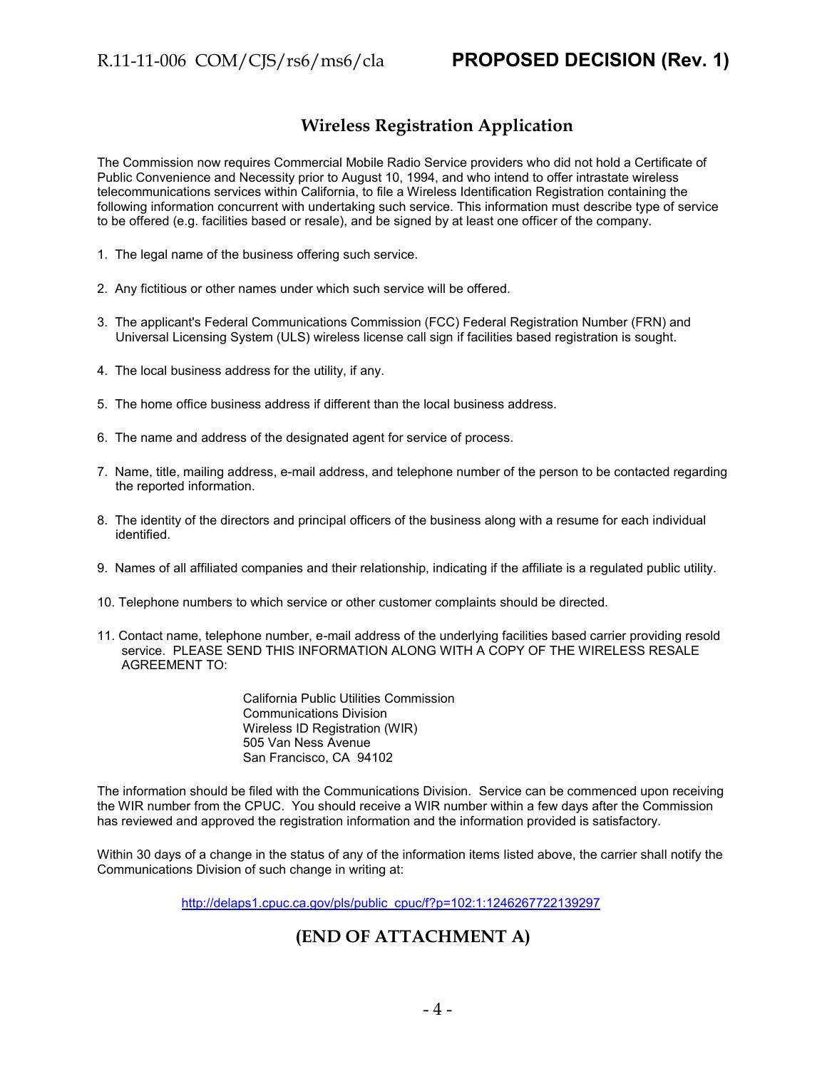## Wireless Registration Application

The Commission now requires Commercial Mobile Radio Service providers who did not hold a Certificate of Public Convenience and Necessity prior to August 10, 1994, and who intend to offer intrastate wireless telecommunications services within California, to file a Wireless Identification Registration containing the following information concurrent with undertaking such service. This information must describe type of service to be offered (e.g. facilities based or resale), and be signed by at least one officer of the company.

1. The legal name of the business offering such service.

2. Any fictitious or other names under which such service will be offered.

3. The applicant's Federal Communications Commission (FCC) Federal Registration Number (FRN) and Universal Licensing System (ULS) wireless license call sign if facilities based registration is sought.

4. The local business address for the utility, if any.

5. The home office business address if different than the local business address.

6. The name and address of the designated agent for service of process.

7. Name, title, mailing address, e-mail address, and telephone number of the person to be contacted regarding the reported information.

8. The identity of the directors and principal officers of the business along with a resume for each individual identified.

9. Names of all affiliated companies and their relationship, indicating if the affiliate is a regulated public utility.

10. Telephone numbers to which service or other customer complaints should be directed.

11. Contact name, telephone number, e-mail address of the underlying facilities based carrier providing resold service. PLEASE SEND THIS INFORMATION ALONG WITH A COPY OF THE WIRELESS RESALE AGREEMENT TO:

California Public Utilities Commission
Communications Division
Wireless ID Registration (WIR)
505 Van Ness Avenue
San Francisco, CA 94102

The information should be filed with the Communications Division. Service can be commenced upon receiving the WIR number from the CPUC. You should receive a WIR number within a few days after the Commission has reviewed and approved the registration information and the information provided is satisfactory.

Within 30 days of a change in the status of any of the information items listed above, the carrier shall notify the Communications Division of such change in writing at:

http://delaps1.cpuc.ca.gov/pls/public_cpuc/f?p=102:1:1246267722139297

## (END OF ATTACHMENT A)